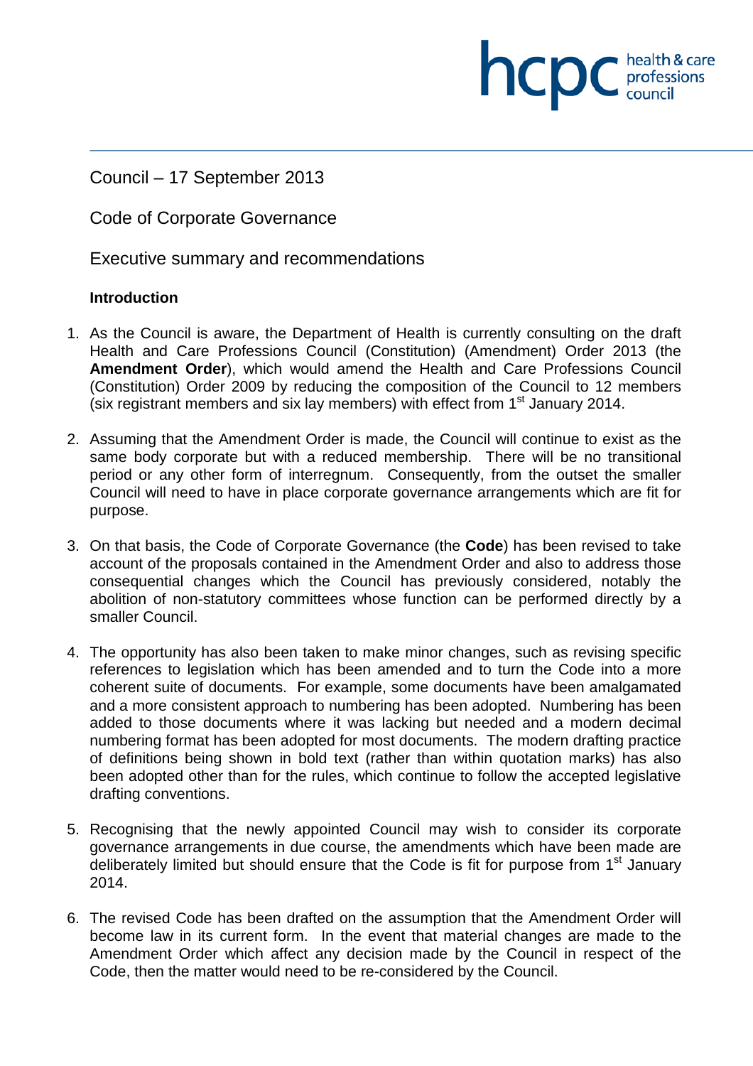Council – 17 September 2013

Code of Corporate Governance

Executive summary and recommendations

**Introduction**

1. As the Council is aware, the Department of Health is currently consulting on the draft Health and Care Professions Council (Constitution) (Amendment) Order 2013 (the **Amendment Order**), which would amend the Health and Care Professions Council (Constitution) Order 2009 by reducing the composition of the Council to 12 members (six registrant members and six lay members) with effect from 1st January 2014.

2. Assuming that the Amendment Order is made, the Council will continue to exist as the same body corporate but with a reduced membership. There will be no transitional period or any other form of interregnum. Consequently, from the outset the smaller Council will need to have in place corporate governance arrangements which are fit for purpose.

3. On that basis, the Code of Corporate Governance (the **Code**) has been revised to take account of the proposals contained in the Amendment Order and also to address those consequential changes which the Council has previously considered, notably the abolition of non-statutory committees whose function can be performed directly by a smaller Council.

4. The opportunity has also been taken to make minor changes, such as revising specific references to legislation which has been amended and to turn the Code into a more coherent suite of documents. For example, some documents have been amalgamated and a more consistent approach to numbering has been adopted. Numbering has been added to those documents where it was lacking but needed and a modern decimal numbering format has been adopted for most documents. The modern drafting practice of definitions being shown in bold text (rather than within quotation marks) has also been adopted other than for the rules, which continue to follow the accepted legislative drafting conventions.

5. Recognising that the newly appointed Council may wish to consider its corporate governance arrangements in due course, the amendments which have been made are deliberately limited but should ensure that the Code is fit for purpose from 1st January 2014.

6. The revised Code has been drafted on the assumption that the Amendment Order will become law in its current form. In the event that material changes are made to the Amendment Order which affect any decision made by the Council in respect of the Code, then the matter would need to be re-considered by the Council.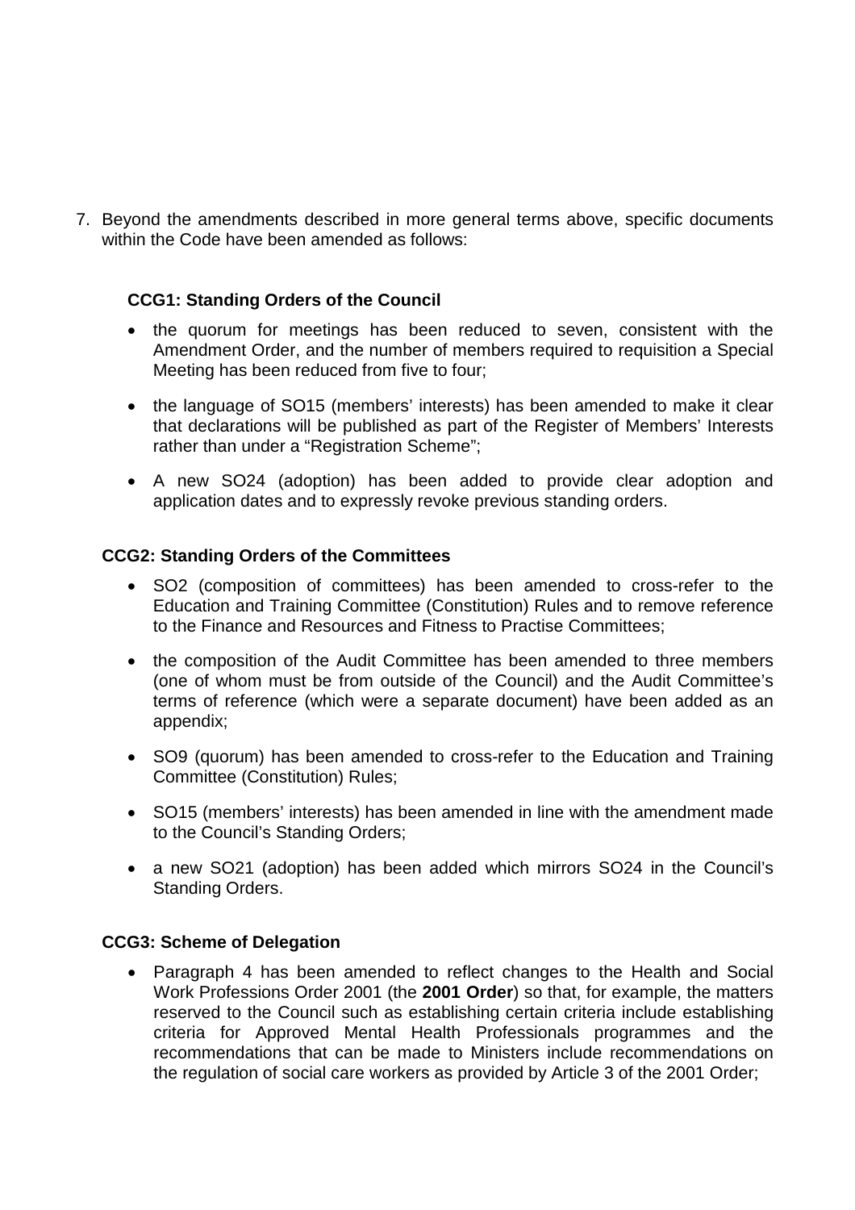7. Beyond the amendments described in more general terms above, specific documents within the Code have been amended as follows:

**CCG1: Standing Orders of the Council**

- the quorum for meetings has been reduced to seven, consistent with the Amendment Order, and the number of members required to requisition a Special Meeting has been reduced from five to four;
- the language of SO15 (members' interests) has been amended to make it clear that declarations will be published as part of the Register of Members' Interests rather than under a "Registration Scheme";
- A new SO24 (adoption) has been added to provide clear adoption and application dates and to expressly revoke previous standing orders.

**CCG2: Standing Orders of the Committees**

- SO2 (composition of committees) has been amended to cross-refer to the Education and Training Committee (Constitution) Rules and to remove reference to the Finance and Resources and Fitness to Practise Committees;
- the composition of the Audit Committee has been amended to three members (one of whom must be from outside of the Council) and the Audit Committee's terms of reference (which were a separate document) have been added as an appendix;
- SO9 (quorum) has been amended to cross-refer to the Education and Training Committee (Constitution) Rules;
- SO15 (members' interests) has been amended in line with the amendment made to the Council's Standing Orders;
- a new SO21 (adoption) has been added which mirrors SO24 in the Council's Standing Orders.

**CCG3: Scheme of Delegation**

- Paragraph 4 has been amended to reflect changes to the Health and Social Work Professions Order 2001 (the **2001 Order**) so that, for example, the matters reserved to the Council such as establishing certain criteria include establishing criteria for Approved Mental Health Professionals programmes and the recommendations that can be made to Ministers include recommendations on the regulation of social care workers as provided by Article 3 of the 2001 Order;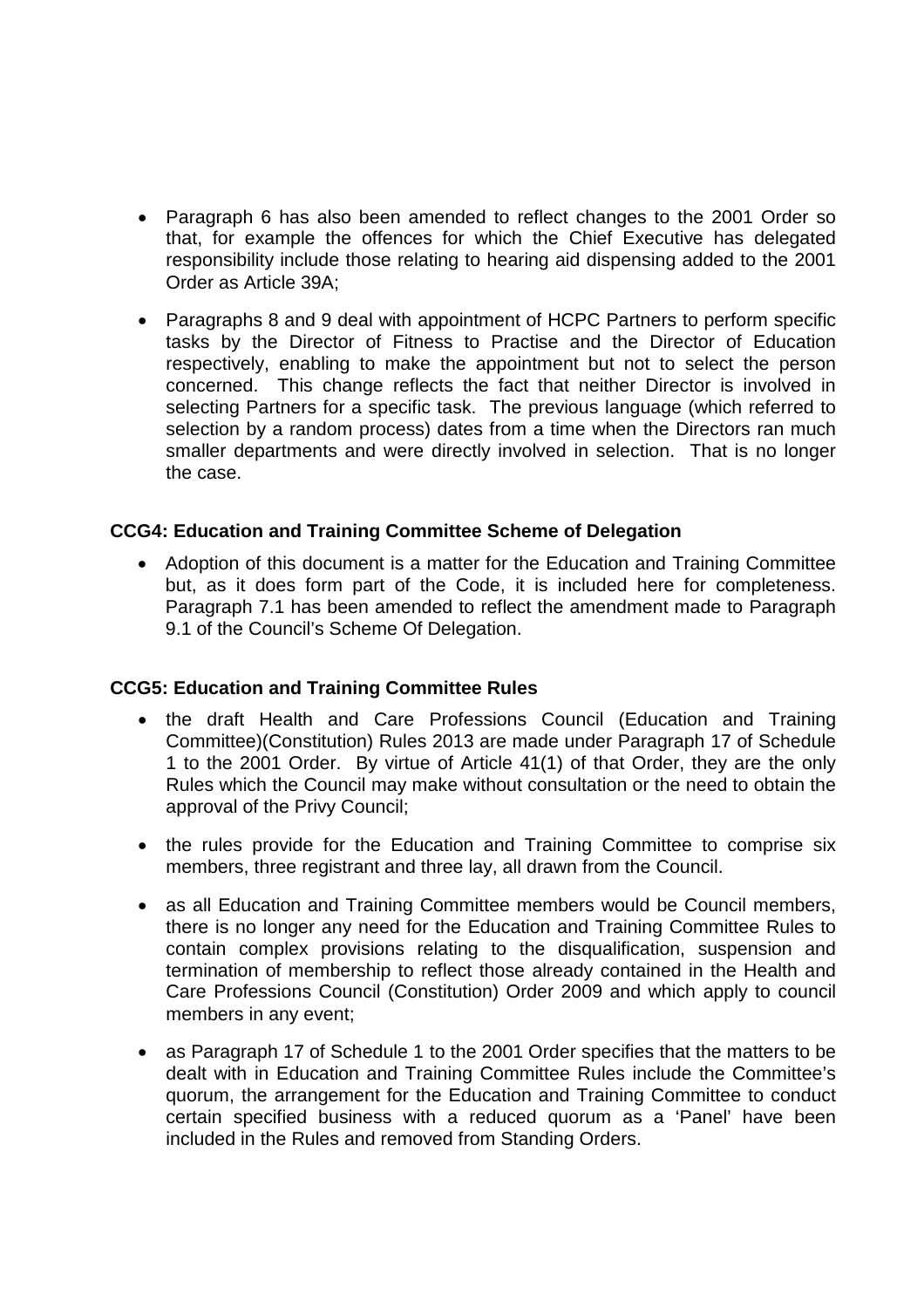- Paragraph 6 has also been amended to reflect changes to the 2001 Order so that, for example the offences for which the Chief Executive has delegated responsibility include those relating to hearing aid dispensing added to the 2001 Order as Article 39A;

- Paragraphs 8 and 9 deal with appointment of HCPC Partners to perform specific tasks by the Director of Fitness to Practise and the Director of Education respectively, enabling to make the appointment but not to select the person concerned. This change reflects the fact that neither Director is involved in selecting Partners for a specific task. The previous language (which referred to selection by a random process) dates from a time when the Directors ran much smaller departments and were directly involved in selection. That is no longer the case.

**CCG4: Education and Training Committee Scheme of Delegation**

- Adoption of this document is a matter for the Education and Training Committee but, as it does form part of the Code, it is included here for completeness. Paragraph 7.1 has been amended to reflect the amendment made to Paragraph 9.1 of the Council's Scheme Of Delegation.

**CCG5: Education and Training Committee Rules**

- the draft Health and Care Professions Council (Education and Training Committee)(Constitution) Rules 2013 are made under Paragraph 17 of Schedule 1 to the 2001 Order. By virtue of Article 41(1) of that Order, they are the only Rules which the Council may make without consultation or the need to obtain the approval of the Privy Council;

- the rules provide for the Education and Training Committee to comprise six members, three registrant and three lay, all drawn from the Council.

- as all Education and Training Committee members would be Council members, there is no longer any need for the Education and Training Committee Rules to contain complex provisions relating to the disqualification, suspension and termination of membership to reflect those already contained in the Health and Care Professions Council (Constitution) Order 2009 and which apply to council members in any event;

- as Paragraph 17 of Schedule 1 to the 2001 Order specifies that the matters to be dealt with in Education and Training Committee Rules include the Committee's quorum, the arrangement for the Education and Training Committee to conduct certain specified business with a reduced quorum as a 'Panel' have been included in the Rules and removed from Standing Orders.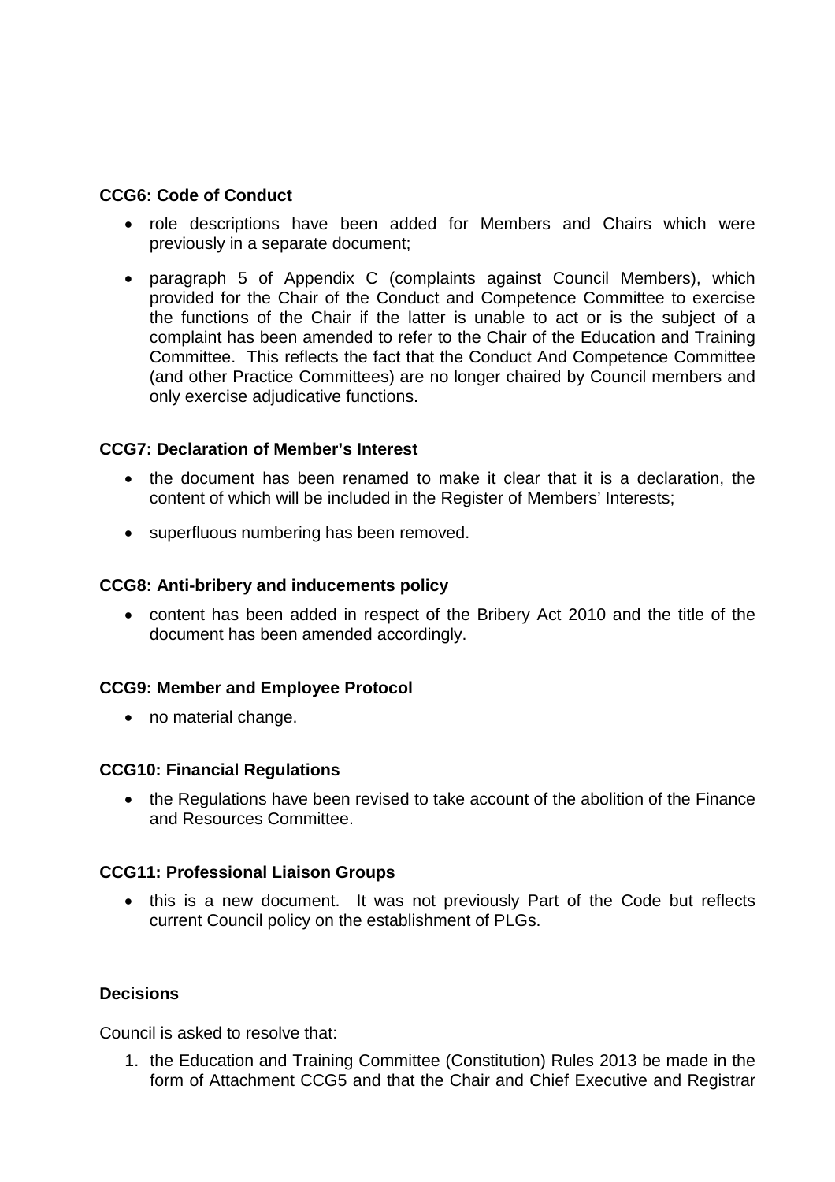**CCG6: Code of Conduct**

- role descriptions have been added for Members and Chairs which were previously in a separate document;
- paragraph 5 of Appendix C (complaints against Council Members), which provided for the Chair of the Conduct and Competence Committee to exercise the functions of the Chair if the latter is unable to act or is the subject of a complaint has been amended to refer to the Chair of the Education and Training Committee. This reflects the fact that the Conduct And Competence Committee (and other Practice Committees) are no longer chaired by Council members and only exercise adjudicative functions.

**CCG7: Declaration of Member's Interest**

- the document has been renamed to make it clear that it is a declaration, the content of which will be included in the Register of Members' Interests;
- superfluous numbering has been removed.

**CCG8: Anti-bribery and inducements policy**

- content has been added in respect of the Bribery Act 2010 and the title of the document has been amended accordingly.

**CCG9: Member and Employee Protocol**

- no material change.

**CCG10: Financial Regulations**

- the Regulations have been revised to take account of the abolition of the Finance and Resources Committee.

**CCG11: Professional Liaison Groups**

- this is a new document. It was not previously Part of the Code but reflects current Council policy on the establishment of PLGs.

**Decisions**

Council is asked to resolve that:

1. the Education and Training Committee (Constitution) Rules 2013 be made in the form of Attachment CCG5 and that the Chair and Chief Executive and Registrar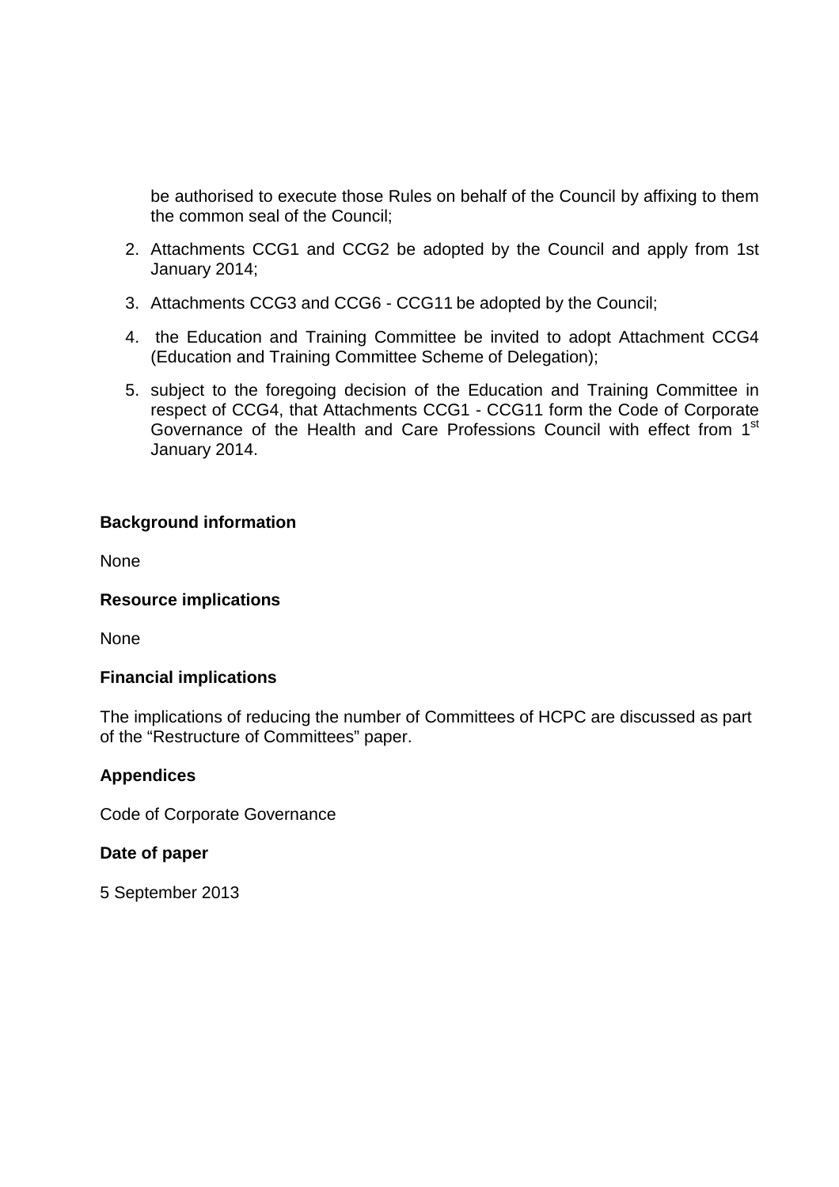be authorised to execute those Rules on behalf of the Council by affixing to them the common seal of the Council;

2. Attachments CCG1 and CCG2 be adopted by the Council and apply from 1st January 2014;
3. Attachments CCG3 and CCG6 - CCG11 be adopted by the Council;
4. the Education and Training Committee be invited to adopt Attachment CCG4 (Education and Training Committee Scheme of Delegation);
5. subject to the foregoing decision of the Education and Training Committee in respect of CCG4, that Attachments CCG1 - CCG11 form the Code of Corporate Governance of the Health and Care Professions Council with effect from 1st January 2014.

**Background information**

None

**Resource implications**

None

**Financial implications**

The implications of reducing the number of Committees of HCPC are discussed as part of the “Restructure of Committees” paper.

**Appendices**

Code of Corporate Governance

**Date of paper**

5 September 2013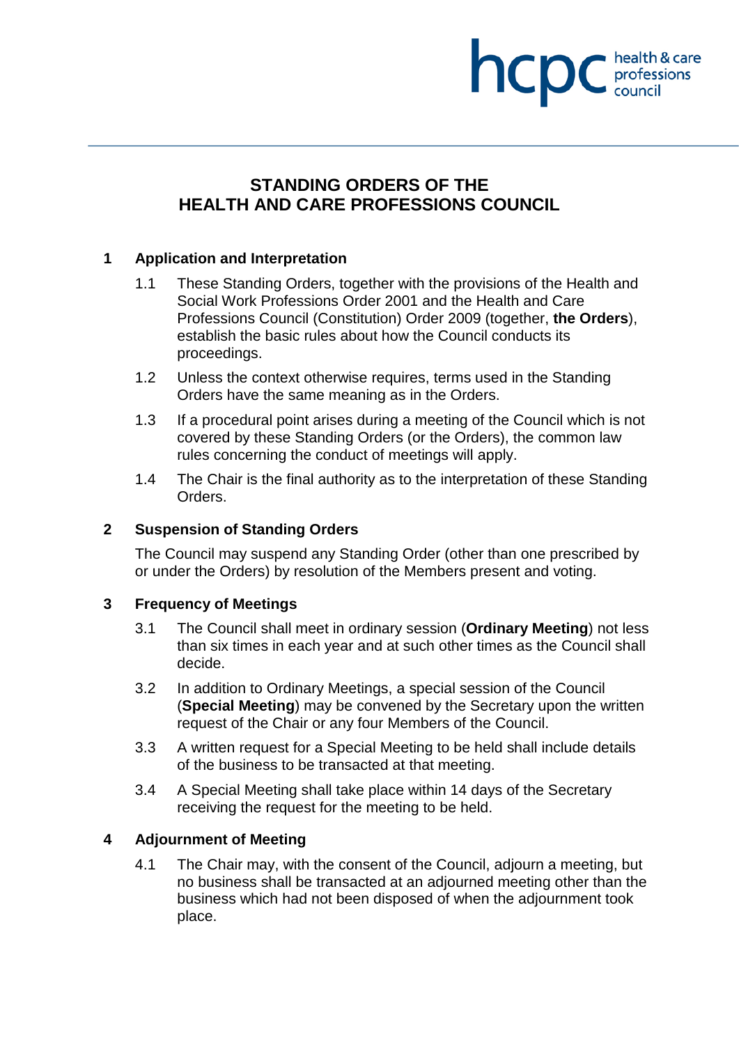# STANDING ORDERS OF THE HEALTH AND CARE PROFESSIONS COUNCIL

## 1 Application and Interpretation

1.1 These Standing Orders, together with the provisions of the Health and Social Work Professions Order 2001 and the Health and Care Professions Council (Constitution) Order 2009 (together, **the Orders**), establish the basic rules about how the Council conducts its proceedings.

1.2 Unless the context otherwise requires, terms used in the Standing Orders have the same meaning as in the Orders.

1.3 If a procedural point arises during a meeting of the Council which is not covered by these Standing Orders (or the Orders), the common law rules concerning the conduct of meetings will apply.

1.4 The Chair is the final authority as to the interpretation of these Standing Orders.

## 2 Suspension of Standing Orders

The Council may suspend any Standing Order (other than one prescribed by or under the Orders) by resolution of the Members present and voting.

## 3 Frequency of Meetings

3.1 The Council shall meet in ordinary session (**Ordinary Meeting**) not less than six times in each year and at such other times as the Council shall decide.

3.2 In addition to Ordinary Meetings, a special session of the Council (**Special Meeting**) may be convened by the Secretary upon the written request of the Chair or any four Members of the Council.

3.3 A written request for a Special Meeting to be held shall include details of the business to be transacted at that meeting.

3.4 A Special Meeting shall take place within 14 days of the Secretary receiving the request for the meeting to be held.

## 4 Adjournment of Meeting

4.1 The Chair may, with the consent of the Council, adjourn a meeting, but no business shall be transacted at an adjourned meeting other than the business which had not been disposed of when the adjournment took place.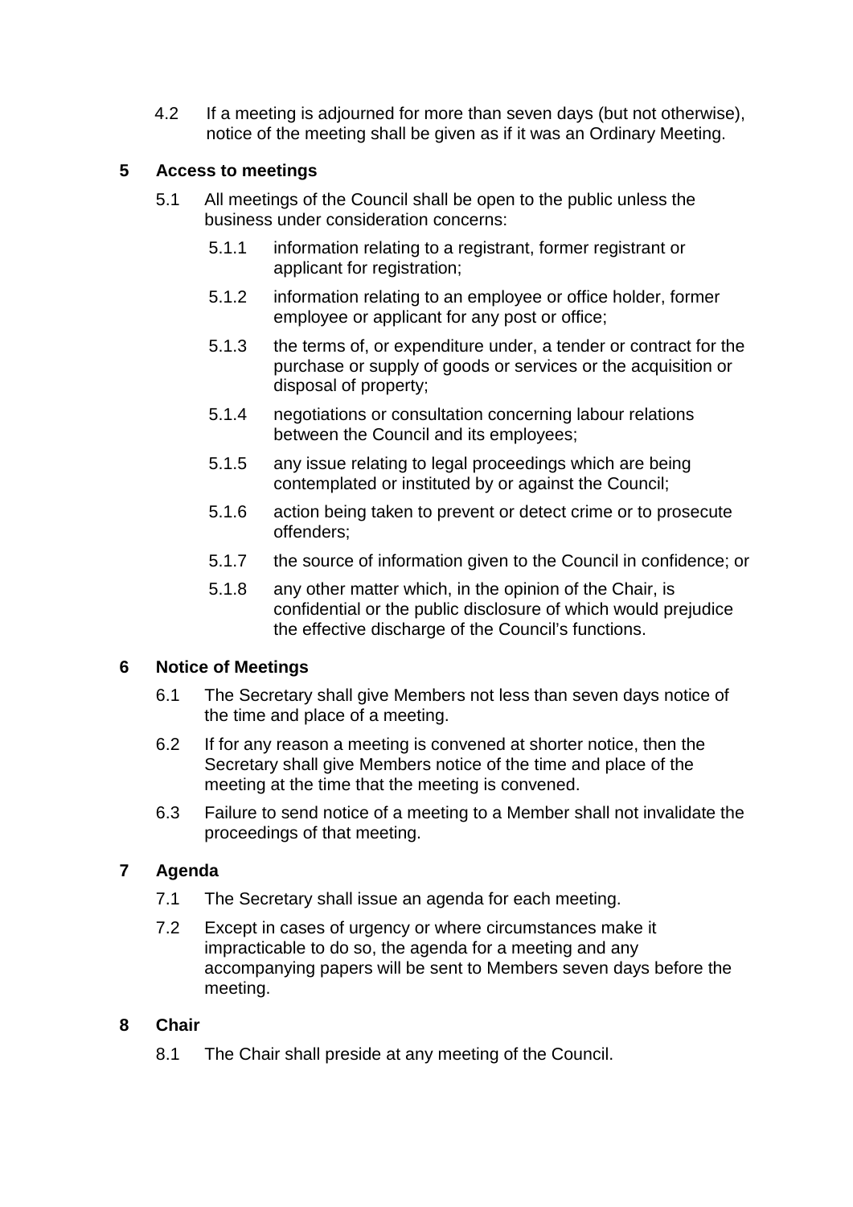4.2 If a meeting is adjourned for more than seven days (but not otherwise), notice of the meeting shall be given as if it was an Ordinary Meeting.

## 5 Access to meetings

5.1 All meetings of the Council shall be open to the public unless the business under consideration concerns:

5.1.1 information relating to a registrant, former registrant or applicant for registration;

5.1.2 information relating to an employee or office holder, former employee or applicant for any post or office;

5.1.3 the terms of, or expenditure under, a tender or contract for the purchase or supply of goods or services or the acquisition or disposal of property;

5.1.4 negotiations or consultation concerning labour relations between the Council and its employees;

5.1.5 any issue relating to legal proceedings which are being contemplated or instituted by or against the Council;

5.1.6 action being taken to prevent or detect crime or to prosecute offenders;

5.1.7 the source of information given to the Council in confidence; or

5.1.8 any other matter which, in the opinion of the Chair, is confidential or the public disclosure of which would prejudice the effective discharge of the Council's functions.

## 6 Notice of Meetings

6.1 The Secretary shall give Members not less than seven days notice of the time and place of a meeting.

6.2 If for any reason a meeting is convened at shorter notice, then the Secretary shall give Members notice of the time and place of the meeting at the time that the meeting is convened.

6.3 Failure to send notice of a meeting to a Member shall not invalidate the proceedings of that meeting.

## 7 Agenda

7.1 The Secretary shall issue an agenda for each meeting.

7.2 Except in cases of urgency or where circumstances make it impracticable to do so, the agenda for a meeting and any accompanying papers will be sent to Members seven days before the meeting.

## 8 Chair

8.1 The Chair shall preside at any meeting of the Council.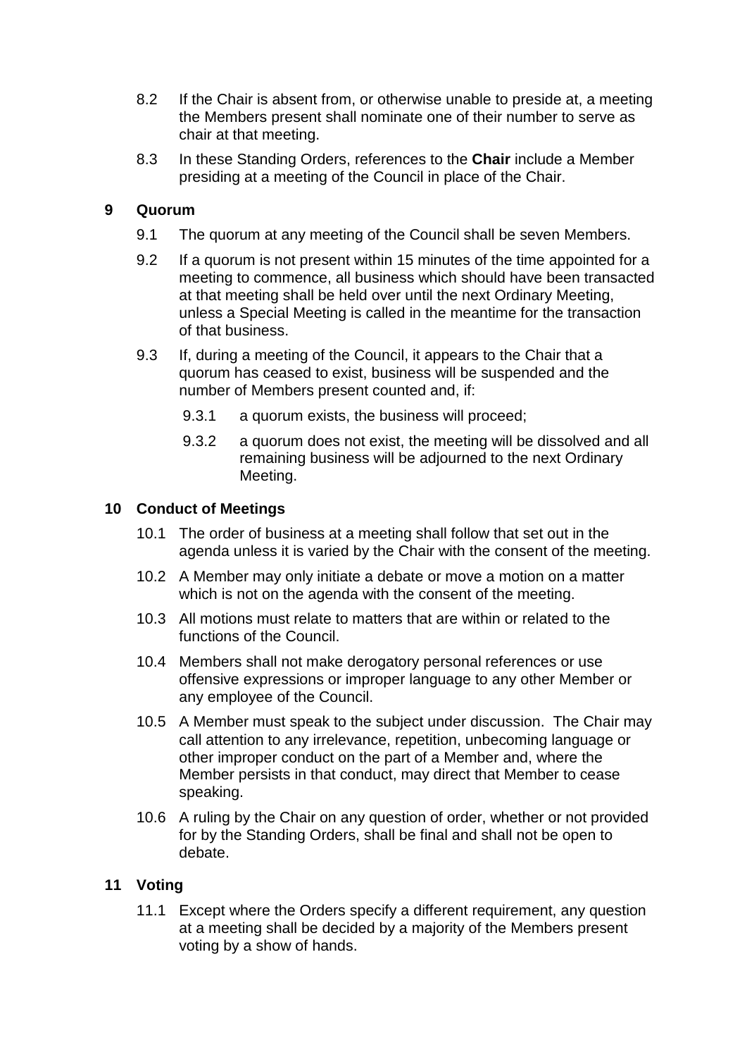8.2 If the Chair is absent from, or otherwise unable to preside at, a meeting the Members present shall nominate one of their number to serve as chair at that meeting.

8.3 In these Standing Orders, references to the **Chair** include a Member presiding at a meeting of the Council in place of the Chair.

## 9 Quorum

9.1 The quorum at any meeting of the Council shall be seven Members.

9.2 If a quorum is not present within 15 minutes of the time appointed for a meeting to commence, all business which should have been transacted at that meeting shall be held over until the next Ordinary Meeting, unless a Special Meeting is called in the meantime for the transaction of that business.

9.3 If, during a meeting of the Council, it appears to the Chair that a quorum has ceased to exist, business will be suspended and the number of Members present counted and, if:

9.3.1 a quorum exists, the business will proceed;

9.3.2 a quorum does not exist, the meeting will be dissolved and all remaining business will be adjourned to the next Ordinary Meeting.

## 10 Conduct of Meetings

10.1 The order of business at a meeting shall follow that set out in the agenda unless it is varied by the Chair with the consent of the meeting.

10.2 A Member may only initiate a debate or move a motion on a matter which is not on the agenda with the consent of the meeting.

10.3 All motions must relate to matters that are within or related to the functions of the Council.

10.4 Members shall not make derogatory personal references or use offensive expressions or improper language to any other Member or any employee of the Council.

10.5 A Member must speak to the subject under discussion. The Chair may call attention to any irrelevance, repetition, unbecoming language or other improper conduct on the part of a Member and, where the Member persists in that conduct, may direct that Member to cease speaking.

10.6 A ruling by the Chair on any question of order, whether or not provided for by the Standing Orders, shall be final and shall not be open to debate.

## 11 Voting

11.1 Except where the Orders specify a different requirement, any question at a meeting shall be decided by a majority of the Members present voting by a show of hands.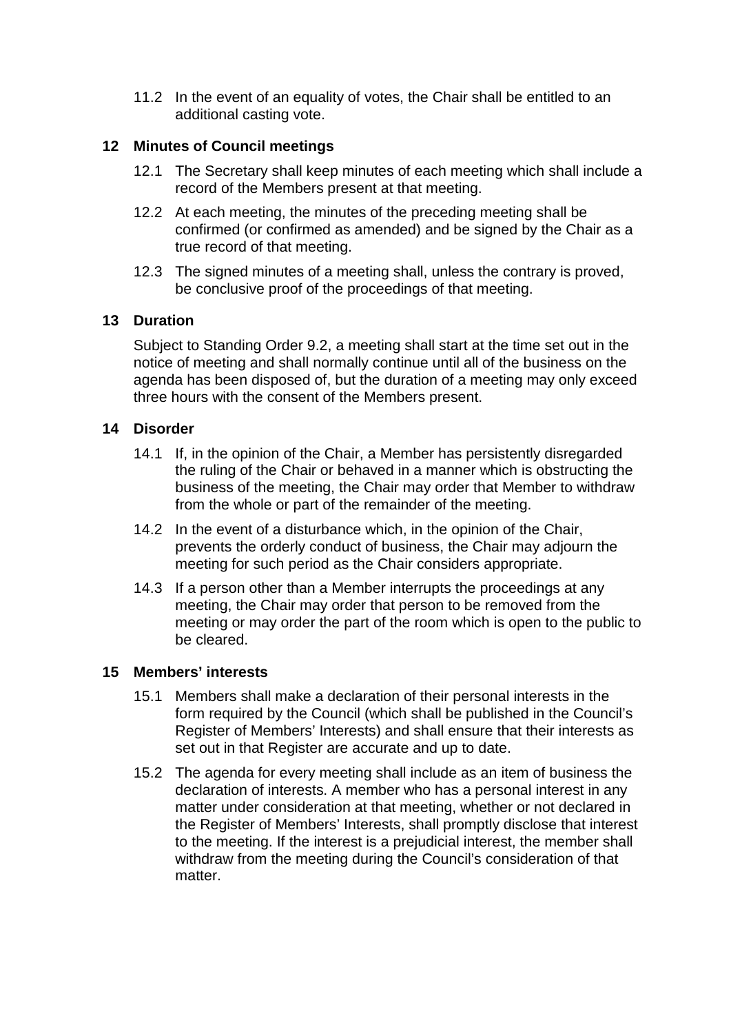11.2 In the event of an equality of votes, the Chair shall be entitled to an additional casting vote.

## 12 Minutes of Council meetings

12.1 The Secretary shall keep minutes of each meeting which shall include a record of the Members present at that meeting.

12.2 At each meeting, the minutes of the preceding meeting shall be confirmed (or confirmed as amended) and be signed by the Chair as a true record of that meeting.

12.3 The signed minutes of a meeting shall, unless the contrary is proved, be conclusive proof of the proceedings of that meeting.

## 13 Duration

Subject to Standing Order 9.2, a meeting shall start at the time set out in the notice of meeting and shall normally continue until all of the business on the agenda has been disposed of, but the duration of a meeting may only exceed three hours with the consent of the Members present.

## 14 Disorder

14.1 If, in the opinion of the Chair, a Member has persistently disregarded the ruling of the Chair or behaved in a manner which is obstructing the business of the meeting, the Chair may order that Member to withdraw from the whole or part of the remainder of the meeting.

14.2 In the event of a disturbance which, in the opinion of the Chair, prevents the orderly conduct of business, the Chair may adjourn the meeting for such period as the Chair considers appropriate.

14.3 If a person other than a Member interrupts the proceedings at any meeting, the Chair may order that person to be removed from the meeting or may order the part of the room which is open to the public to be cleared.

## 15 Members' interests

15.1 Members shall make a declaration of their personal interests in the form required by the Council (which shall be published in the Council's Register of Members' Interests) and shall ensure that their interests as set out in that Register are accurate and up to date.

15.2 The agenda for every meeting shall include as an item of business the declaration of interests. A member who has a personal interest in any matter under consideration at that meeting, whether or not declared in the Register of Members' Interests, shall promptly disclose that interest to the meeting. If the interest is a prejudicial interest, the member shall withdraw from the meeting during the Council's consideration of that matter.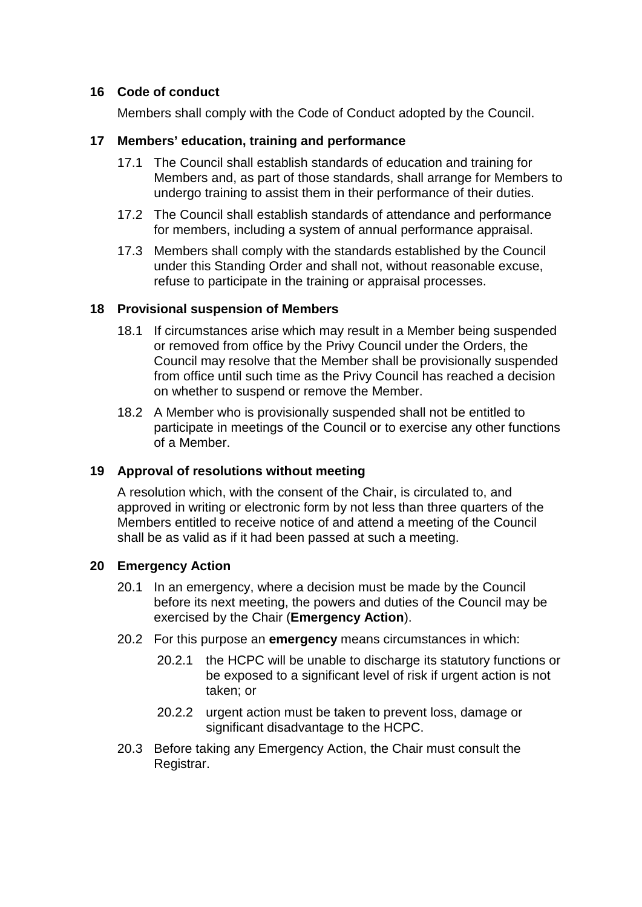## 16 Code of conduct

Members shall comply with the Code of Conduct adopted by the Council.

## 17 Members' education, training and performance

17.1 The Council shall establish standards of education and training for Members and, as part of those standards, shall arrange for Members to undergo training to assist them in their performance of their duties.

17.2 The Council shall establish standards of attendance and performance for members, including a system of annual performance appraisal.

17.3 Members shall comply with the standards established by the Council under this Standing Order and shall not, without reasonable excuse, refuse to participate in the training or appraisal processes.

## 18 Provisional suspension of Members

18.1 If circumstances arise which may result in a Member being suspended or removed from office by the Privy Council under the Orders, the Council may resolve that the Member shall be provisionally suspended from office until such time as the Privy Council has reached a decision on whether to suspend or remove the Member.

18.2 A Member who is provisionally suspended shall not be entitled to participate in meetings of the Council or to exercise any other functions of a Member.

## 19 Approval of resolutions without meeting

A resolution which, with the consent of the Chair, is circulated to, and approved in writing or electronic form by not less than three quarters of the Members entitled to receive notice of and attend a meeting of the Council shall be as valid as if it had been passed at such a meeting.

## 20 Emergency Action

20.1 In an emergency, where a decision must be made by the Council before its next meeting, the powers and duties of the Council may be exercised by the Chair (**Emergency Action**).

20.2 For this purpose an **emergency** means circumstances in which:

20.2.1 the HCPC will be unable to discharge its statutory functions or be exposed to a significant level of risk if urgent action is not taken; or

20.2.2 urgent action must be taken to prevent loss, damage or significant disadvantage to the HCPC.

20.3 Before taking any Emergency Action, the Chair must consult the Registrar.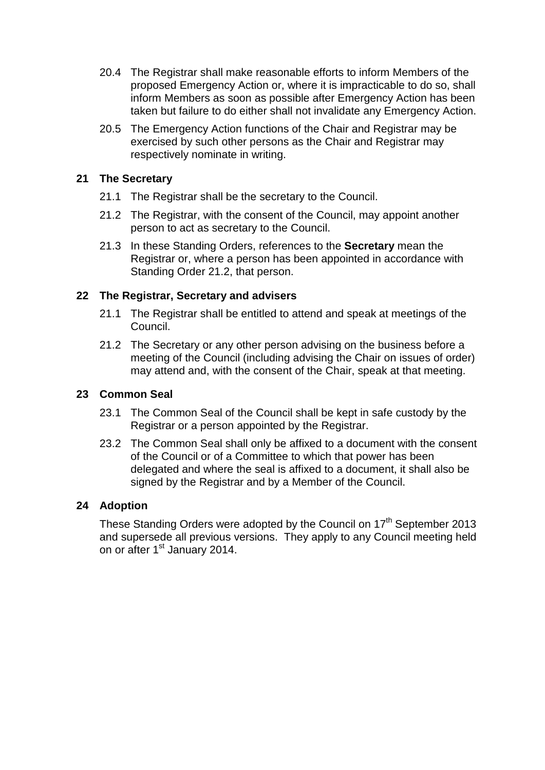20.4 The Registrar shall make reasonable efforts to inform Members of the proposed Emergency Action or, where it is impracticable to do so, shall inform Members as soon as possible after Emergency Action has been taken but failure to do either shall not invalidate any Emergency Action.

20.5 The Emergency Action functions of the Chair and Registrar may be exercised by such other persons as the Chair and Registrar may respectively nominate in writing.

## 21 The Secretary

21.1 The Registrar shall be the secretary to the Council.

21.2 The Registrar, with the consent of the Council, may appoint another person to act as secretary to the Council.

21.3 In these Standing Orders, references to the **Secretary** mean the Registrar or, where a person has been appointed in accordance with Standing Order 21.2, that person.

## 22 The Registrar, Secretary and advisers

21.1 The Registrar shall be entitled to attend and speak at meetings of the Council.

21.2 The Secretary or any other person advising on the business before a meeting of the Council (including advising the Chair on issues of order) may attend and, with the consent of the Chair, speak at that meeting.

## 23 Common Seal

23.1 The Common Seal of the Council shall be kept in safe custody by the Registrar or a person appointed by the Registrar.

23.2 The Common Seal shall only be affixed to a document with the consent of the Council or of a Committee to which that power has been delegated and where the seal is affixed to a document, it shall also be signed by the Registrar and by a Member of the Council.

## 24 Adoption

These Standing Orders were adopted by the Council on 17th September 2013 and supersede all previous versions. They apply to any Council meeting held on or after 1st January 2014.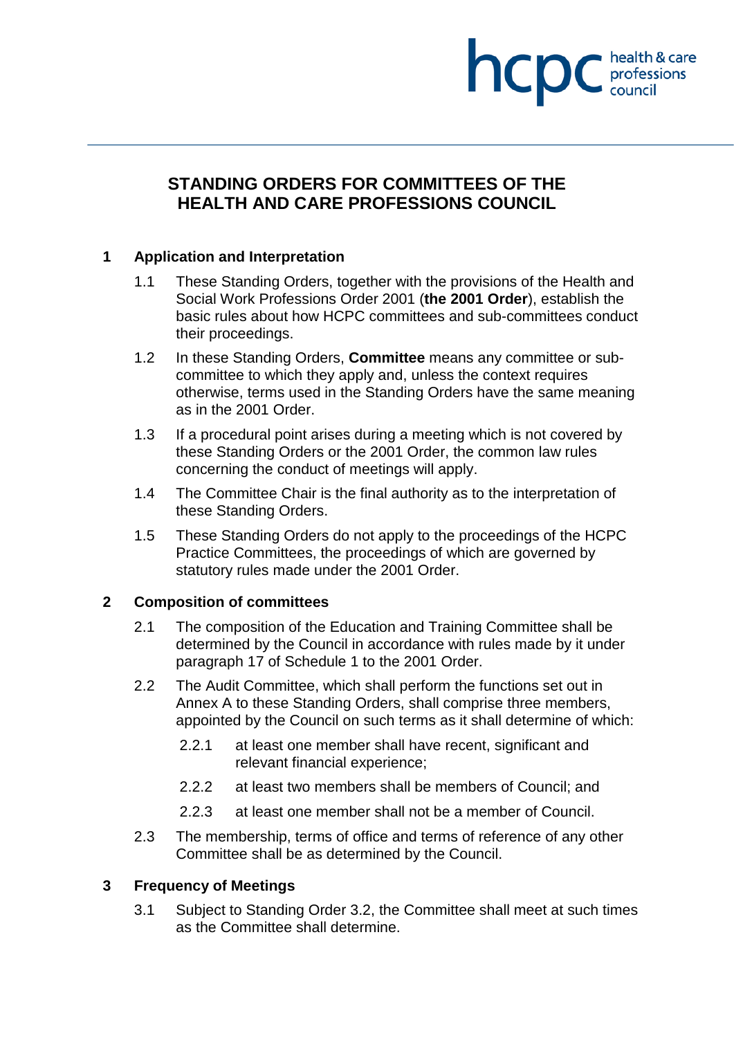# STANDING ORDERS FOR COMMITTEES OF THE HEALTH AND CARE PROFESSIONS COUNCIL

## 1 Application and Interpretation

1.1 These Standing Orders, together with the provisions of the Health and Social Work Professions Order 2001 (**the 2001 Order**), establish the basic rules about how HCPC committees and sub-committees conduct their proceedings.

1.2 In these Standing Orders, **Committee** means any committee or sub-committee to which they apply and, unless the context requires otherwise, terms used in the Standing Orders have the same meaning as in the 2001 Order.

1.3 If a procedural point arises during a meeting which is not covered by these Standing Orders or the 2001 Order, the common law rules concerning the conduct of meetings will apply.

1.4 The Committee Chair is the final authority as to the interpretation of these Standing Orders.

1.5 These Standing Orders do not apply to the proceedings of the HCPC Practice Committees, the proceedings of which are governed by statutory rules made under the 2001 Order.

## 2 Composition of committees

2.1 The composition of the Education and Training Committee shall be determined by the Council in accordance with rules made by it under paragraph 17 of Schedule 1 to the 2001 Order.

2.2 The Audit Committee, which shall perform the functions set out in Annex A to these Standing Orders, shall comprise three members, appointed by the Council on such terms as it shall determine of which:

- 2.2.1 at least one member shall have recent, significant and relevant financial experience;
- 2.2.2 at least two members shall be members of Council; and
- 2.2.3 at least one member shall not be a member of Council.

2.3 The membership, terms of office and terms of reference of any other Committee shall be as determined by the Council.

## 3 Frequency of Meetings

3.1 Subject to Standing Order 3.2, the Committee shall meet at such times as the Committee shall determine.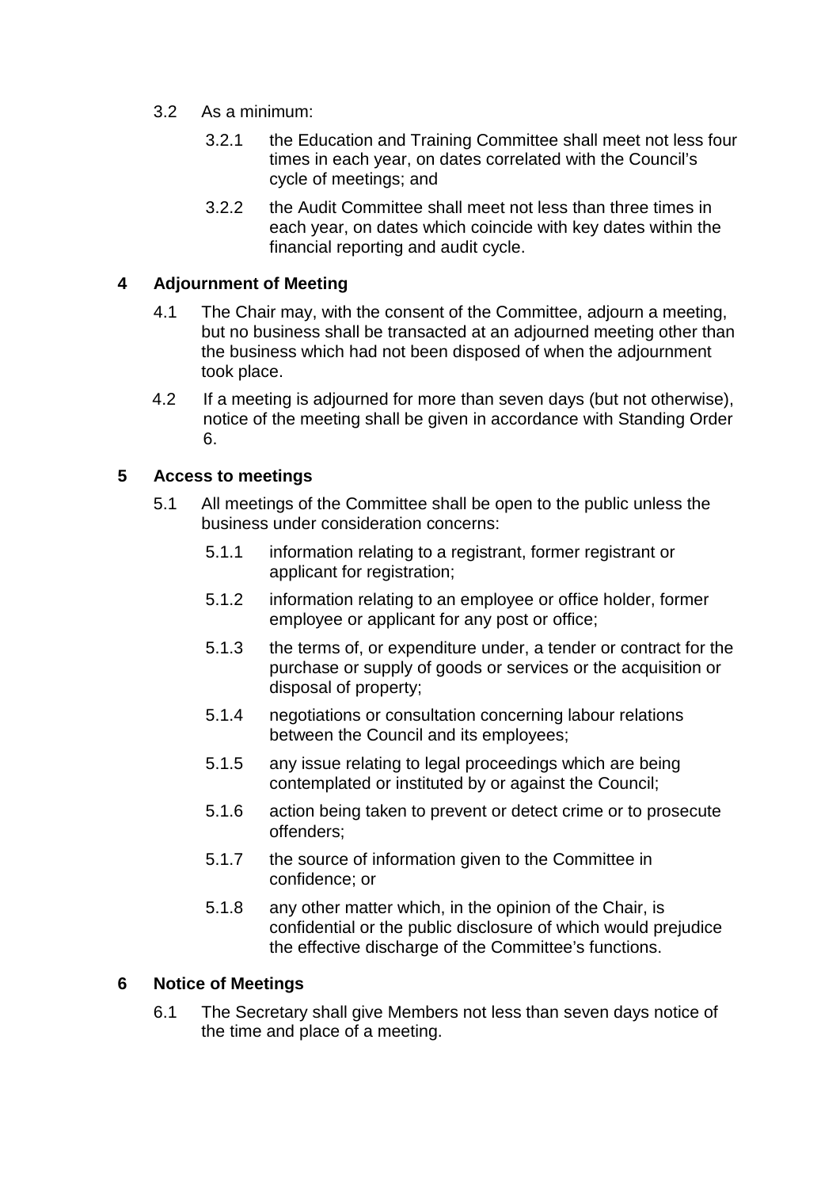3.2 As a minimum:

3.2.1 the Education and Training Committee shall meet not less four times in each year, on dates correlated with the Council's cycle of meetings; and

3.2.2 the Audit Committee shall meet not less than three times in each year, on dates which coincide with key dates within the financial reporting and audit cycle.

## 4 Adjournment of Meeting

4.1 The Chair may, with the consent of the Committee, adjourn a meeting, but no business shall be transacted at an adjourned meeting other than the business which had not been disposed of when the adjournment took place.

4.2 If a meeting is adjourned for more than seven days (but not otherwise), notice of the meeting shall be given in accordance with Standing Order 6.

## 5 Access to meetings

5.1 All meetings of the Committee shall be open to the public unless the business under consideration concerns:

5.1.1 information relating to a registrant, former registrant or applicant for registration;

5.1.2 information relating to an employee or office holder, former employee or applicant for any post or office;

5.1.3 the terms of, or expenditure under, a tender or contract for the purchase or supply of goods or services or the acquisition or disposal of property;

5.1.4 negotiations or consultation concerning labour relations between the Council and its employees;

5.1.5 any issue relating to legal proceedings which are being contemplated or instituted by or against the Council;

5.1.6 action being taken to prevent or detect crime or to prosecute offenders;

5.1.7 the source of information given to the Committee in confidence; or

5.1.8 any other matter which, in the opinion of the Chair, is confidential or the public disclosure of which would prejudice the effective discharge of the Committee's functions.

## 6 Notice of Meetings

6.1 The Secretary shall give Members not less than seven days notice of the time and place of a meeting.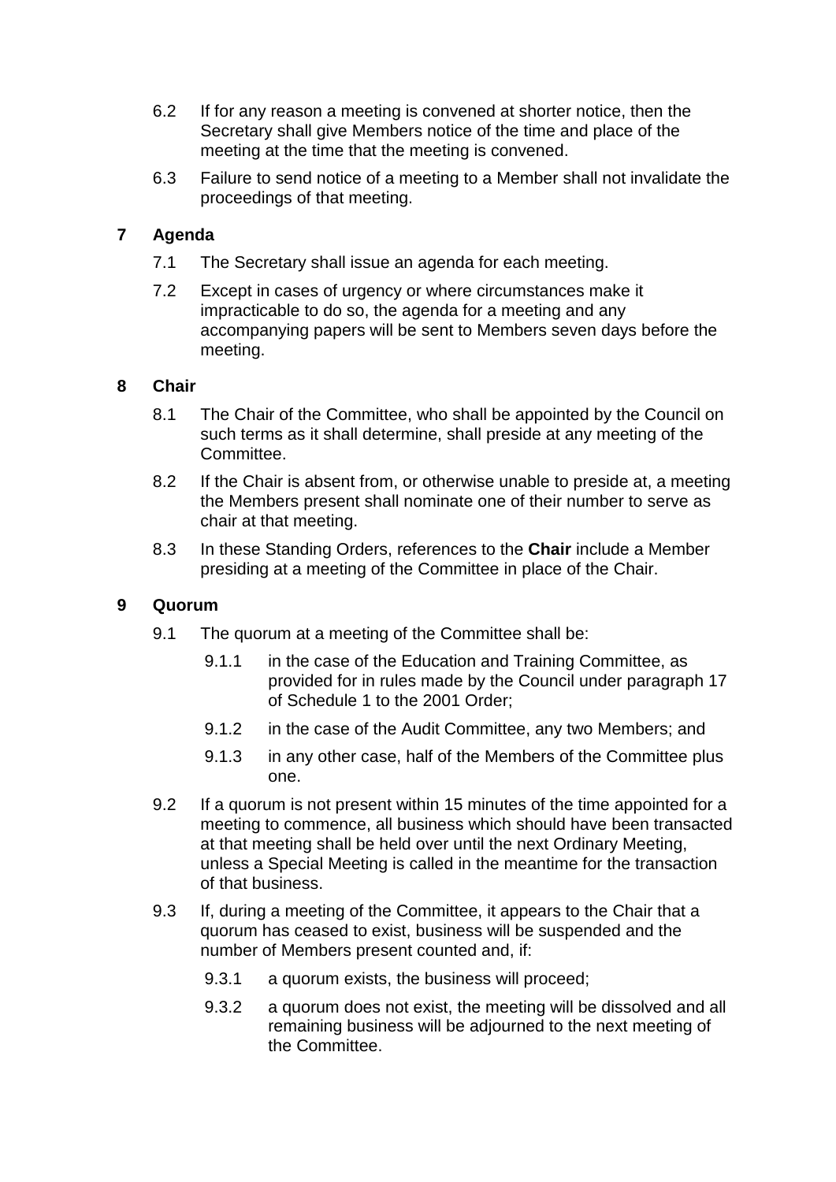6.2 If for any reason a meeting is convened at shorter notice, then the Secretary shall give Members notice of the time and place of the meeting at the time that the meeting is convened.

6.3 Failure to send notice of a meeting to a Member shall not invalidate the proceedings of that meeting.

## 7 Agenda

7.1 The Secretary shall issue an agenda for each meeting.

7.2 Except in cases of urgency or where circumstances make it impracticable to do so, the agenda for a meeting and any accompanying papers will be sent to Members seven days before the meeting.

## 8 Chair

8.1 The Chair of the Committee, who shall be appointed by the Council on such terms as it shall determine, shall preside at any meeting of the Committee.

8.2 If the Chair is absent from, or otherwise unable to preside at, a meeting the Members present shall nominate one of their number to serve as chair at that meeting.

8.3 In these Standing Orders, references to the **Chair** include a Member presiding at a meeting of the Committee in place of the Chair.

## 9 Quorum

9.1 The quorum at a meeting of the Committee shall be:

- 9.1.1 in the case of the Education and Training Committee, as provided for in rules made by the Council under paragraph 17 of Schedule 1 to the 2001 Order;
- 9.1.2 in the case of the Audit Committee, any two Members; and
- 9.1.3 in any other case, half of the Members of the Committee plus one.

9.2 If a quorum is not present within 15 minutes of the time appointed for a meeting to commence, all business which should have been transacted at that meeting shall be held over until the next Ordinary Meeting, unless a Special Meeting is called in the meantime for the transaction of that business.

9.3 If, during a meeting of the Committee, it appears to the Chair that a quorum has ceased to exist, business will be suspended and the number of Members present counted and, if:

- 9.3.1 a quorum exists, the business will proceed;
- 9.3.2 a quorum does not exist, the meeting will be dissolved and all remaining business will be adjourned to the next meeting of the Committee.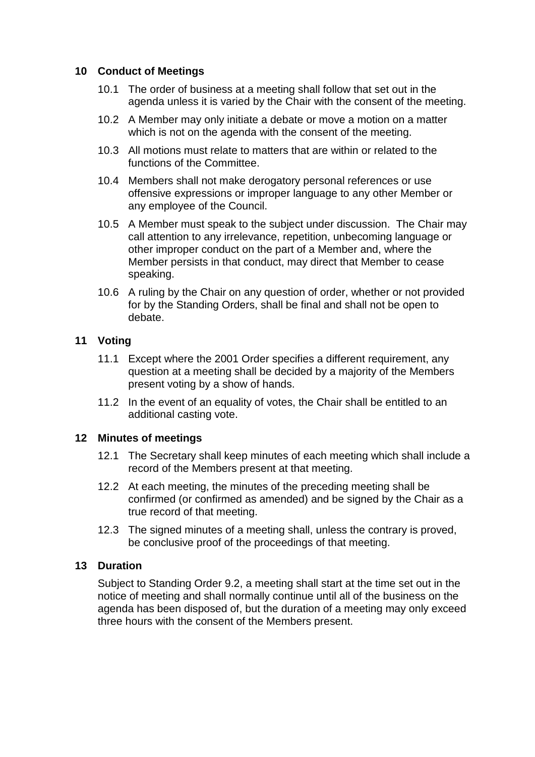## 10 Conduct of Meetings

10.1 The order of business at a meeting shall follow that set out in the agenda unless it is varied by the Chair with the consent of the meeting.

10.2 A Member may only initiate a debate or move a motion on a matter which is not on the agenda with the consent of the meeting.

10.3 All motions must relate to matters that are within or related to the functions of the Committee.

10.4 Members shall not make derogatory personal references or use offensive expressions or improper language to any other Member or any employee of the Council.

10.5 A Member must speak to the subject under discussion. The Chair may call attention to any irrelevance, repetition, unbecoming language or other improper conduct on the part of a Member and, where the Member persists in that conduct, may direct that Member to cease speaking.

10.6 A ruling by the Chair on any question of order, whether or not provided for by the Standing Orders, shall be final and shall not be open to debate.

## 11 Voting

11.1 Except where the 2001 Order specifies a different requirement, any question at a meeting shall be decided by a majority of the Members present voting by a show of hands.

11.2 In the event of an equality of votes, the Chair shall be entitled to an additional casting vote.

## 12 Minutes of meetings

12.1 The Secretary shall keep minutes of each meeting which shall include a record of the Members present at that meeting.

12.2 At each meeting, the minutes of the preceding meeting shall be confirmed (or confirmed as amended) and be signed by the Chair as a true record of that meeting.

12.3 The signed minutes of a meeting shall, unless the contrary is proved, be conclusive proof of the proceedings of that meeting.

## 13 Duration

Subject to Standing Order 9.2, a meeting shall start at the time set out in the notice of meeting and shall normally continue until all of the business on the agenda has been disposed of, but the duration of a meeting may only exceed three hours with the consent of the Members present.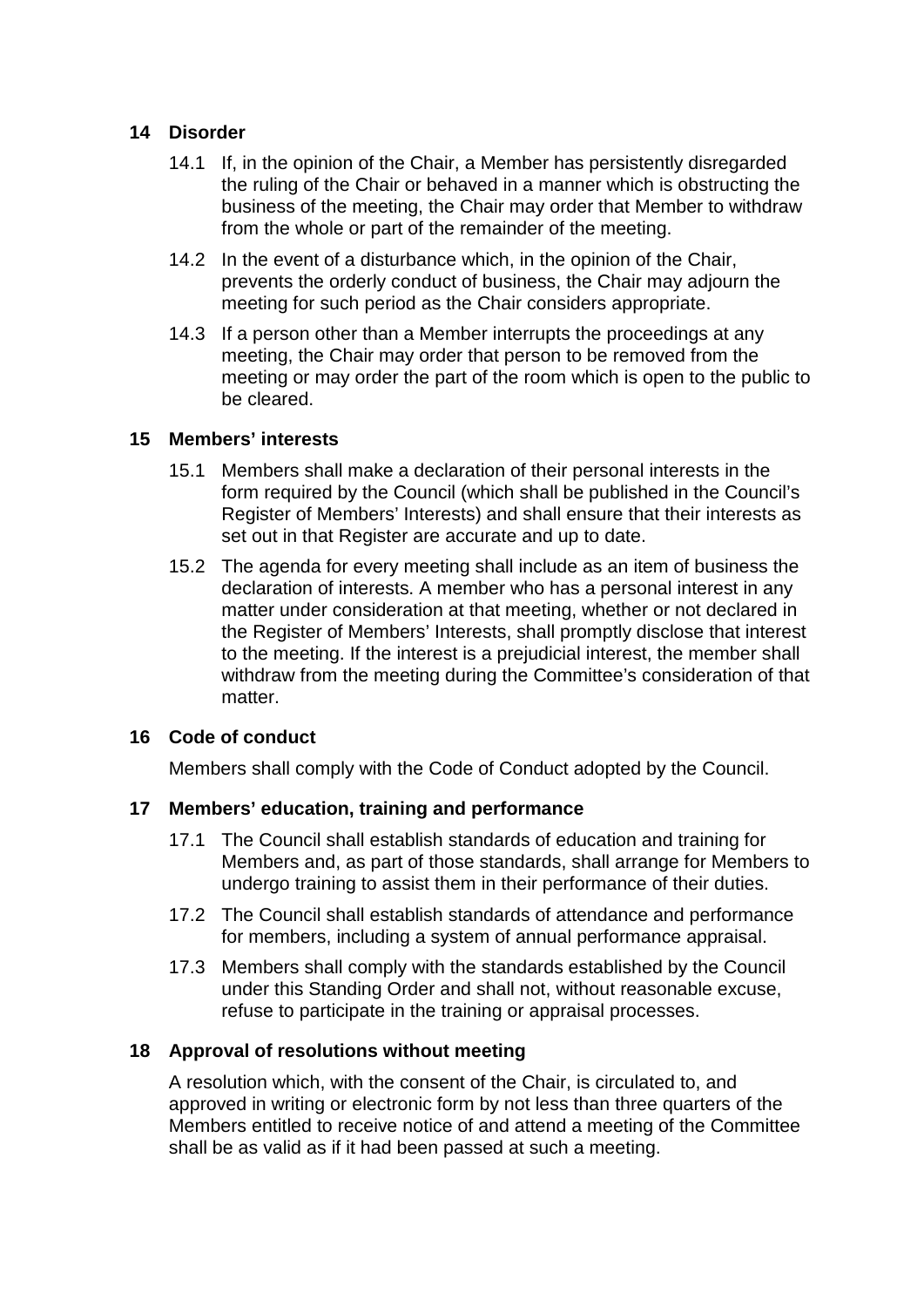## 14 Disorder

14.1 If, in the opinion of the Chair, a Member has persistently disregarded the ruling of the Chair or behaved in a manner which is obstructing the business of the meeting, the Chair may order that Member to withdraw from the whole or part of the remainder of the meeting.

14.2 In the event of a disturbance which, in the opinion of the Chair, prevents the orderly conduct of business, the Chair may adjourn the meeting for such period as the Chair considers appropriate.

14.3 If a person other than a Member interrupts the proceedings at any meeting, the Chair may order that person to be removed from the meeting or may order the part of the room which is open to the public to be cleared.

## 15 Members' interests

15.1 Members shall make a declaration of their personal interests in the form required by the Council (which shall be published in the Council's Register of Members' Interests) and shall ensure that their interests as set out in that Register are accurate and up to date.

15.2 The agenda for every meeting shall include as an item of business the declaration of interests. A member who has a personal interest in any matter under consideration at that meeting, whether or not declared in the Register of Members' Interests, shall promptly disclose that interest to the meeting. If the interest is a prejudicial interest, the member shall withdraw from the meeting during the Committee's consideration of that matter.

## 16 Code of conduct

Members shall comply with the Code of Conduct adopted by the Council.

## 17 Members' education, training and performance

17.1 The Council shall establish standards of education and training for Members and, as part of those standards, shall arrange for Members to undergo training to assist them in their performance of their duties.

17.2 The Council shall establish standards of attendance and performance for members, including a system of annual performance appraisal.

17.3 Members shall comply with the standards established by the Council under this Standing Order and shall not, without reasonable excuse, refuse to participate in the training or appraisal processes.

## 18 Approval of resolutions without meeting

A resolution which, with the consent of the Chair, is circulated to, and approved in writing or electronic form by not less than three quarters of the Members entitled to receive notice of and attend a meeting of the Committee shall be as valid as if it had been passed at such a meeting.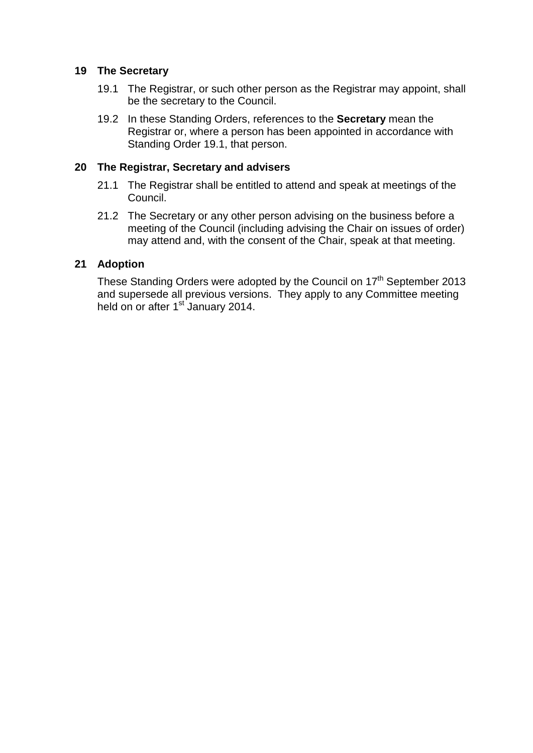## 19 The Secretary

19.1 The Registrar, or such other person as the Registrar may appoint, shall be the secretary to the Council.

19.2 In these Standing Orders, references to the **Secretary** mean the Registrar or, where a person has been appointed in accordance with Standing Order 19.1, that person.

## 20 The Registrar, Secretary and advisers

21.1 The Registrar shall be entitled to attend and speak at meetings of the Council.

21.2 The Secretary or any other person advising on the business before a meeting of the Council (including advising the Chair on issues of order) may attend and, with the consent of the Chair, speak at that meeting.

## 21 Adoption

These Standing Orders were adopted by the Council on 17th September 2013 and supersede all previous versions. They apply to any Committee meeting held on or after 1st January 2014.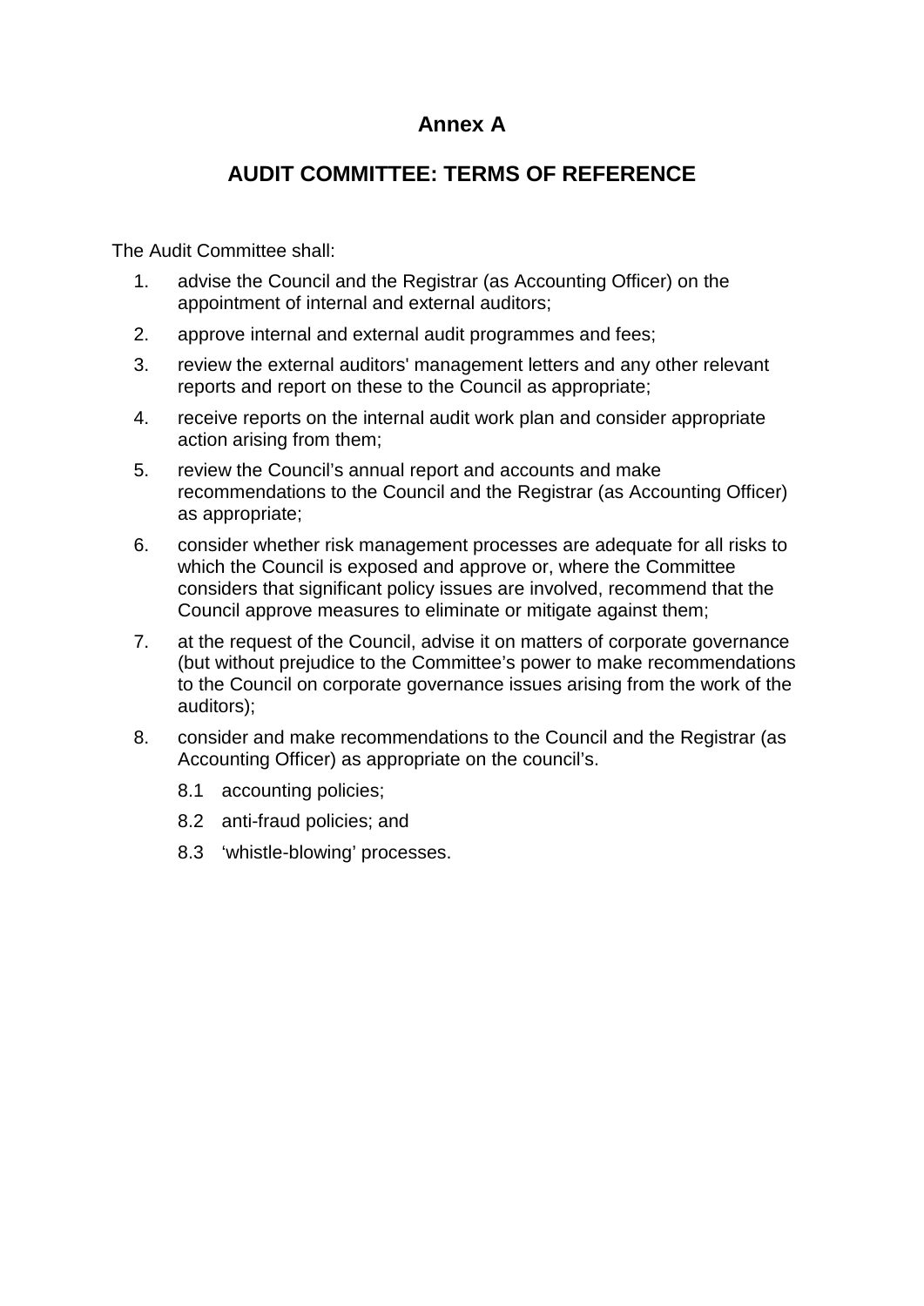# Annex A

## AUDIT COMMITTEE: TERMS OF REFERENCE

The Audit Committee shall:

1. advise the Council and the Registrar (as Accounting Officer) on the appointment of internal and external auditors;
2. approve internal and external audit programmes and fees;
3. review the external auditors' management letters and any other relevant reports and report on these to the Council as appropriate;
4. receive reports on the internal audit work plan and consider appropriate action arising from them;
5. review the Council's annual report and accounts and make recommendations to the Council and the Registrar (as Accounting Officer) as appropriate;
6. consider whether risk management processes are adequate for all risks to which the Council is exposed and approve or, where the Committee considers that significant policy issues are involved, recommend that the Council approve measures to eliminate or mitigate against them;
7. at the request of the Council, advise it on matters of corporate governance (but without prejudice to the Committee's power to make recommendations to the Council on corporate governance issues arising from the work of the auditors);
8. consider and make recommendations to the Council and the Registrar (as Accounting Officer) as appropriate on the council's.
   - 8.1 accounting policies;
   - 8.2 anti-fraud policies; and
   - 8.3 'whistle-blowing' processes.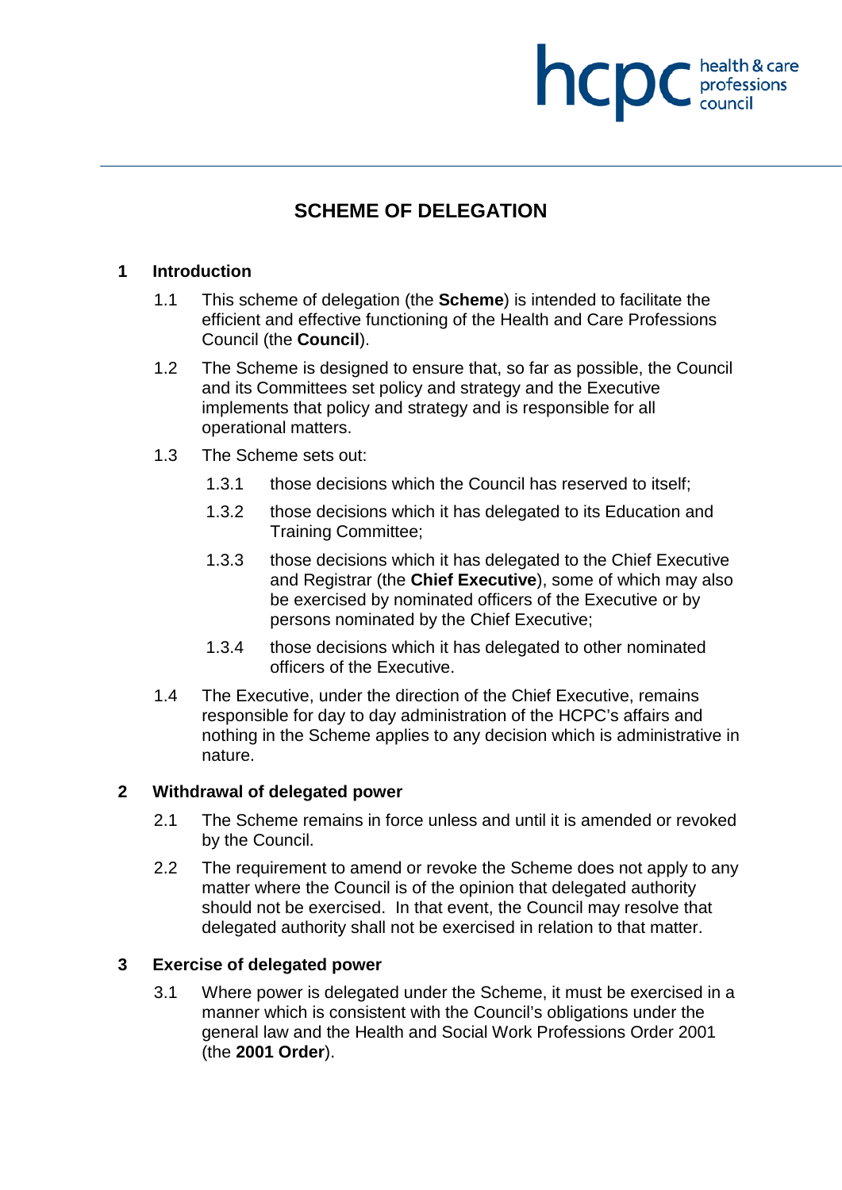# SCHEME OF DELEGATION

## 1 Introduction

1.1 This scheme of delegation (the **Scheme**) is intended to facilitate the efficient and effective functioning of the Health and Care Professions Council (the **Council**).

1.2 The Scheme is designed to ensure that, so far as possible, the Council and its Committees set policy and strategy and the Executive implements that policy and strategy and is responsible for all operational matters.

1.3 The Scheme sets out:

1.3.1 those decisions which the Council has reserved to itself;

1.3.2 those decisions which it has delegated to its Education and Training Committee;

1.3.3 those decisions which it has delegated to the Chief Executive and Registrar (the **Chief Executive**), some of which may also be exercised by nominated officers of the Executive or by persons nominated by the Chief Executive;

1.3.4 those decisions which it has delegated to other nominated officers of the Executive.

1.4 The Executive, under the direction of the Chief Executive, remains responsible for day to day administration of the HCPC's affairs and nothing in the Scheme applies to any decision which is administrative in nature.

## 2 Withdrawal of delegated power

2.1 The Scheme remains in force unless and until it is amended or revoked by the Council.

2.2 The requirement to amend or revoke the Scheme does not apply to any matter where the Council is of the opinion that delegated authority should not be exercised. In that event, the Council may resolve that delegated authority shall not be exercised in relation to that matter.

## 3 Exercise of delegated power

3.1 Where power is delegated under the Scheme, it must be exercised in a manner which is consistent with the Council's obligations under the general law and the Health and Social Work Professions Order 2001 (the **2001 Order**).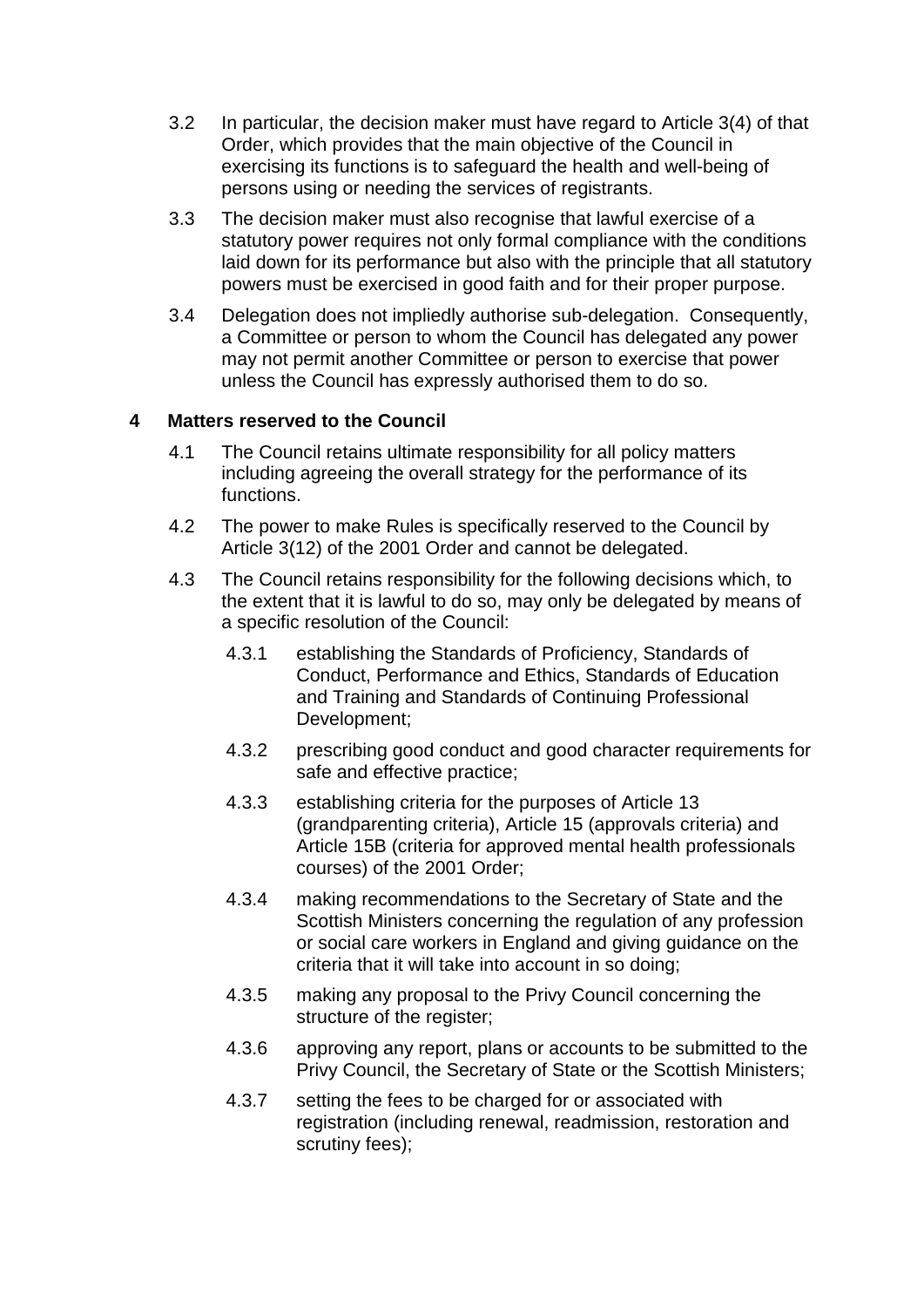3.2 In particular, the decision maker must have regard to Article 3(4) of that Order, which provides that the main objective of the Council in exercising its functions is to safeguard the health and well-being of persons using or needing the services of registrants.

3.3 The decision maker must also recognise that lawful exercise of a statutory power requires not only formal compliance with the conditions laid down for its performance but also with the principle that all statutory powers must be exercised in good faith and for their proper purpose.

3.4 Delegation does not impliedly authorise sub-delegation. Consequently, a Committee or person to whom the Council has delegated any power may not permit another Committee or person to exercise that power unless the Council has expressly authorised them to do so.

## 4 Matters reserved to the Council

4.1 The Council retains ultimate responsibility for all policy matters including agreeing the overall strategy for the performance of its functions.

4.2 The power to make Rules is specifically reserved to the Council by Article 3(12) of the 2001 Order and cannot be delegated.

4.3 The Council retains responsibility for the following decisions which, to the extent that it is lawful to do so, may only be delegated by means of a specific resolution of the Council:

4.3.1 establishing the Standards of Proficiency, Standards of Conduct, Performance and Ethics, Standards of Education and Training and Standards of Continuing Professional Development;

4.3.2 prescribing good conduct and good character requirements for safe and effective practice;

4.3.3 establishing criteria for the purposes of Article 13 (grandparenting criteria), Article 15 (approvals criteria) and Article 15B (criteria for approved mental health professionals courses) of the 2001 Order;

4.3.4 making recommendations to the Secretary of State and the Scottish Ministers concerning the regulation of any profession or social care workers in England and giving guidance on the criteria that it will take into account in so doing;

4.3.5 making any proposal to the Privy Council concerning the structure of the register;

4.3.6 approving any report, plans or accounts to be submitted to the Privy Council, the Secretary of State or the Scottish Ministers;

4.3.7 setting the fees to be charged for or associated with registration (including renewal, readmission, restoration and scrutiny fees);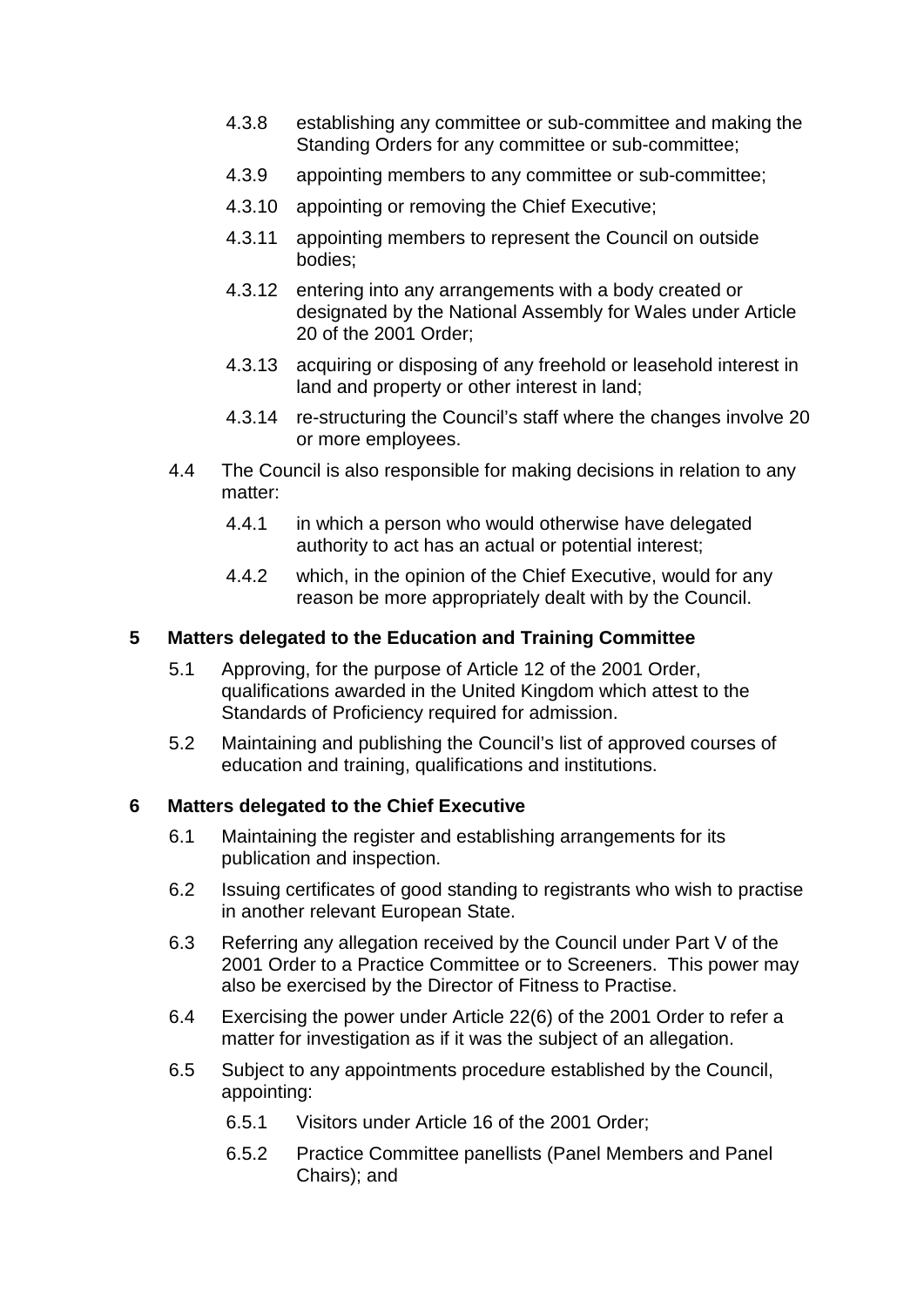4.3.8 establishing any committee or sub-committee and making the Standing Orders for any committee or sub-committee;

4.3.9 appointing members to any committee or sub-committee;

4.3.10 appointing or removing the Chief Executive;

4.3.11 appointing members to represent the Council on outside bodies;

4.3.12 entering into any arrangements with a body created or designated by the National Assembly for Wales under Article 20 of the 2001 Order;

4.3.13 acquiring or disposing of any freehold or leasehold interest in land and property or other interest in land;

4.3.14 re-structuring the Council's staff where the changes involve 20 or more employees.

4.4 The Council is also responsible for making decisions in relation to any matter:

4.4.1 in which a person who would otherwise have delegated authority to act has an actual or potential interest;

4.4.2 which, in the opinion of the Chief Executive, would for any reason be more appropriately dealt with by the Council.

## 5 Matters delegated to the Education and Training Committee

5.1 Approving, for the purpose of Article 12 of the 2001 Order, qualifications awarded in the United Kingdom which attest to the Standards of Proficiency required for admission.

5.2 Maintaining and publishing the Council's list of approved courses of education and training, qualifications and institutions.

## 6 Matters delegated to the Chief Executive

6.1 Maintaining the register and establishing arrangements for its publication and inspection.

6.2 Issuing certificates of good standing to registrants who wish to practise in another relevant European State.

6.3 Referring any allegation received by the Council under Part V of the 2001 Order to a Practice Committee or to Screeners. This power may also be exercised by the Director of Fitness to Practise.

6.4 Exercising the power under Article 22(6) of the 2001 Order to refer a matter for investigation as if it was the subject of an allegation.

6.5 Subject to any appointments procedure established by the Council, appointing:

6.5.1 Visitors under Article 16 of the 2001 Order;

6.5.2 Practice Committee panellists (Panel Members and Panel Chairs); and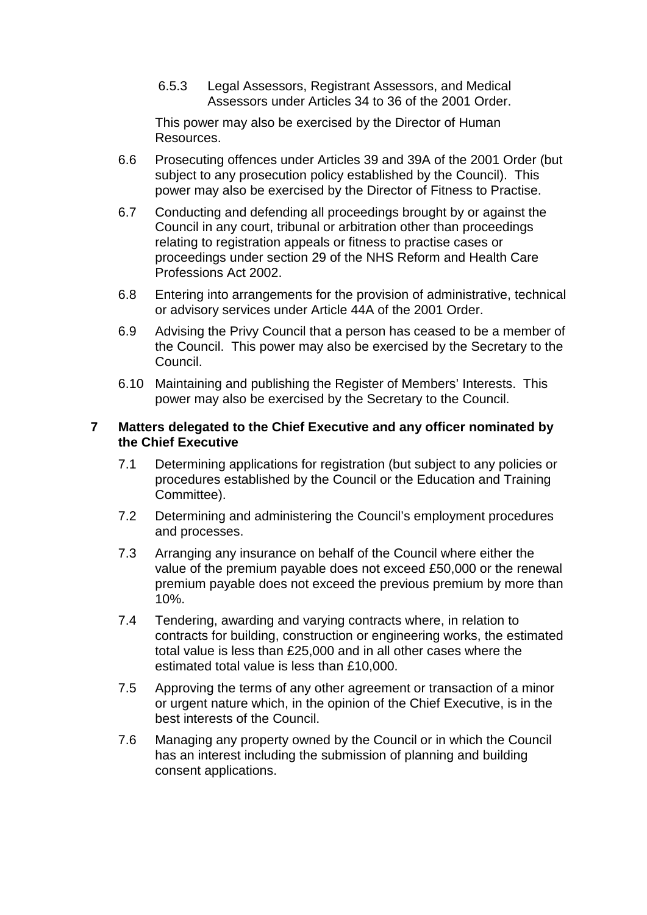6.5.3 Legal Assessors, Registrant Assessors, and Medical Assessors under Articles 34 to 36 of the 2001 Order.

This power may also be exercised by the Director of Human Resources.

6.6 Prosecuting offences under Articles 39 and 39A of the 2001 Order (but subject to any prosecution policy established by the Council). This power may also be exercised by the Director of Fitness to Practise.

6.7 Conducting and defending all proceedings brought by or against the Council in any court, tribunal or arbitration other than proceedings relating to registration appeals or fitness to practise cases or proceedings under section 29 of the NHS Reform and Health Care Professions Act 2002.

6.8 Entering into arrangements for the provision of administrative, technical or advisory services under Article 44A of the 2001 Order.

6.9 Advising the Privy Council that a person has ceased to be a member of the Council. This power may also be exercised by the Secretary to the Council.

6.10 Maintaining and publishing the Register of Members' Interests. This power may also be exercised by the Secretary to the Council.

## 7 Matters delegated to the Chief Executive and any officer nominated by the Chief Executive

7.1 Determining applications for registration (but subject to any policies or procedures established by the Council or the Education and Training Committee).

7.2 Determining and administering the Council's employment procedures and processes.

7.3 Arranging any insurance on behalf of the Council where either the value of the premium payable does not exceed £50,000 or the renewal premium payable does not exceed the previous premium by more than 10%.

7.4 Tendering, awarding and varying contracts where, in relation to contracts for building, construction or engineering works, the estimated total value is less than £25,000 and in all other cases where the estimated total value is less than £10,000.

7.5 Approving the terms of any other agreement or transaction of a minor or urgent nature which, in the opinion of the Chief Executive, is in the best interests of the Council.

7.6 Managing any property owned by the Council or in which the Council has an interest including the submission of planning and building consent applications.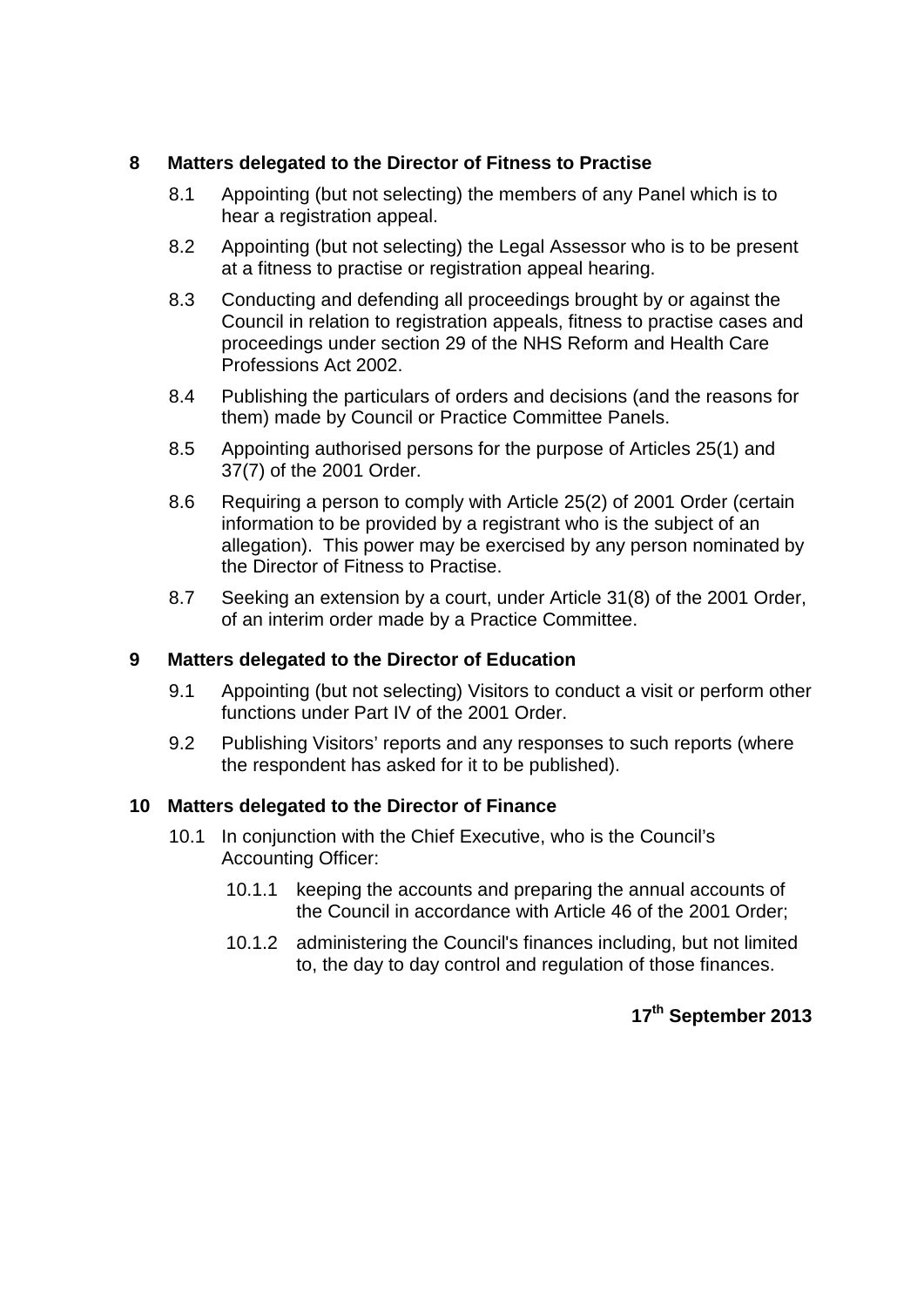## 8 Matters delegated to the Director of Fitness to Practise

8.1 Appointing (but not selecting) the members of any Panel which is to hear a registration appeal.

8.2 Appointing (but not selecting) the Legal Assessor who is to be present at a fitness to practise or registration appeal hearing.

8.3 Conducting and defending all proceedings brought by or against the Council in relation to registration appeals, fitness to practise cases and proceedings under section 29 of the NHS Reform and Health Care Professions Act 2002.

8.4 Publishing the particulars of orders and decisions (and the reasons for them) made by Council or Practice Committee Panels.

8.5 Appointing authorised persons for the purpose of Articles 25(1) and 37(7) of the 2001 Order.

8.6 Requiring a person to comply with Article 25(2) of 2001 Order (certain information to be provided by a registrant who is the subject of an allegation). This power may be exercised by any person nominated by the Director of Fitness to Practise.

8.7 Seeking an extension by a court, under Article 31(8) of the 2001 Order, of an interim order made by a Practice Committee.

## 9 Matters delegated to the Director of Education

9.1 Appointing (but not selecting) Visitors to conduct a visit or perform other functions under Part IV of the 2001 Order.

9.2 Publishing Visitors' reports and any responses to such reports (where the respondent has asked for it to be published).

## 10 Matters delegated to the Director of Finance

10.1 In conjunction with the Chief Executive, who is the Council's Accounting Officer:

10.1.1 keeping the accounts and preparing the annual accounts of the Council in accordance with Article 46 of the 2001 Order;

10.1.2 administering the Council's finances including, but not limited to, the day to day control and regulation of those finances.

**17th September 2013**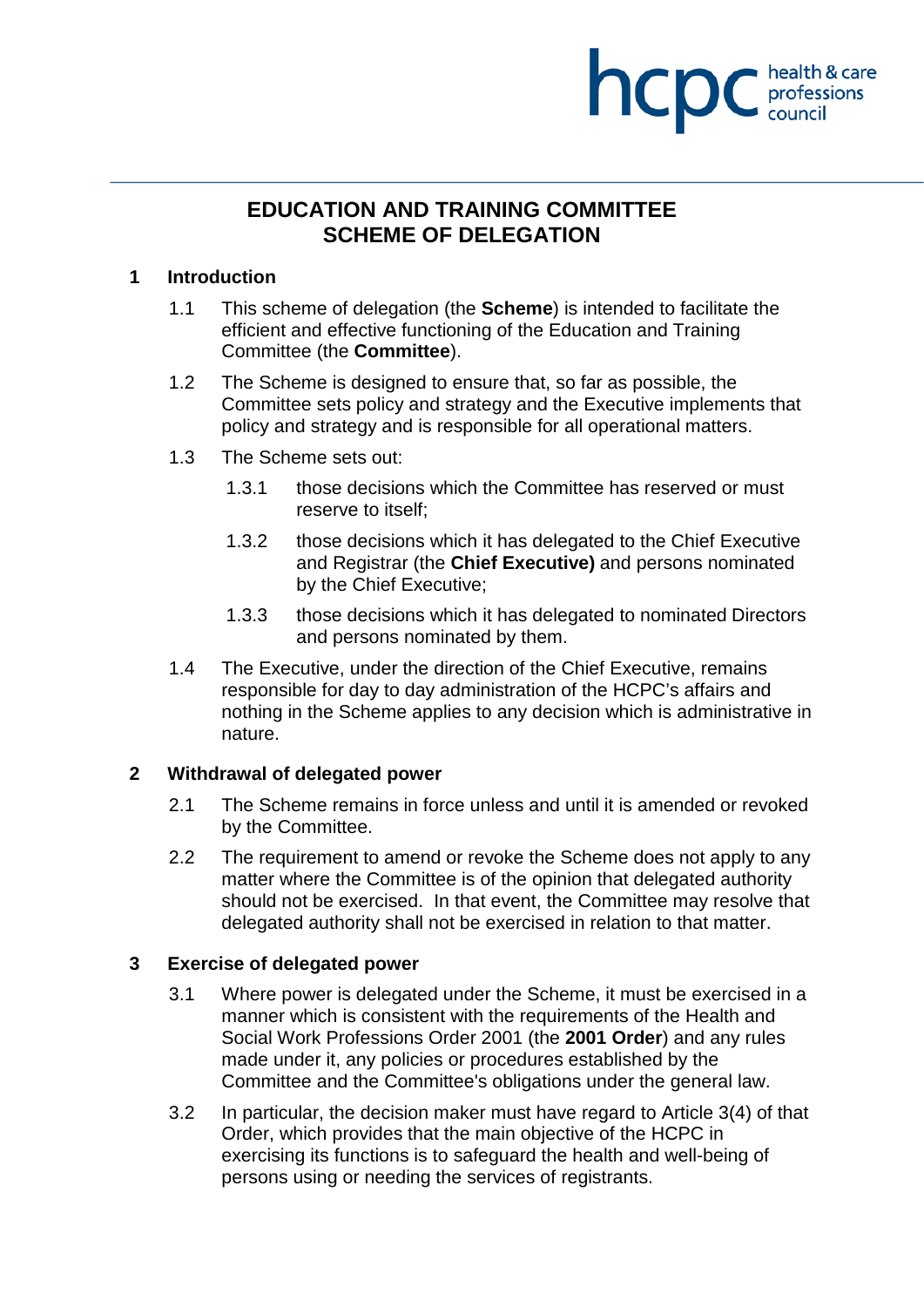# EDUCATION AND TRAINING COMMITTEE SCHEME OF DELEGATION

## 1 Introduction

1.1 This scheme of delegation (the **Scheme**) is intended to facilitate the efficient and effective functioning of the Education and Training Committee (the **Committee**).

1.2 The Scheme is designed to ensure that, so far as possible, the Committee sets policy and strategy and the Executive implements that policy and strategy and is responsible for all operational matters.

1.3 The Scheme sets out:

1.3.1 those decisions which the Committee has reserved or must reserve to itself;

1.3.2 those decisions which it has delegated to the Chief Executive and Registrar (the **Chief Executive)** and persons nominated by the Chief Executive;

1.3.3 those decisions which it has delegated to nominated Directors and persons nominated by them.

1.4 The Executive, under the direction of the Chief Executive, remains responsible for day to day administration of the HCPC's affairs and nothing in the Scheme applies to any decision which is administrative in nature.

## 2 Withdrawal of delegated power

2.1 The Scheme remains in force unless and until it is amended or revoked by the Committee.

2.2 The requirement to amend or revoke the Scheme does not apply to any matter where the Committee is of the opinion that delegated authority should not be exercised. In that event, the Committee may resolve that delegated authority shall not be exercised in relation to that matter.

## 3 Exercise of delegated power

3.1 Where power is delegated under the Scheme, it must be exercised in a manner which is consistent with the requirements of the Health and Social Work Professions Order 2001 (the **2001 Order**) and any rules made under it, any policies or procedures established by the Committee and the Committee's obligations under the general law.

3.2 In particular, the decision maker must have regard to Article 3(4) of that Order, which provides that the main objective of the HCPC in exercising its functions is to safeguard the health and well-being of persons using or needing the services of registrants.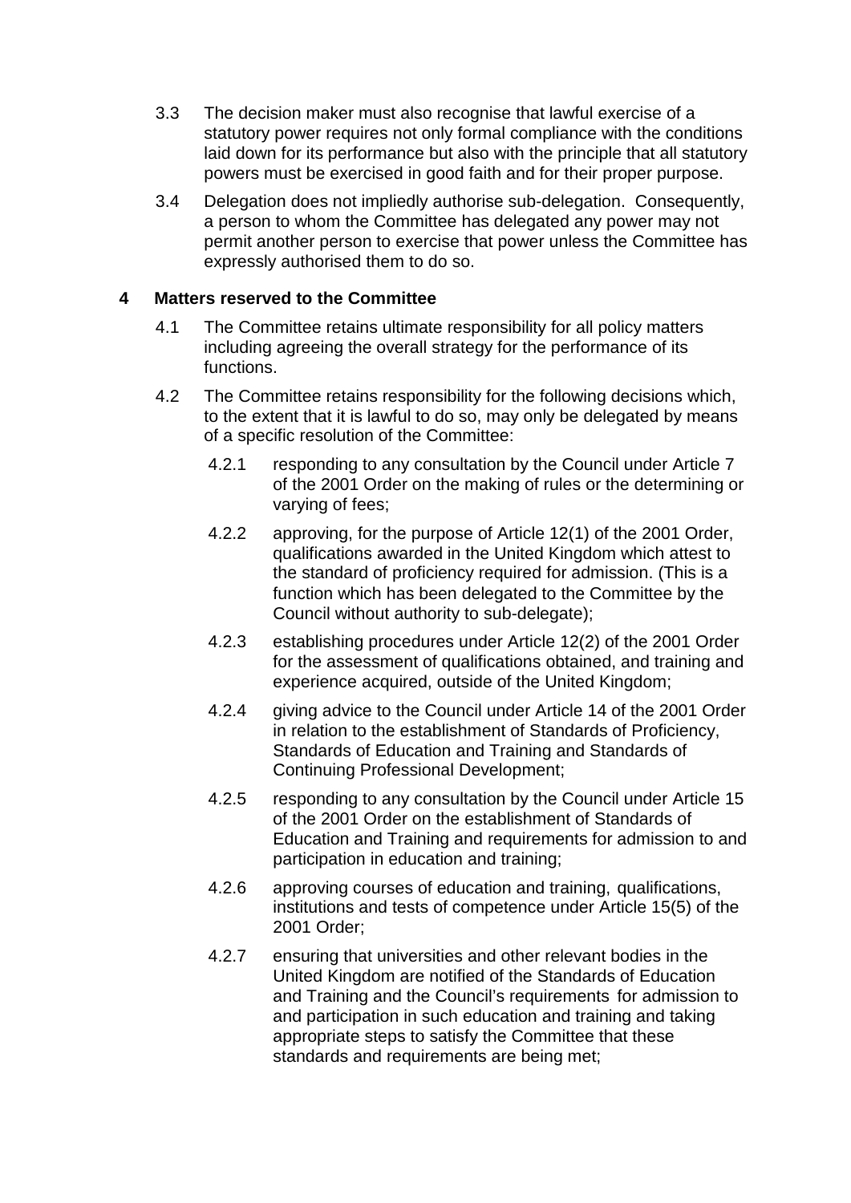3.3 The decision maker must also recognise that lawful exercise of a statutory power requires not only formal compliance with the conditions laid down for its performance but also with the principle that all statutory powers must be exercised in good faith and for their proper purpose.

3.4 Delegation does not impliedly authorise sub-delegation. Consequently, a person to whom the Committee has delegated any power may not permit another person to exercise that power unless the Committee has expressly authorised them to do so.

## 4 Matters reserved to the Committee

4.1 The Committee retains ultimate responsibility for all policy matters including agreeing the overall strategy for the performance of its functions.

4.2 The Committee retains responsibility for the following decisions which, to the extent that it is lawful to do so, may only be delegated by means of a specific resolution of the Committee:

4.2.1 responding to any consultation by the Council under Article 7 of the 2001 Order on the making of rules or the determining or varying of fees;

4.2.2 approving, for the purpose of Article 12(1) of the 2001 Order, qualifications awarded in the United Kingdom which attest to the standard of proficiency required for admission. (This is a function which has been delegated to the Committee by the Council without authority to sub-delegate);

4.2.3 establishing procedures under Article 12(2) of the 2001 Order for the assessment of qualifications obtained, and training and experience acquired, outside of the United Kingdom;

4.2.4 giving advice to the Council under Article 14 of the 2001 Order in relation to the establishment of Standards of Proficiency, Standards of Education and Training and Standards of Continuing Professional Development;

4.2.5 responding to any consultation by the Council under Article 15 of the 2001 Order on the establishment of Standards of Education and Training and requirements for admission to and participation in education and training;

4.2.6 approving courses of education and training, qualifications, institutions and tests of competence under Article 15(5) of the 2001 Order;

4.2.7 ensuring that universities and other relevant bodies in the United Kingdom are notified of the Standards of Education and Training and the Council's requirements for admission to and participation in such education and training and taking appropriate steps to satisfy the Committee that these standards and requirements are being met;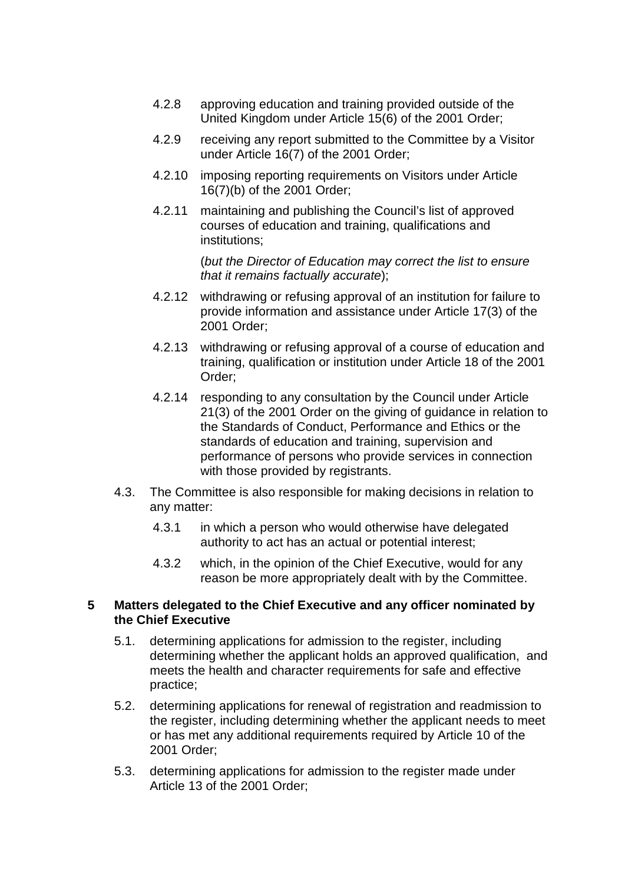4.2.8 approving education and training provided outside of the United Kingdom under Article 15(6) of the 2001 Order;

4.2.9 receiving any report submitted to the Committee by a Visitor under Article 16(7) of the 2001 Order;

4.2.10 imposing reporting requirements on Visitors under Article 16(7)(b) of the 2001 Order;

4.2.11 maintaining and publishing the Council's list of approved courses of education and training, qualifications and institutions;

(*but the Director of Education may correct the list to ensure that it remains factually accurate*);

4.2.12 withdrawing or refusing approval of an institution for failure to provide information and assistance under Article 17(3) of the 2001 Order;

4.2.13 withdrawing or refusing approval of a course of education and training, qualification or institution under Article 18 of the 2001 Order;

4.2.14 responding to any consultation by the Council under Article 21(3) of the 2001 Order on the giving of guidance in relation to the Standards of Conduct, Performance and Ethics or the standards of education and training, supervision and performance of persons who provide services in connection with those provided by registrants.

4.3. The Committee is also responsible for making decisions in relation to any matter:

4.3.1 in which a person who would otherwise have delegated authority to act has an actual or potential interest;

4.3.2 which, in the opinion of the Chief Executive, would for any reason be more appropriately dealt with by the Committee.

## 5 Matters delegated to the Chief Executive and any officer nominated by the Chief Executive

5.1. determining applications for admission to the register, including determining whether the applicant holds an approved qualification, and meets the health and character requirements for safe and effective practice;

5.2. determining applications for renewal of registration and readmission to the register, including determining whether the applicant needs to meet or has met any additional requirements required by Article 10 of the 2001 Order;

5.3. determining applications for admission to the register made under Article 13 of the 2001 Order;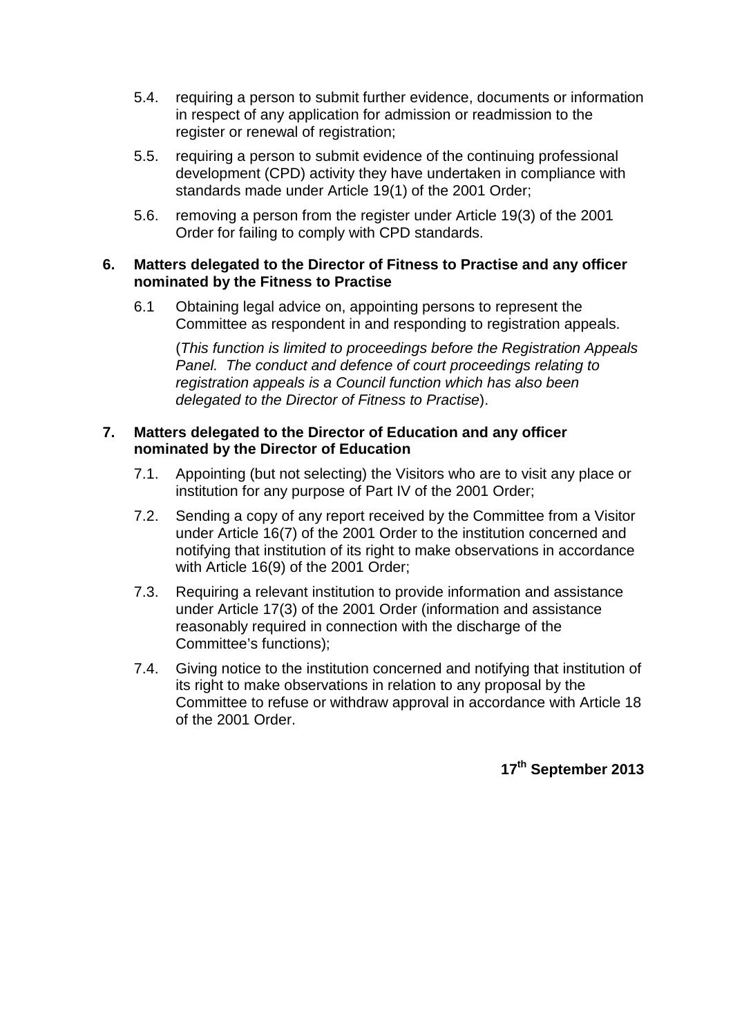5.4. requiring a person to submit further evidence, documents or information in respect of any application for admission or readmission to the register or renewal of registration;

5.5. requiring a person to submit evidence of the continuing professional development (CPD) activity they have undertaken in compliance with standards made under Article 19(1) of the 2001 Order;

5.6. removing a person from the register under Article 19(3) of the 2001 Order for failing to comply with CPD standards.

**6. Matters delegated to the Director of Fitness to Practise and any officer nominated by the Fitness to Practise**

6.1 Obtaining legal advice on, appointing persons to represent the Committee as respondent in and responding to registration appeals.

(*This function is limited to proceedings before the Registration Appeals Panel. The conduct and defence of court proceedings relating to registration appeals is a Council function which has also been delegated to the Director of Fitness to Practise*).

**7. Matters delegated to the Director of Education and any officer nominated by the Director of Education**

7.1. Appointing (but not selecting) the Visitors who are to visit any place or institution for any purpose of Part IV of the 2001 Order;

7.2. Sending a copy of any report received by the Committee from a Visitor under Article 16(7) of the 2001 Order to the institution concerned and notifying that institution of its right to make observations in accordance with Article 16(9) of the 2001 Order;

7.3. Requiring a relevant institution to provide information and assistance under Article 17(3) of the 2001 Order (information and assistance reasonably required in connection with the discharge of the Committee's functions);

7.4. Giving notice to the institution concerned and notifying that institution of its right to make observations in relation to any proposal by the Committee to refuse or withdraw approval in accordance with Article 18 of the 2001 Order.

**17th September 2013**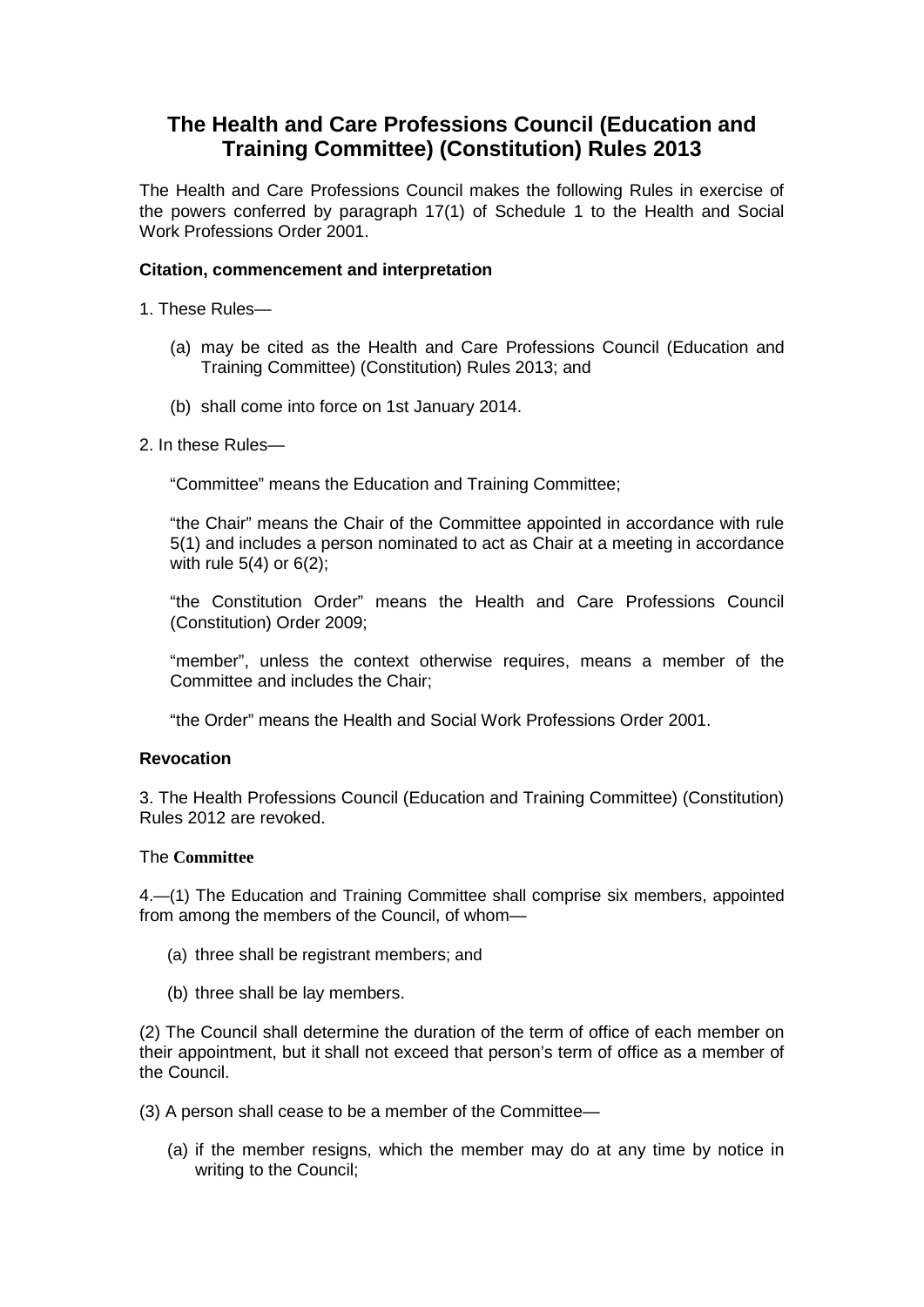# The Health and Care Professions Council (Education and Training Committee) (Constitution) Rules 2013

The Health and Care Professions Council makes the following Rules in exercise of the powers conferred by paragraph 17(1) of Schedule 1 to the Health and Social Work Professions Order 2001.

**Citation, commencement and interpretation**

1. These Rules—

   (a) may be cited as the Health and Care Professions Council (Education and Training Committee) (Constitution) Rules 2013; and

   (b) shall come into force on 1st January 2014.

2. In these Rules—

   "Committee" means the Education and Training Committee;

   "the Chair" means the Chair of the Committee appointed in accordance with rule 5(1) and includes a person nominated to act as Chair at a meeting in accordance with rule 5(4) or 6(2);

   "the Constitution Order" means the Health and Care Professions Council (Constitution) Order 2009;

   "member", unless the context otherwise requires, means a member of the Committee and includes the Chair;

   "the Order" means the Health and Social Work Professions Order 2001.

**Revocation**

3. The Health Professions Council (Education and Training Committee) (Constitution) Rules 2012 are revoked.

**The Committee**

4.—(1) The Education and Training Committee shall comprise six members, appointed from among the members of the Council, of whom—

   (a) three shall be registrant members; and

   (b) three shall be lay members.

(2) The Council shall determine the duration of the term of office of each member on their appointment, but it shall not exceed that person's term of office as a member of the Council.

(3) A person shall cease to be a member of the Committee—

   (a) if the member resigns, which the member may do at any time by notice in writing to the Council;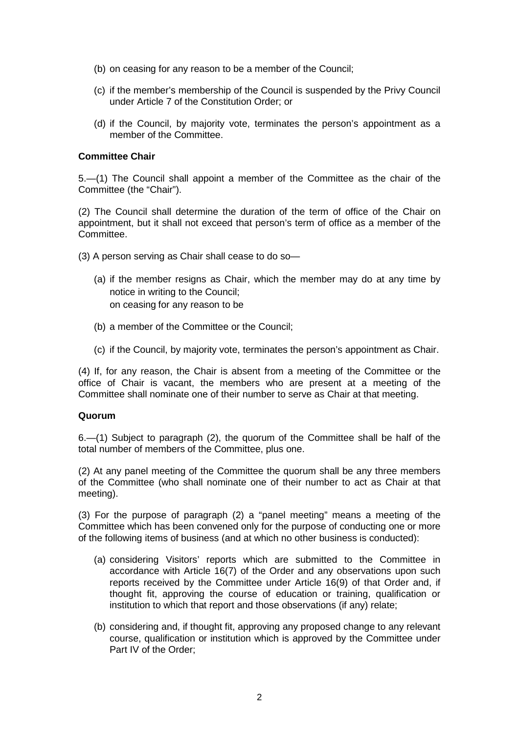(b) on ceasing for any reason to be a member of the Council;

(c) if the member's membership of the Council is suspended by the Privy Council under Article 7 of the Constitution Order; or

(d) if the Council, by majority vote, terminates the person's appointment as a member of the Committee.

**Committee Chair**

5.—(1) The Council shall appoint a member of the Committee as the chair of the Committee (the "Chair").

(2) The Council shall determine the duration of the term of office of the Chair on appointment, but it shall not exceed that person's term of office as a member of the Committee.

(3) A person serving as Chair shall cease to do so—

(a) if the member resigns as Chair, which the member may do at any time by notice in writing to the Council;
on ceasing for any reason to be

(b) a member of the Committee or the Council;

(c) if the Council, by majority vote, terminates the person's appointment as Chair.

(4) If, for any reason, the Chair is absent from a meeting of the Committee or the office of Chair is vacant, the members who are present at a meeting of the Committee shall nominate one of their number to serve as Chair at that meeting.

**Quorum**

6.—(1) Subject to paragraph (2), the quorum of the Committee shall be half of the total number of members of the Committee, plus one.

(2) At any panel meeting of the Committee the quorum shall be any three members of the Committee (who shall nominate one of their number to act as Chair at that meeting).

(3) For the purpose of paragraph (2) a "panel meeting" means a meeting of the Committee which has been convened only for the purpose of conducting one or more of the following items of business (and at which no other business is conducted):

(a) considering Visitors' reports which are submitted to the Committee in accordance with Article 16(7) of the Order and any observations upon such reports received by the Committee under Article 16(9) of that Order and, if thought fit, approving the course of education or training, qualification or institution to which that report and those observations (if any) relate;

(b) considering and, if thought fit, approving any proposed change to any relevant course, qualification or institution which is approved by the Committee under Part IV of the Order;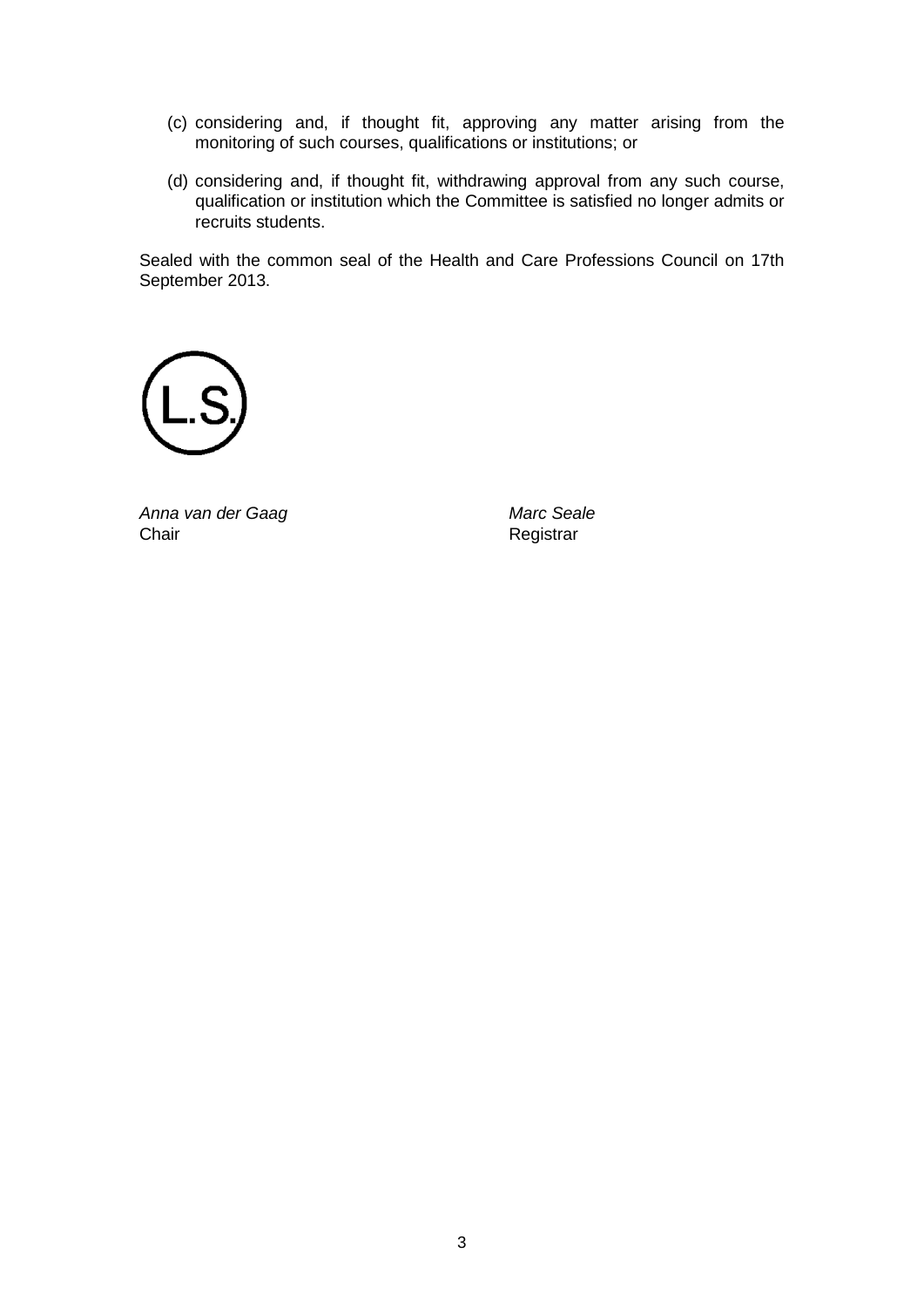(c) considering and, if thought fit, approving any matter arising from the monitoring of such courses, qualifications or institutions; or

(d) considering and, if thought fit, withdrawing approval from any such course, qualification or institution which the Committee is satisfied no longer admits or recruits students.

Sealed with the common seal of the Health and Care Professions Council on 17th September 2013.

(L.S.)

| *Anna van der Gaag* | *Marc Seale* |
| --- | --- |
| Chair | Registrar |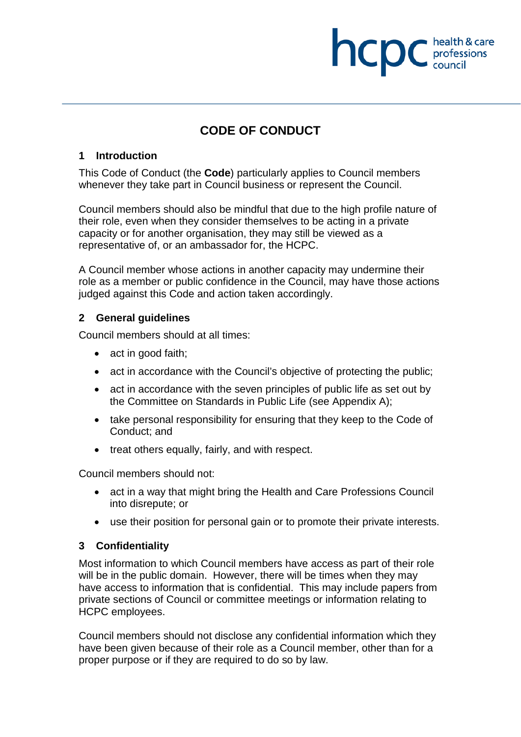# CODE OF CONDUCT

## 1 Introduction

This Code of Conduct (the **Code**) particularly applies to Council members whenever they take part in Council business or represent the Council.

Council members should also be mindful that due to the high profile nature of their role, even when they consider themselves to be acting in a private capacity or for another organisation, they may still be viewed as a representative of, or an ambassador for, the HCPC.

A Council member whose actions in another capacity may undermine their role as a member or public confidence in the Council, may have those actions judged against this Code and action taken accordingly.

## 2 General guidelines

Council members should at all times:

- act in good faith;
- act in accordance with the Council's objective of protecting the public;
- act in accordance with the seven principles of public life as set out by the Committee on Standards in Public Life (see Appendix A);
- take personal responsibility for ensuring that they keep to the Code of Conduct; and
- treat others equally, fairly, and with respect.

Council members should not:

- act in a way that might bring the Health and Care Professions Council into disrepute; or
- use their position for personal gain or to promote their private interests.

## 3 Confidentiality

Most information to which Council members have access as part of their role will be in the public domain. However, there will be times when they may have access to information that is confidential. This may include papers from private sections of Council or committee meetings or information relating to HCPC employees.

Council members should not disclose any confidential information which they have been given because of their role as a Council member, other than for a proper purpose or if they are required to do so by law.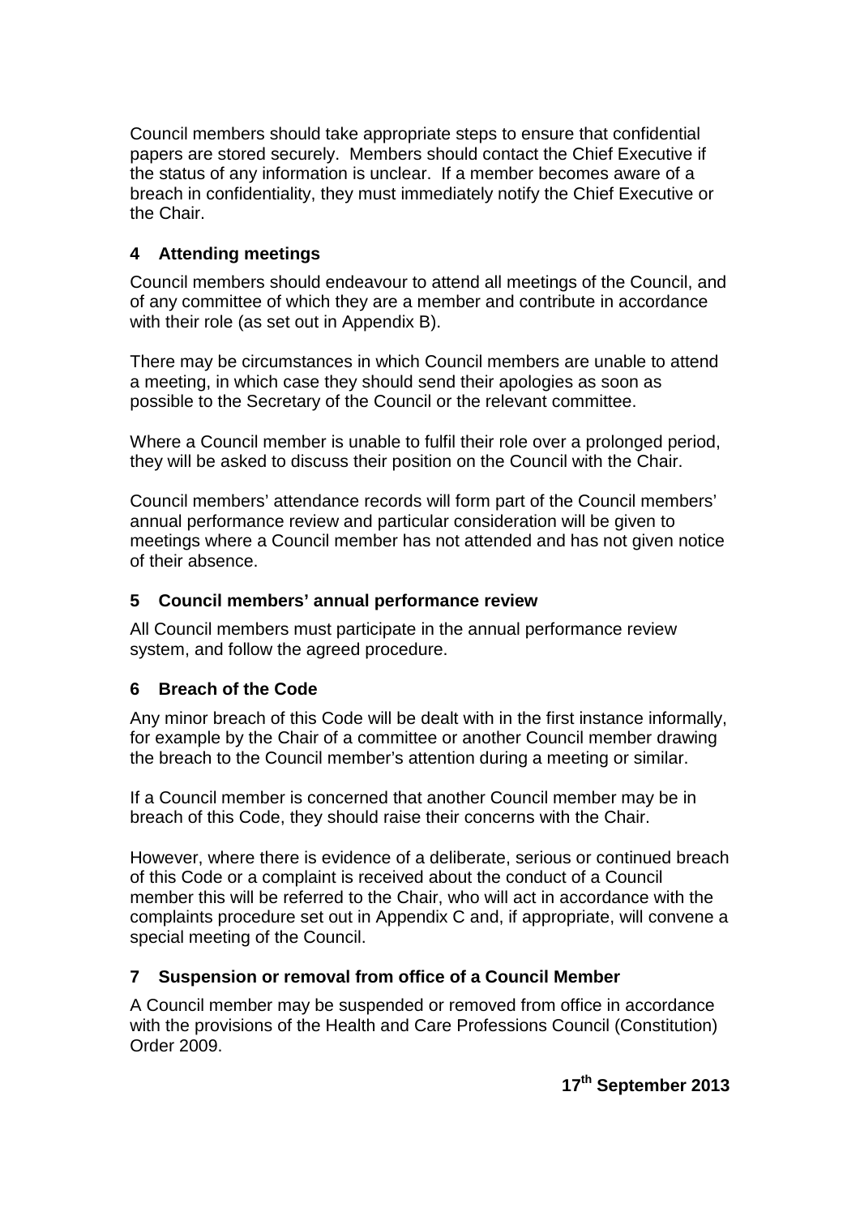Council members should take appropriate steps to ensure that confidential papers are stored securely. Members should contact the Chief Executive if the status of any information is unclear. If a member becomes aware of a breach in confidentiality, they must immediately notify the Chief Executive or the Chair.

### 4 Attending meetings

Council members should endeavour to attend all meetings of the Council, and of any committee of which they are a member and contribute in accordance with their role (as set out in Appendix B).

There may be circumstances in which Council members are unable to attend a meeting, in which case they should send their apologies as soon as possible to the Secretary of the Council or the relevant committee.

Where a Council member is unable to fulfil their role over a prolonged period, they will be asked to discuss their position on the Council with the Chair.

Council members' attendance records will form part of the Council members' annual performance review and particular consideration will be given to meetings where a Council member has not attended and has not given notice of their absence.

### 5 Council members' annual performance review

All Council members must participate in the annual performance review system, and follow the agreed procedure.

### 6 Breach of the Code

Any minor breach of this Code will be dealt with in the first instance informally, for example by the Chair of a committee or another Council member drawing the breach to the Council member's attention during a meeting or similar.

If a Council member is concerned that another Council member may be in breach of this Code, they should raise their concerns with the Chair.

However, where there is evidence of a deliberate, serious or continued breach of this Code or a complaint is received about the conduct of a Council member this will be referred to the Chair, who will act in accordance with the complaints procedure set out in Appendix C and, if appropriate, will convene a special meeting of the Council.

### 7 Suspension or removal from office of a Council Member

A Council member may be suspended or removed from office in accordance with the provisions of the Health and Care Professions Council (Constitution) Order 2009.

**17th September 2013**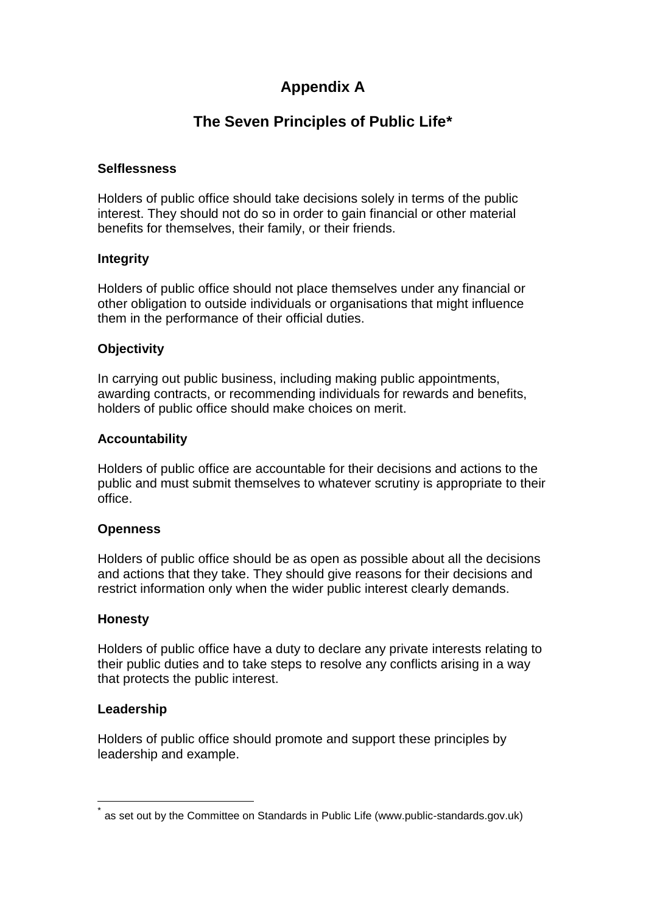# Appendix A

## The Seven Principles of Public Life*

### Selflessness

Holders of public office should take decisions solely in terms of the public interest. They should not do so in order to gain financial or other material benefits for themselves, their family, or their friends.

### Integrity

Holders of public office should not place themselves under any financial or other obligation to outside individuals or organisations that might influence them in the performance of their official duties.

### Objectivity

In carrying out public business, including making public appointments, awarding contracts, or recommending individuals for rewards and benefits, holders of public office should make choices on merit.

### Accountability

Holders of public office are accountable for their decisions and actions to the public and must submit themselves to whatever scrutiny is appropriate to their office.

### Openness

Holders of public office should be as open as possible about all the decisions and actions that they take. They should give reasons for their decisions and restrict information only when the wider public interest clearly demands.

### Honesty

Holders of public office have a duty to declare any private interests relating to their public duties and to take steps to resolve any conflicts arising in a way that protects the public interest.

### Leadership

Holders of public office should promote and support these principles by leadership and example.

---

* as set out by the Committee on Standards in Public Life (www.public-standards.gov.uk)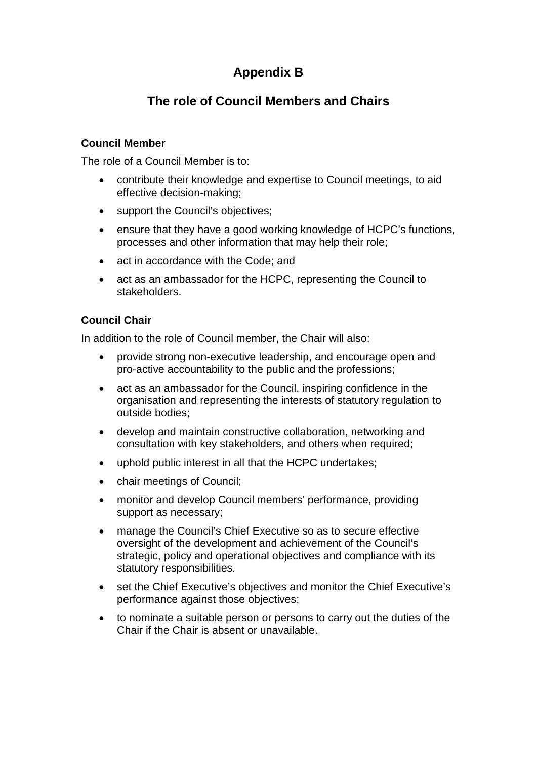# Appendix B

## The role of Council Members and Chairs

### Council Member

The role of a Council Member is to:

- contribute their knowledge and expertise to Council meetings, to aid effective decision-making;
- support the Council's objectives;
- ensure that they have a good working knowledge of HCPC's functions, processes and other information that may help their role;
- act in accordance with the Code; and
- act as an ambassador for the HCPC, representing the Council to stakeholders.

### Council Chair

In addition to the role of Council member, the Chair will also:

- provide strong non-executive leadership, and encourage open and pro-active accountability to the public and the professions;
- act as an ambassador for the Council, inspiring confidence in the organisation and representing the interests of statutory regulation to outside bodies;
- develop and maintain constructive collaboration, networking and consultation with key stakeholders, and others when required;
- uphold public interest in all that the HCPC undertakes;
- chair meetings of Council;
- monitor and develop Council members' performance, providing support as necessary;
- manage the Council's Chief Executive so as to secure effective oversight of the development and achievement of the Council's strategic, policy and operational objectives and compliance with its statutory responsibilities.
- set the Chief Executive's objectives and monitor the Chief Executive's performance against those objectives;
- to nominate a suitable person or persons to carry out the duties of the Chair if the Chair is absent or unavailable.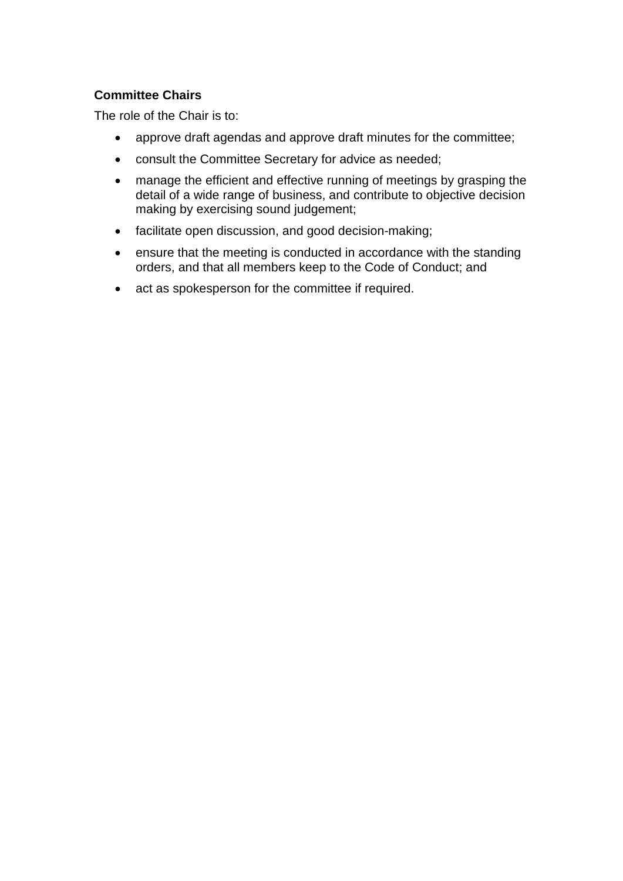**Committee Chairs**

The role of the Chair is to:

- approve draft agendas and approve draft minutes for the committee;
- consult the Committee Secretary for advice as needed;
- manage the efficient and effective running of meetings by grasping the detail of a wide range of business, and contribute to objective decision making by exercising sound judgement;
- facilitate open discussion, and good decision-making;
- ensure that the meeting is conducted in accordance with the standing orders, and that all members keep to the Code of Conduct; and
- act as spokesperson for the committee if required.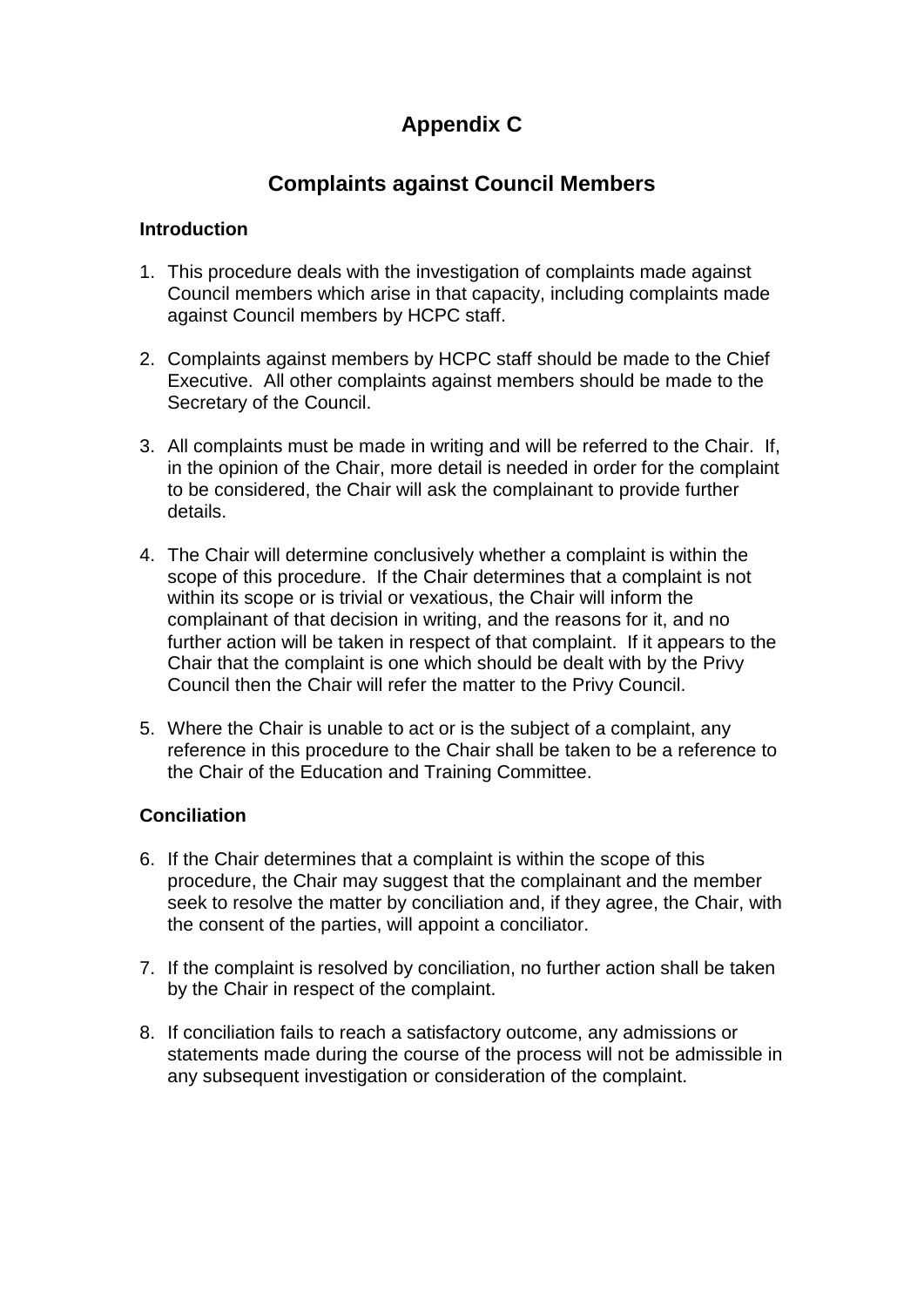# Appendix C

## Complaints against Council Members

**Introduction**

1. This procedure deals with the investigation of complaints made against Council members which arise in that capacity, including complaints made against Council members by HCPC staff.

2. Complaints against members by HCPC staff should be made to the Chief Executive. All other complaints against members should be made to the Secretary of the Council.

3. All complaints must be made in writing and will be referred to the Chair. If, in the opinion of the Chair, more detail is needed in order for the complaint to be considered, the Chair will ask the complainant to provide further details.

4. The Chair will determine conclusively whether a complaint is within the scope of this procedure. If the Chair determines that a complaint is not within its scope or is trivial or vexatious, the Chair will inform the complainant of that decision in writing, and the reasons for it, and no further action will be taken in respect of that complaint. If it appears to the Chair that the complaint is one which should be dealt with by the Privy Council then the Chair will refer the matter to the Privy Council.

5. Where the Chair is unable to act or is the subject of a complaint, any reference in this procedure to the Chair shall be taken to be a reference to the Chair of the Education and Training Committee.

**Conciliation**

6. If the Chair determines that a complaint is within the scope of this procedure, the Chair may suggest that the complainant and the member seek to resolve the matter by conciliation and, if they agree, the Chair, with the consent of the parties, will appoint a conciliator.

7. If the complaint is resolved by conciliation, no further action shall be taken by the Chair in respect of the complaint.

8. If conciliation fails to reach a satisfactory outcome, any admissions or statements made during the course of the process will not be admissible in any subsequent investigation or consideration of the complaint.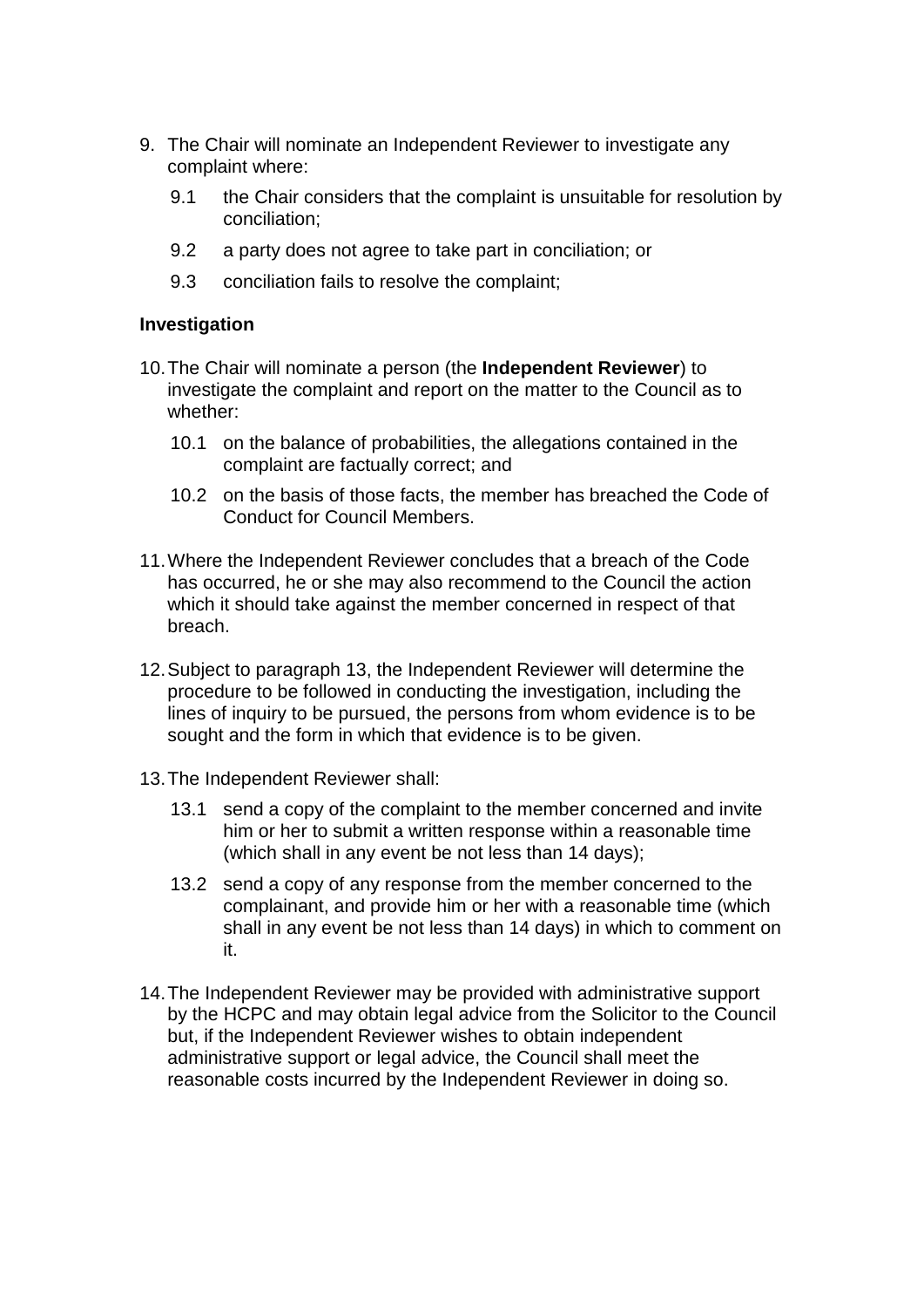9. The Chair will nominate an Independent Reviewer to investigate any complaint where:

    9.1 the Chair considers that the complaint is unsuitable for resolution by conciliation;

    9.2 a party does not agree to take part in conciliation; or

    9.3 conciliation fails to resolve the complaint;

**Investigation**

10. The Chair will nominate a person (the **Independent Reviewer**) to investigate the complaint and report on the matter to the Council as to whether:

    10.1 on the balance of probabilities, the allegations contained in the complaint are factually correct; and

    10.2 on the basis of those facts, the member has breached the Code of Conduct for Council Members.

11. Where the Independent Reviewer concludes that a breach of the Code has occurred, he or she may also recommend to the Council the action which it should take against the member concerned in respect of that breach.

12. Subject to paragraph 13, the Independent Reviewer will determine the procedure to be followed in conducting the investigation, including the lines of inquiry to be pursued, the persons from whom evidence is to be sought and the form in which that evidence is to be given.

13. The Independent Reviewer shall:

    13.1 send a copy of the complaint to the member concerned and invite him or her to submit a written response within a reasonable time (which shall in any event be not less than 14 days);

    13.2 send a copy of any response from the member concerned to the complainant, and provide him or her with a reasonable time (which shall in any event be not less than 14 days) in which to comment on it.

14. The Independent Reviewer may be provided with administrative support by the HCPC and may obtain legal advice from the Solicitor to the Council but, if the Independent Reviewer wishes to obtain independent administrative support or legal advice, the Council shall meet the reasonable costs incurred by the Independent Reviewer in doing so.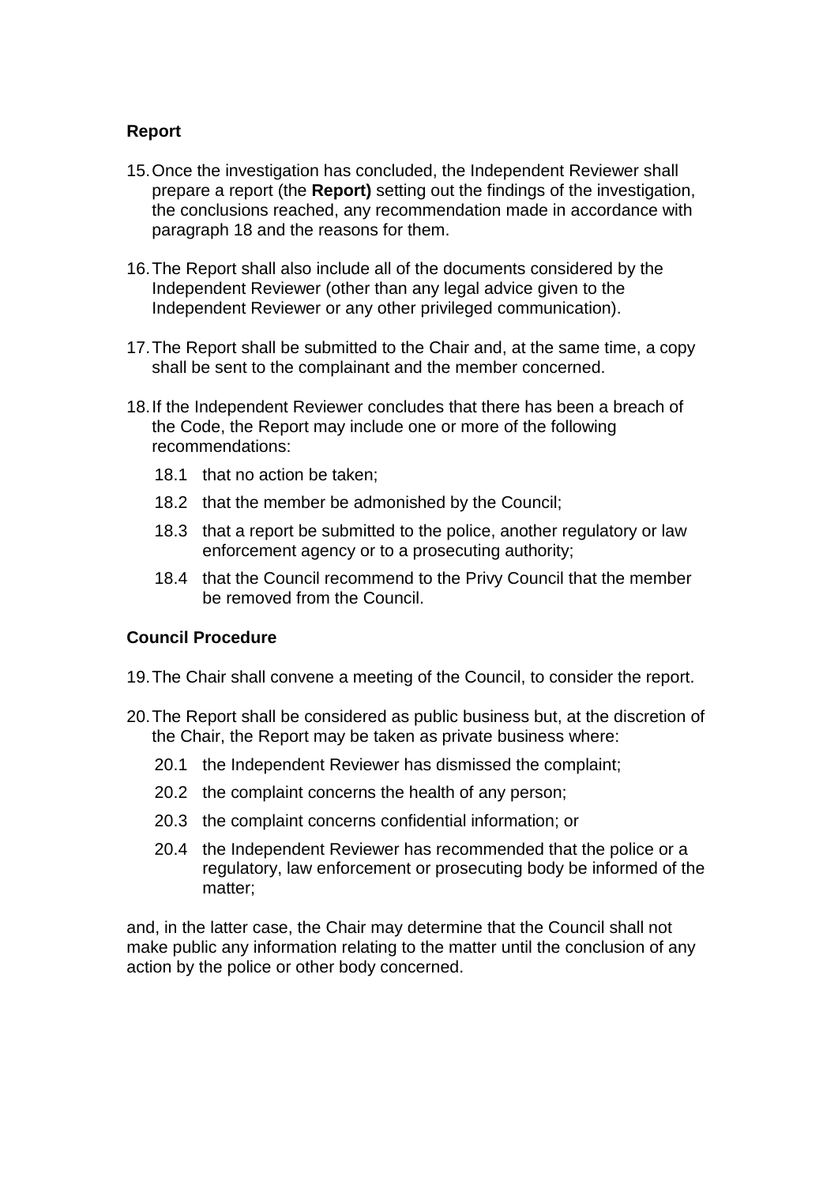**Report**

15. Once the investigation has concluded, the Independent Reviewer shall prepare a report (the **Report)** setting out the findings of the investigation, the conclusions reached, any recommendation made in accordance with paragraph 18 and the reasons for them.

16. The Report shall also include all of the documents considered by the Independent Reviewer (other than any legal advice given to the Independent Reviewer or any other privileged communication).

17. The Report shall be submitted to the Chair and, at the same time, a copy shall be sent to the complainant and the member concerned.

18. If the Independent Reviewer concludes that there has been a breach of the Code, the Report may include one or more of the following recommendations:

    18.1 that no action be taken;

    18.2 that the member be admonished by the Council;

    18.3 that a report be submitted to the police, another regulatory or law enforcement agency or to a prosecuting authority;

    18.4 that the Council recommend to the Privy Council that the member be removed from the Council.

**Council Procedure**

19. The Chair shall convene a meeting of the Council, to consider the report.

20. The Report shall be considered as public business but, at the discretion of the Chair, the Report may be taken as private business where:

    20.1 the Independent Reviewer has dismissed the complaint;

    20.2 the complaint concerns the health of any person;

    20.3 the complaint concerns confidential information; or

    20.4 the Independent Reviewer has recommended that the police or a regulatory, law enforcement or prosecuting body be informed of the matter;

and, in the latter case, the Chair may determine that the Council shall not make public any information relating to the matter until the conclusion of any action by the police or other body concerned.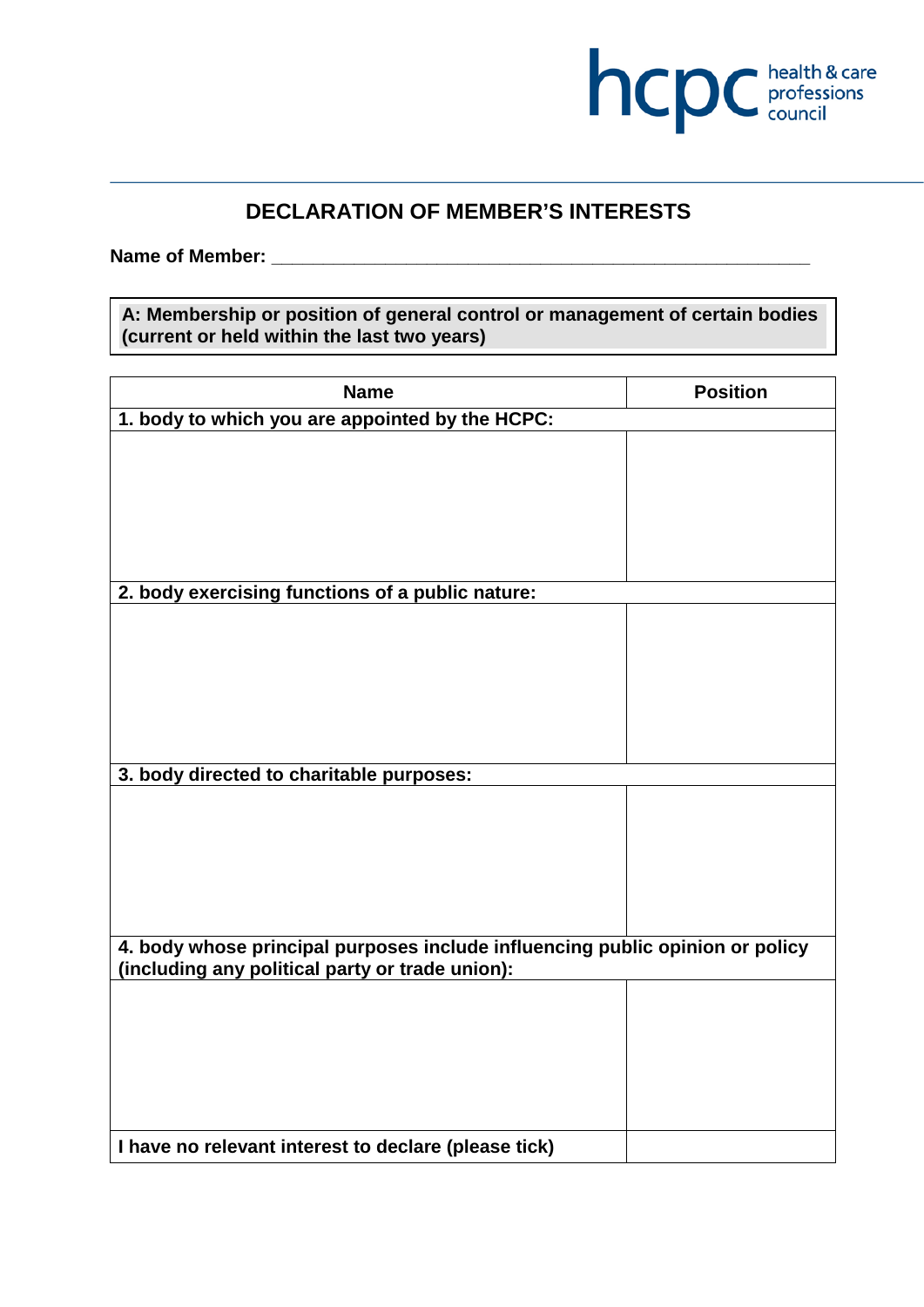hcpc health & care professions council

# DECLARATION OF MEMBER'S INTERESTS

**Name of Member:** ______________________________________________________

**A: Membership or position of general control or management of certain bodies (current or held within the last two years)**

| Name | Position |
|---|---|
| **1. body to which you are appointed by the HCPC:** | |
| | |
| **2. body exercising functions of a public nature:** | |
| | |
| **3. body directed to charitable purposes:** | |
| | |
| **4. body whose principal purposes include influencing public opinion or policy (including any political party or trade union):** | |
| | |
| **I have no relevant interest to declare (please tick)** | |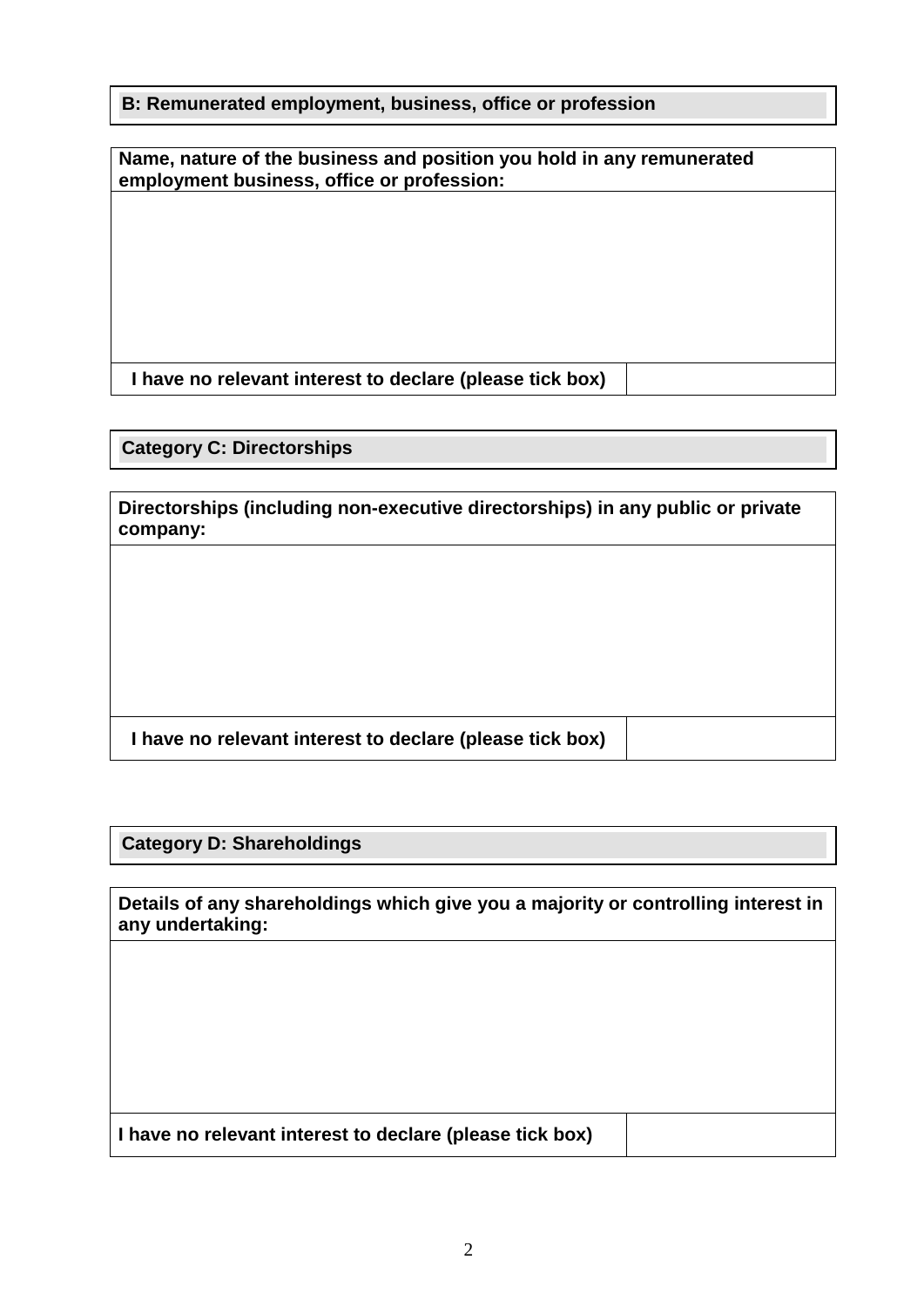## B: Remunerated employment, business, office or profession

| Name, nature of the business and position you hold in any remunerated employment business, office or profession: | |
|---|---|
| | |
| I have no relevant interest to declare (please tick box) | |

## Category C: Directorships

| Directorships (including non-executive directorships) in any public or private company: | |
|---|---|
| | |
| I have no relevant interest to declare (please tick box) | |

## Category D: Shareholdings

| Details of any shareholdings which give you a majority or controlling interest in any undertaking: | |
|---|---|
| | |
| I have no relevant interest to declare (please tick box) | |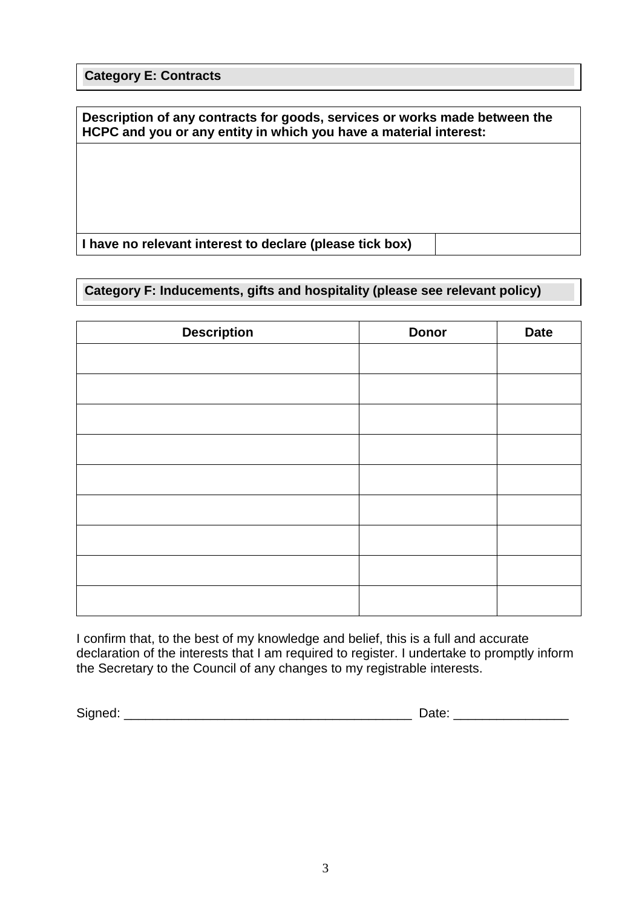**Category E: Contracts**

| Description of any contracts for goods, services or works made between the HCPC and you or any entity in which you have a material interest: | |
|---|---|
| | |
| I have no relevant interest to declare (please tick box) | |

**Category F: Inducements, gifts and hospitality (please see relevant policy)**

| Description | Donor | Date |
|---|---|---|
| | | |
| | | |
| | | |
| | | |
| | | |
| | | |
| | | |
| | | |
| | | |

I confirm that, to the best of my knowledge and belief, this is a full and accurate declaration of the interests that I am required to register. I undertake to promptly inform the Secretary to the Council of any changes to my registrable interests.

Signed: ________________________________________ Date: ________________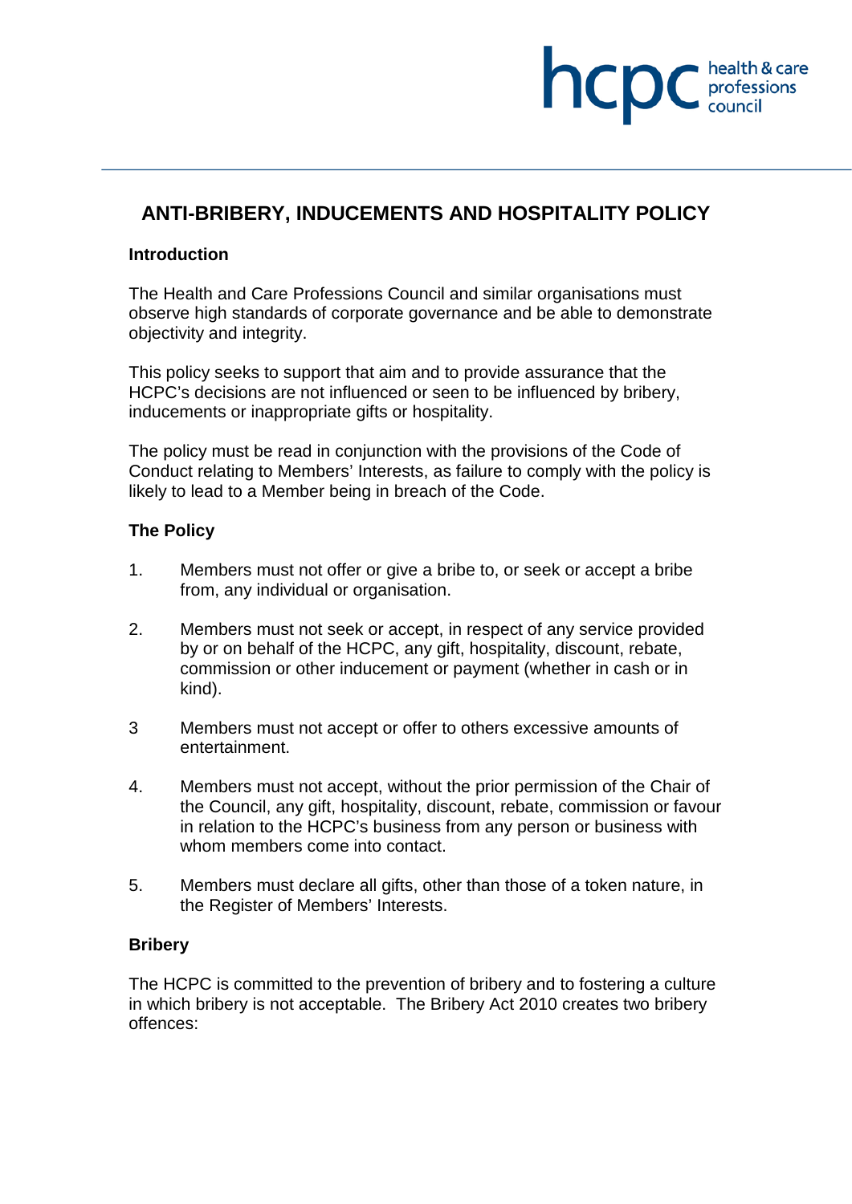# ANTI-BRIBERY, INDUCEMENTS AND HOSPITALITY POLICY

## Introduction

The Health and Care Professions Council and similar organisations must observe high standards of corporate governance and be able to demonstrate objectivity and integrity.

This policy seeks to support that aim and to provide assurance that the HCPC's decisions are not influenced or seen to be influenced by bribery, inducements or inappropriate gifts or hospitality.

The policy must be read in conjunction with the provisions of the Code of Conduct relating to Members' Interests, as failure to comply with the policy is likely to lead to a Member being in breach of the Code.

## The Policy

1. Members must not offer or give a bribe to, or seek or accept a bribe from, any individual or organisation.

2. Members must not seek or accept, in respect of any service provided by or on behalf of the HCPC, any gift, hospitality, discount, rebate, commission or other inducement or payment (whether in cash or in kind).

3 Members must not accept or offer to others excessive amounts of entertainment.

4. Members must not accept, without the prior permission of the Chair of the Council, any gift, hospitality, discount, rebate, commission or favour in relation to the HCPC's business from any person or business with whom members come into contact.

5. Members must declare all gifts, other than those of a token nature, in the Register of Members' Interests.

## Bribery

The HCPC is committed to the prevention of bribery and to fostering a culture in which bribery is not acceptable. The Bribery Act 2010 creates two bribery offences: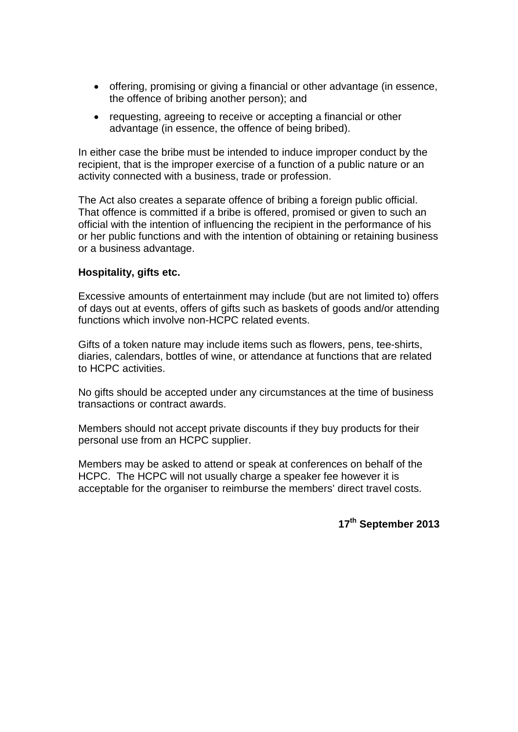- offering, promising or giving a financial or other advantage (in essence, the offence of bribing another person); and
- requesting, agreeing to receive or accepting a financial or other advantage (in essence, the offence of being bribed).

In either case the bribe must be intended to induce improper conduct by the recipient, that is the improper exercise of a function of a public nature or an activity connected with a business, trade or profession.

The Act also creates a separate offence of bribing a foreign public official. That offence is committed if a bribe is offered, promised or given to such an official with the intention of influencing the recipient in the performance of his or her public functions and with the intention of obtaining or retaining business or a business advantage.

**Hospitality, gifts etc.**

Excessive amounts of entertainment may include (but are not limited to) offers of days out at events, offers of gifts such as baskets of goods and/or attending functions which involve non-HCPC related events.

Gifts of a token nature may include items such as flowers, pens, tee-shirts, diaries, calendars, bottles of wine, or attendance at functions that are related to HCPC activities.

No gifts should be accepted under any circumstances at the time of business transactions or contract awards.

Members should not accept private discounts if they buy products for their personal use from an HCPC supplier.

Members may be asked to attend or speak at conferences on behalf of the HCPC. The HCPC will not usually charge a speaker fee however it is acceptable for the organiser to reimburse the members' direct travel costs.

**17th September 2013**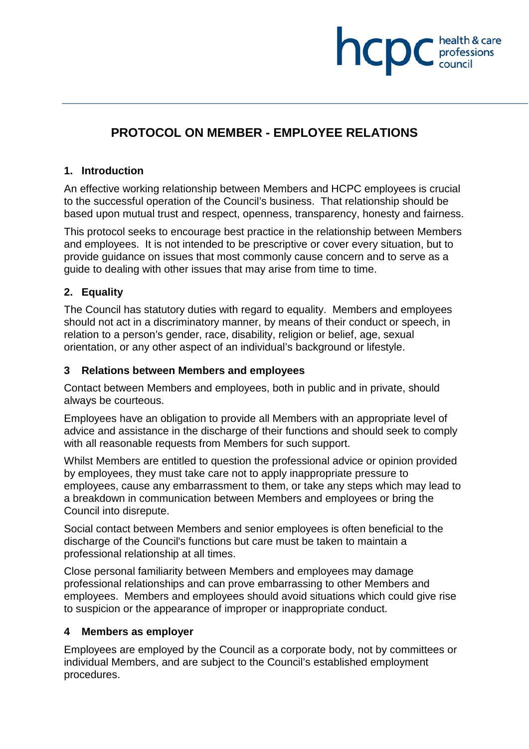# PROTOCOL ON MEMBER - EMPLOYEE RELATIONS

## 1. Introduction

An effective working relationship between Members and HCPC employees is crucial to the successful operation of the Council's business. That relationship should be based upon mutual trust and respect, openness, transparency, honesty and fairness.

This protocol seeks to encourage best practice in the relationship between Members and employees. It is not intended to be prescriptive or cover every situation, but to provide guidance on issues that most commonly cause concern and to serve as a guide to dealing with other issues that may arise from time to time.

## 2. Equality

The Council has statutory duties with regard to equality. Members and employees should not act in a discriminatory manner, by means of their conduct or speech, in relation to a person's gender, race, disability, religion or belief, age, sexual orientation, or any other aspect of an individual's background or lifestyle.

## 3 Relations between Members and employees

Contact between Members and employees, both in public and in private, should always be courteous.

Employees have an obligation to provide all Members with an appropriate level of advice and assistance in the discharge of their functions and should seek to comply with all reasonable requests from Members for such support.

Whilst Members are entitled to question the professional advice or opinion provided by employees, they must take care not to apply inappropriate pressure to employees, cause any embarrassment to them, or take any steps which may lead to a breakdown in communication between Members and employees or bring the Council into disrepute.

Social contact between Members and senior employees is often beneficial to the discharge of the Council's functions but care must be taken to maintain a professional relationship at all times.

Close personal familiarity between Members and employees may damage professional relationships and can prove embarrassing to other Members and employees. Members and employees should avoid situations which could give rise to suspicion or the appearance of improper or inappropriate conduct.

## 4 Members as employer

Employees are employed by the Council as a corporate body, not by committees or individual Members, and are subject to the Council's established employment procedures.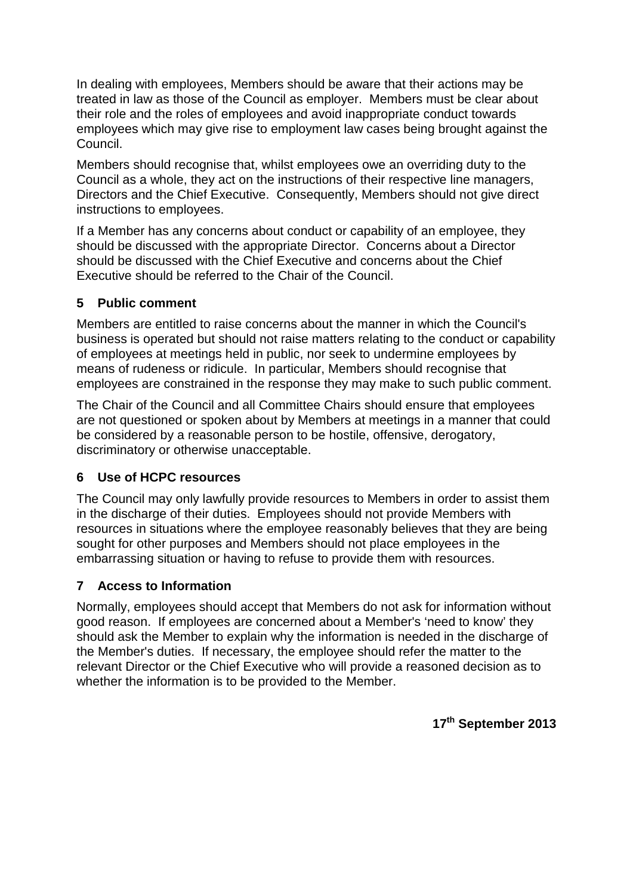In dealing with employees, Members should be aware that their actions may be treated in law as those of the Council as employer. Members must be clear about their role and the roles of employees and avoid inappropriate conduct towards employees which may give rise to employment law cases being brought against the Council.

Members should recognise that, whilst employees owe an overriding duty to the Council as a whole, they act on the instructions of their respective line managers, Directors and the Chief Executive. Consequently, Members should not give direct instructions to employees.

If a Member has any concerns about conduct or capability of an employee, they should be discussed with the appropriate Director. Concerns about a Director should be discussed with the Chief Executive and concerns about the Chief Executive should be referred to the Chair of the Council.

## 5 Public comment

Members are entitled to raise concerns about the manner in which the Council's business is operated but should not raise matters relating to the conduct or capability of employees at meetings held in public, nor seek to undermine employees by means of rudeness or ridicule. In particular, Members should recognise that employees are constrained in the response they may make to such public comment.

The Chair of the Council and all Committee Chairs should ensure that employees are not questioned or spoken about by Members at meetings in a manner that could be considered by a reasonable person to be hostile, offensive, derogatory, discriminatory or otherwise unacceptable.

## 6 Use of HCPC resources

The Council may only lawfully provide resources to Members in order to assist them in the discharge of their duties. Employees should not provide Members with resources in situations where the employee reasonably believes that they are being sought for other purposes and Members should not place employees in the embarrassing situation or having to refuse to provide them with resources.

## 7 Access to Information

Normally, employees should accept that Members do not ask for information without good reason. If employees are concerned about a Member's 'need to know' they should ask the Member to explain why the information is needed in the discharge of the Member's duties. If necessary, the employee should refer the matter to the relevant Director or the Chief Executive who will provide a reasoned decision as to whether the information is to be provided to the Member.

**17th September 2013**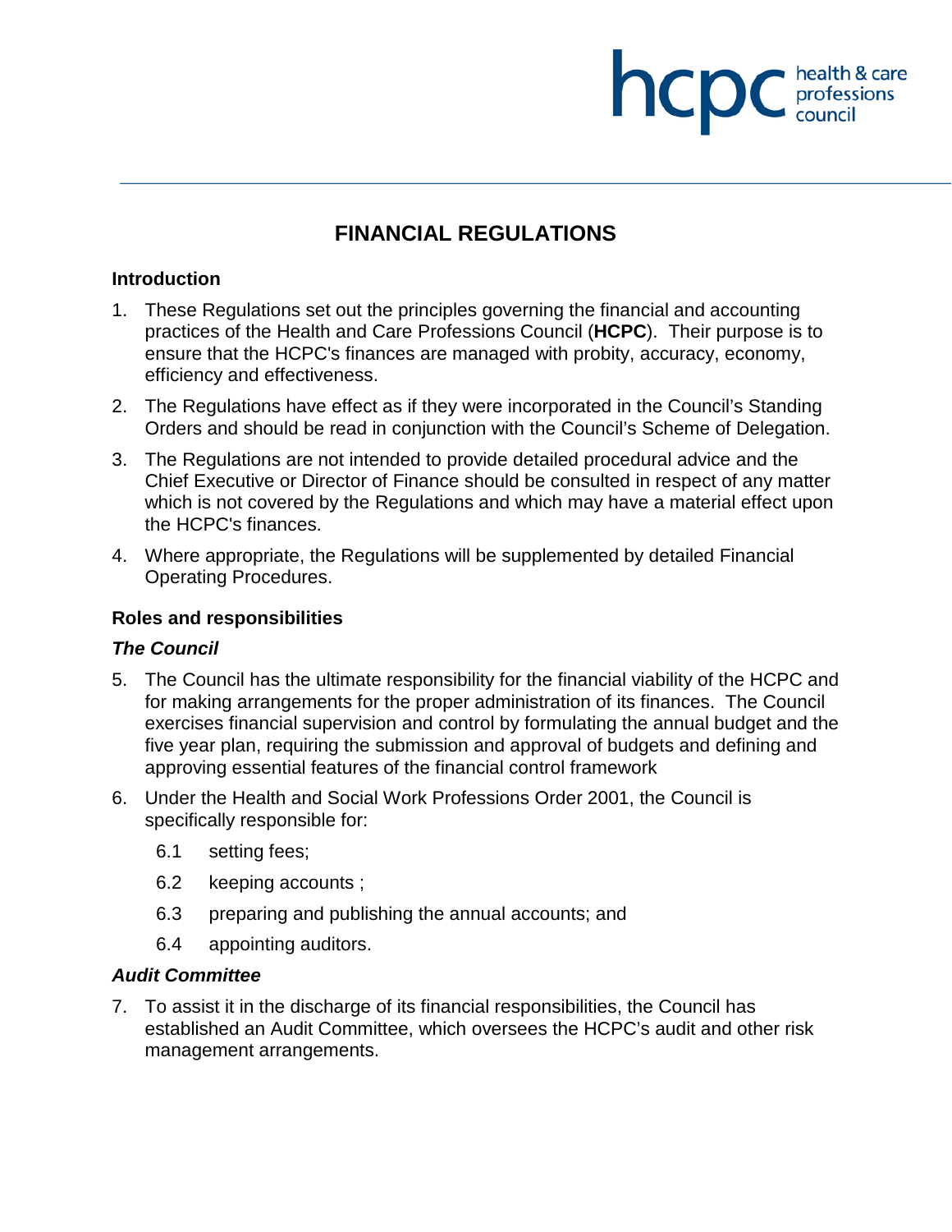# FINANCIAL REGULATIONS

## Introduction

1. These Regulations set out the principles governing the financial and accounting practices of the Health and Care Professions Council (**HCPC**). Their purpose is to ensure that the HCPC's finances are managed with probity, accuracy, economy, efficiency and effectiveness.
2. The Regulations have effect as if they were incorporated in the Council's Standing Orders and should be read in conjunction with the Council's Scheme of Delegation.
3. The Regulations are not intended to provide detailed procedural advice and the Chief Executive or Director of Finance should be consulted in respect of any matter which is not covered by the Regulations and which may have a material effect upon the HCPC's finances.
4. Where appropriate, the Regulations will be supplemented by detailed Financial Operating Procedures.

## Roles and responsibilities

### *The Council*

5. The Council has the ultimate responsibility for the financial viability of the HCPC and for making arrangements for the proper administration of its finances. The Council exercises financial supervision and control by formulating the annual budget and the five year plan, requiring the submission and approval of budgets and defining and approving essential features of the financial control framework
6. Under the Health and Social Work Professions Order 2001, the Council is specifically responsible for:

   6.1 setting fees;

   6.2 keeping accounts ;

   6.3 preparing and publishing the annual accounts; and

   6.4 appointing auditors.

### *Audit Committee*

7. To assist it in the discharge of its financial responsibilities, the Council has established an Audit Committee, which oversees the HCPC's audit and other risk management arrangements.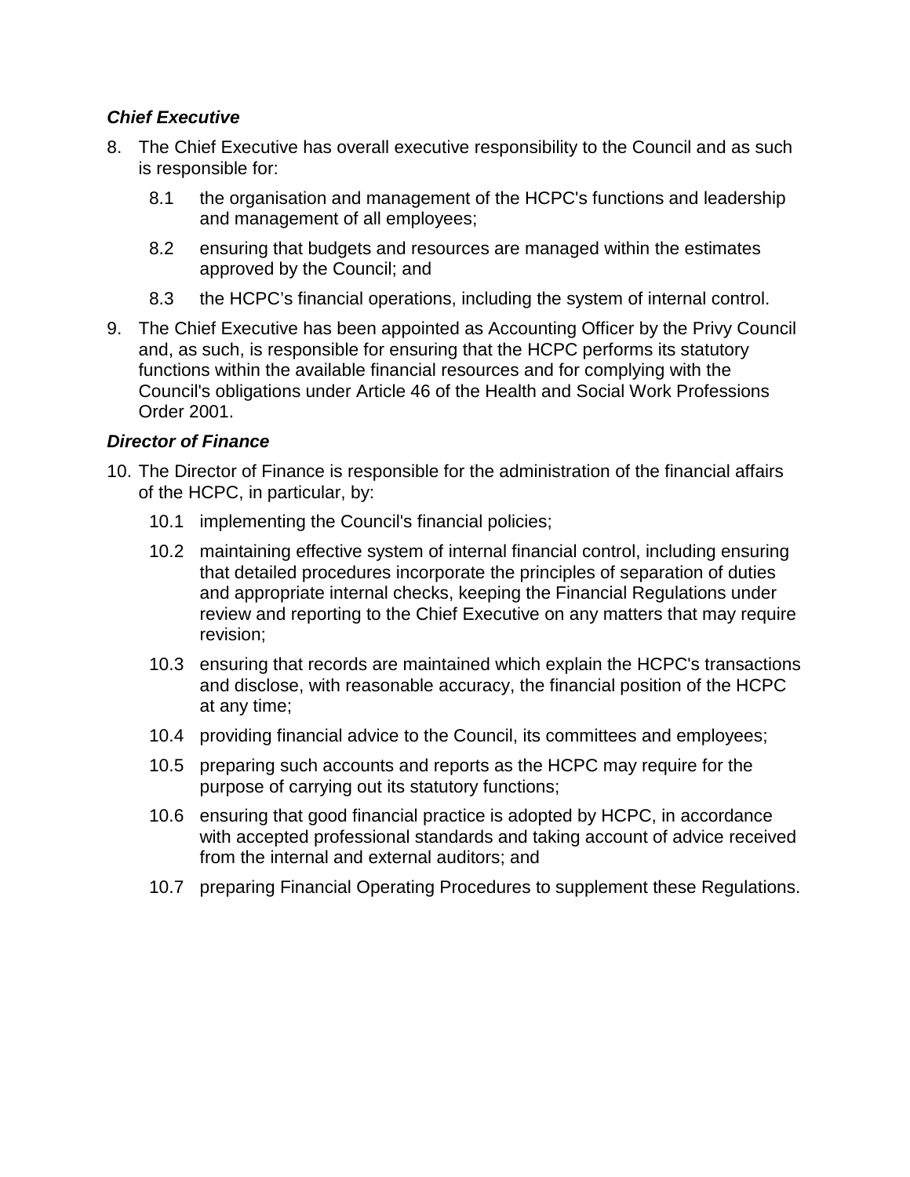### *Chief Executive*

8. The Chief Executive has overall executive responsibility to the Council and as such is responsible for:

   8.1 the organisation and management of the HCPC's functions and leadership and management of all employees;

   8.2 ensuring that budgets and resources are managed within the estimates approved by the Council; and

   8.3 the HCPC’s financial operations, including the system of internal control.

9. The Chief Executive has been appointed as Accounting Officer by the Privy Council and, as such, is responsible for ensuring that the HCPC performs its statutory functions within the available financial resources and for complying with the Council's obligations under Article 46 of the Health and Social Work Professions Order 2001.

### *Director of Finance*

10. The Director of Finance is responsible for the administration of the financial affairs of the HCPC, in particular, by:

    10.1 implementing the Council's financial policies;

    10.2 maintaining effective system of internal financial control, including ensuring that detailed procedures incorporate the principles of separation of duties and appropriate internal checks, keeping the Financial Regulations under review and reporting to the Chief Executive on any matters that may require revision;

    10.3 ensuring that records are maintained which explain the HCPC's transactions and disclose, with reasonable accuracy, the financial position of the HCPC at any time;

    10.4 providing financial advice to the Council, its committees and employees;

    10.5 preparing such accounts and reports as the HCPC may require for the purpose of carrying out its statutory functions;

    10.6 ensuring that good financial practice is adopted by HCPC, in accordance with accepted professional standards and taking account of advice received from the internal and external auditors; and

    10.7 preparing Financial Operating Procedures to supplement these Regulations.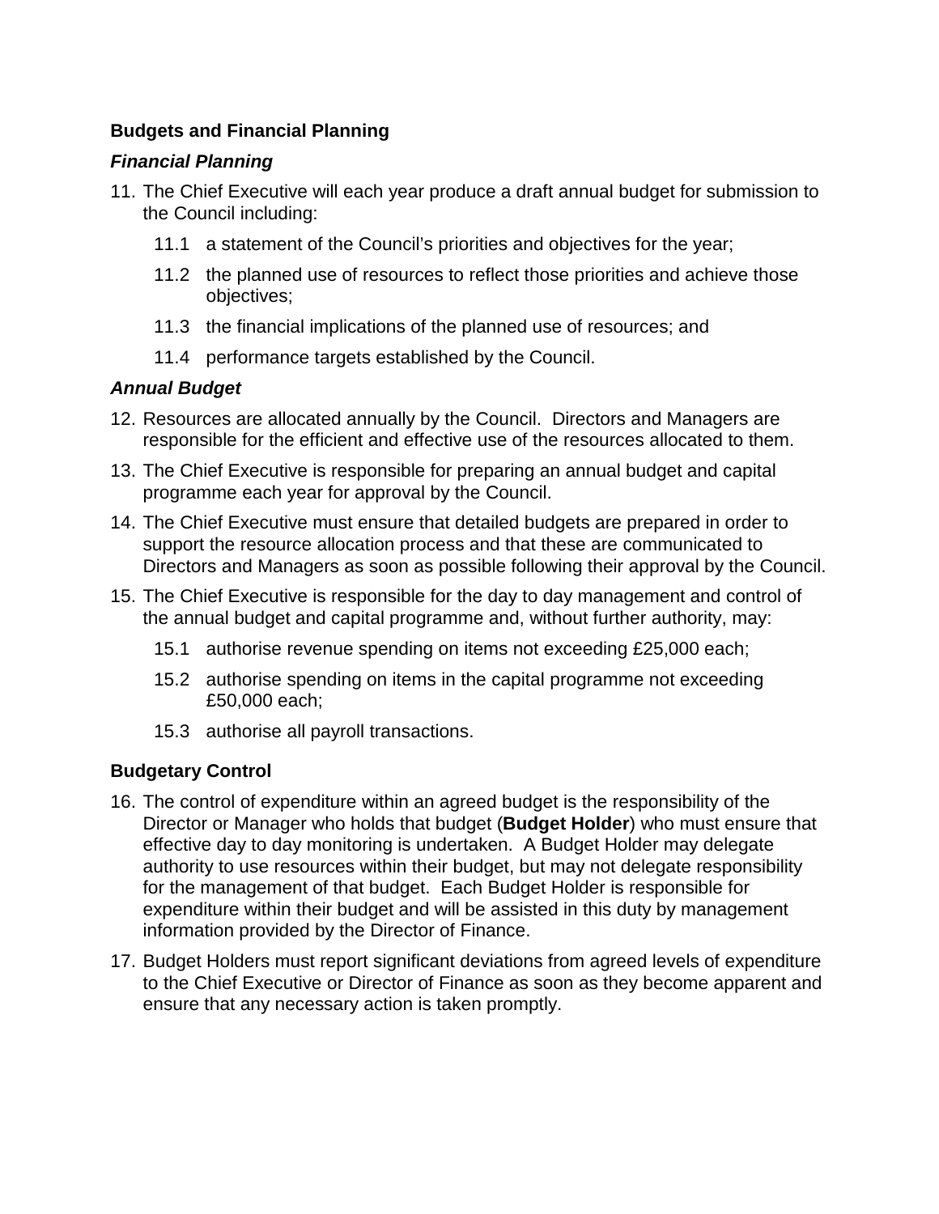**Budgets and Financial Planning**

***Financial Planning***

11. The Chief Executive will each year produce a draft annual budget for submission to the Council including:
    - 11.1 a statement of the Council's priorities and objectives for the year;
    - 11.2 the planned use of resources to reflect those priorities and achieve those objectives;
    - 11.3 the financial implications of the planned use of resources; and
    - 11.4 performance targets established by the Council.

***Annual Budget***

12. Resources are allocated annually by the Council. Directors and Managers are responsible for the efficient and effective use of the resources allocated to them.
13. The Chief Executive is responsible for preparing an annual budget and capital programme each year for approval by the Council.
14. The Chief Executive must ensure that detailed budgets are prepared in order to support the resource allocation process and that these are communicated to Directors and Managers as soon as possible following their approval by the Council.
15. The Chief Executive is responsible for the day to day management and control of the annual budget and capital programme and, without further authority, may:
    - 15.1 authorise revenue spending on items not exceeding £25,000 each;
    - 15.2 authorise spending on items in the capital programme not exceeding £50,000 each;
    - 15.3 authorise all payroll transactions.

**Budgetary Control**

16. The control of expenditure within an agreed budget is the responsibility of the Director or Manager who holds that budget (**Budget Holder**) who must ensure that effective day to day monitoring is undertaken. A Budget Holder may delegate authority to use resources within their budget, but may not delegate responsibility for the management of that budget. Each Budget Holder is responsible for expenditure within their budget and will be assisted in this duty by management information provided by the Director of Finance.
17. Budget Holders must report significant deviations from agreed levels of expenditure to the Chief Executive or Director of Finance as soon as they become apparent and ensure that any necessary action is taken promptly.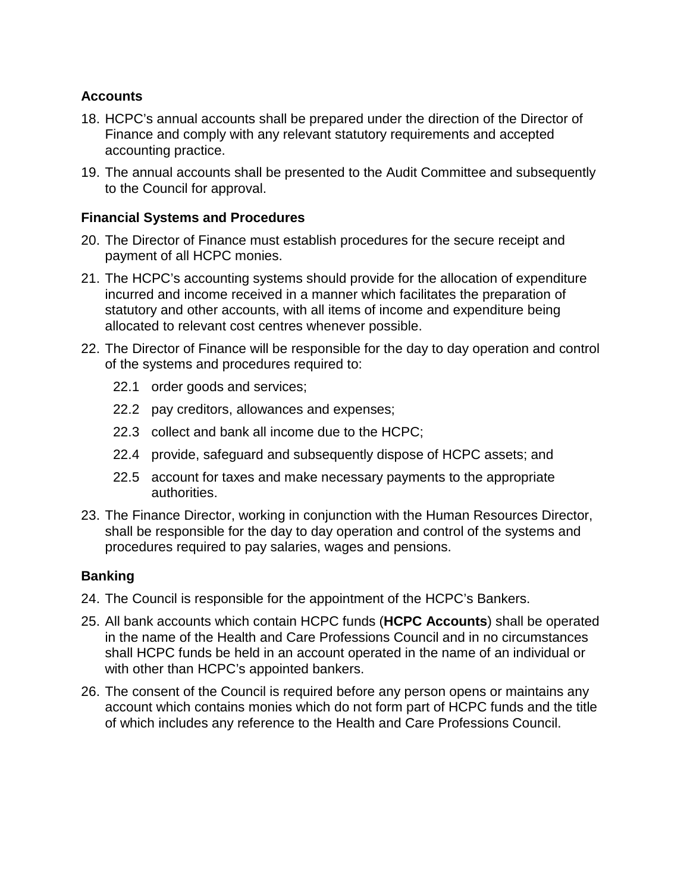**Accounts**

18. HCPC's annual accounts shall be prepared under the direction of the Director of Finance and comply with any relevant statutory requirements and accepted accounting practice.
19. The annual accounts shall be presented to the Audit Committee and subsequently to the Council for approval.

**Financial Systems and Procedures**

20. The Director of Finance must establish procedures for the secure receipt and payment of all HCPC monies.
21. The HCPC's accounting systems should provide for the allocation of expenditure incurred and income received in a manner which facilitates the preparation of statutory and other accounts, with all items of income and expenditure being allocated to relevant cost centres whenever possible.
22. The Director of Finance will be responsible for the day to day operation and control of the systems and procedures required to:
    - 22.1 order goods and services;
    - 22.2 pay creditors, allowances and expenses;
    - 22.3 collect and bank all income due to the HCPC;
    - 22.4 provide, safeguard and subsequently dispose of HCPC assets; and
    - 22.5 account for taxes and make necessary payments to the appropriate authorities.
23. The Finance Director, working in conjunction with the Human Resources Director, shall be responsible for the day to day operation and control of the systems and procedures required to pay salaries, wages and pensions.

**Banking**

24. The Council is responsible for the appointment of the HCPC's Bankers.
25. All bank accounts which contain HCPC funds (**HCPC Accounts**) shall be operated in the name of the Health and Care Professions Council and in no circumstances shall HCPC funds be held in an account operated in the name of an individual or with other than HCPC's appointed bankers.
26. The consent of the Council is required before any person opens or maintains any account which contains monies which do not form part of HCPC funds and the title of which includes any reference to the Health and Care Professions Council.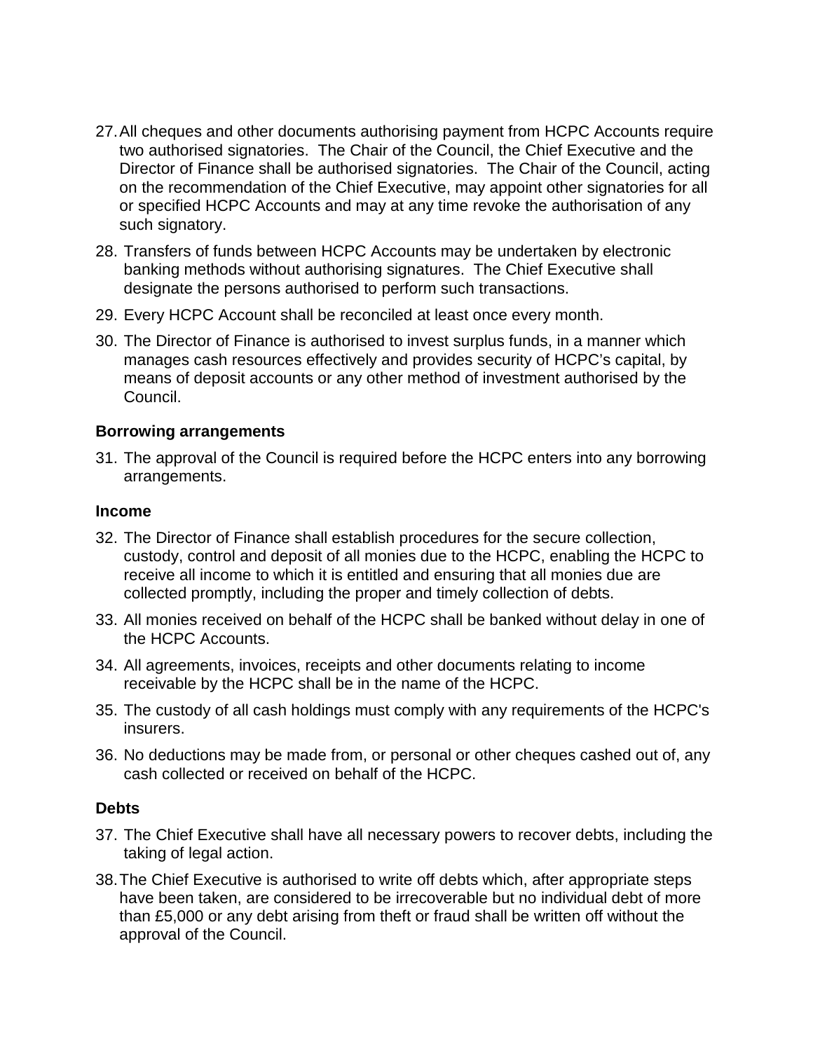27. All cheques and other documents authorising payment from HCPC Accounts require two authorised signatories. The Chair of the Council, the Chief Executive and the Director of Finance shall be authorised signatories. The Chair of the Council, acting on the recommendation of the Chief Executive, may appoint other signatories for all or specified HCPC Accounts and may at any time revoke the authorisation of any such signatory.

28. Transfers of funds between HCPC Accounts may be undertaken by electronic banking methods without authorising signatures. The Chief Executive shall designate the persons authorised to perform such transactions.

29. Every HCPC Account shall be reconciled at least once every month.

30. The Director of Finance is authorised to invest surplus funds, in a manner which manages cash resources effectively and provides security of HCPC's capital, by means of deposit accounts or any other method of investment authorised by the Council.

**Borrowing arrangements**

31. The approval of the Council is required before the HCPC enters into any borrowing arrangements.

**Income**

32. The Director of Finance shall establish procedures for the secure collection, custody, control and deposit of all monies due to the HCPC, enabling the HCPC to receive all income to which it is entitled and ensuring that all monies due are collected promptly, including the proper and timely collection of debts.

33. All monies received on behalf of the HCPC shall be banked without delay in one of the HCPC Accounts.

34. All agreements, invoices, receipts and other documents relating to income receivable by the HCPC shall be in the name of the HCPC.

35. The custody of all cash holdings must comply with any requirements of the HCPC's insurers.

36. No deductions may be made from, or personal or other cheques cashed out of, any cash collected or received on behalf of the HCPC.

**Debts**

37. The Chief Executive shall have all necessary powers to recover debts, including the taking of legal action.

38. The Chief Executive is authorised to write off debts which, after appropriate steps have been taken, are considered to be irrecoverable but no individual debt of more than £5,000 or any debt arising from theft or fraud shall be written off without the approval of the Council.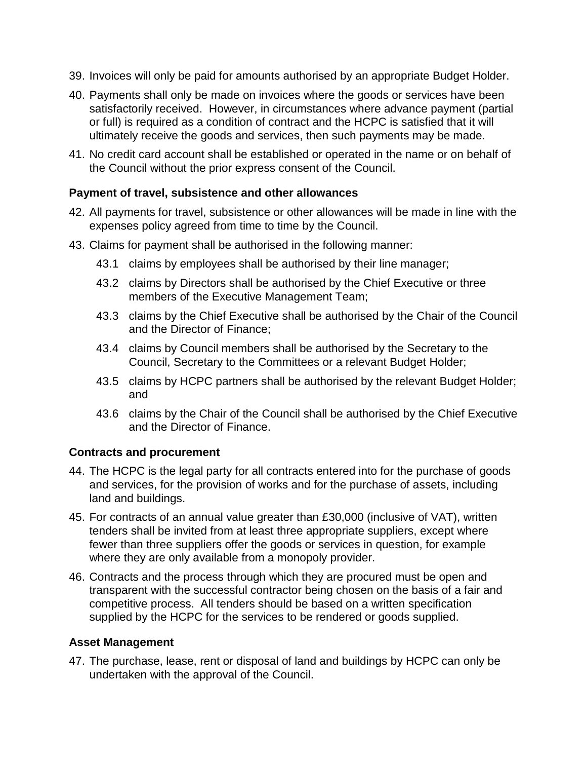39. Invoices will only be paid for amounts authorised by an appropriate Budget Holder.

40. Payments shall only be made on invoices where the goods or services have been satisfactorily received. However, in circumstances where advance payment (partial or full) is required as a condition of contract and the HCPC is satisfied that it will ultimately receive the goods and services, then such payments may be made.

41. No credit card account shall be established or operated in the name or on behalf of the Council without the prior express consent of the Council.

**Payment of travel, subsistence and other allowances**

42. All payments for travel, subsistence or other allowances will be made in line with the expenses policy agreed from time to time by the Council.

43. Claims for payment shall be authorised in the following manner:

    43.1 claims by employees shall be authorised by their line manager;

    43.2 claims by Directors shall be authorised by the Chief Executive or three members of the Executive Management Team;

    43.3 claims by the Chief Executive shall be authorised by the Chair of the Council and the Director of Finance;

    43.4 claims by Council members shall be authorised by the Secretary to the Council, Secretary to the Committees or a relevant Budget Holder;

    43.5 claims by HCPC partners shall be authorised by the relevant Budget Holder; and

    43.6 claims by the Chair of the Council shall be authorised by the Chief Executive and the Director of Finance.

**Contracts and procurement**

44. The HCPC is the legal party for all contracts entered into for the purchase of goods and services, for the provision of works and for the purchase of assets, including land and buildings.

45. For contracts of an annual value greater than £30,000 (inclusive of VAT), written tenders shall be invited from at least three appropriate suppliers, except where fewer than three suppliers offer the goods or services in question, for example where they are only available from a monopoly provider.

46. Contracts and the process through which they are procured must be open and transparent with the successful contractor being chosen on the basis of a fair and competitive process. All tenders should be based on a written specification supplied by the HCPC for the services to be rendered or goods supplied.

**Asset Management**

47. The purchase, lease, rent or disposal of land and buildings by HCPC can only be undertaken with the approval of the Council.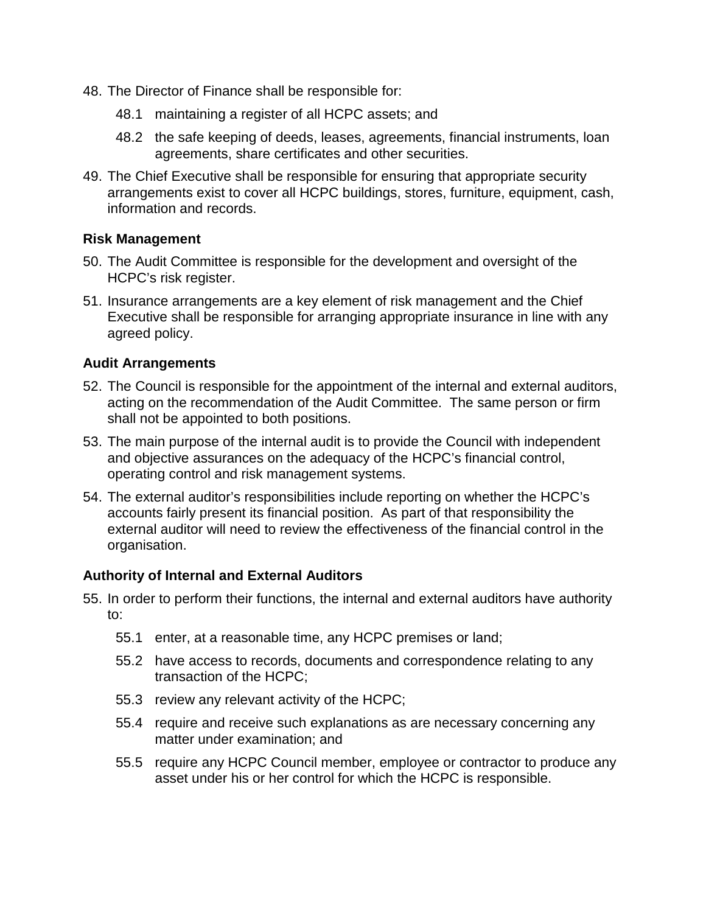48. The Director of Finance shall be responsible for:

    48.1 maintaining a register of all HCPC assets; and

    48.2 the safe keeping of deeds, leases, agreements, financial instruments, loan agreements, share certificates and other securities.

49. The Chief Executive shall be responsible for ensuring that appropriate security arrangements exist to cover all HCPC buildings, stores, furniture, equipment, cash, information and records.

### Risk Management

50. The Audit Committee is responsible for the development and oversight of the HCPC's risk register.

51. Insurance arrangements are a key element of risk management and the Chief Executive shall be responsible for arranging appropriate insurance in line with any agreed policy.

### Audit Arrangements

52. The Council is responsible for the appointment of the internal and external auditors, acting on the recommendation of the Audit Committee. The same person or firm shall not be appointed to both positions.

53. The main purpose of the internal audit is to provide the Council with independent and objective assurances on the adequacy of the HCPC's financial control, operating control and risk management systems.

54. The external auditor's responsibilities include reporting on whether the HCPC's accounts fairly present its financial position. As part of that responsibility the external auditor will need to review the effectiveness of the financial control in the organisation.

### Authority of Internal and External Auditors

55. In order to perform their functions, the internal and external auditors have authority to:

    55.1 enter, at a reasonable time, any HCPC premises or land;

    55.2 have access to records, documents and correspondence relating to any transaction of the HCPC;

    55.3 review any relevant activity of the HCPC;

    55.4 require and receive such explanations as are necessary concerning any matter under examination; and

    55.5 require any HCPC Council member, employee or contractor to produce any asset under his or her control for which the HCPC is responsible.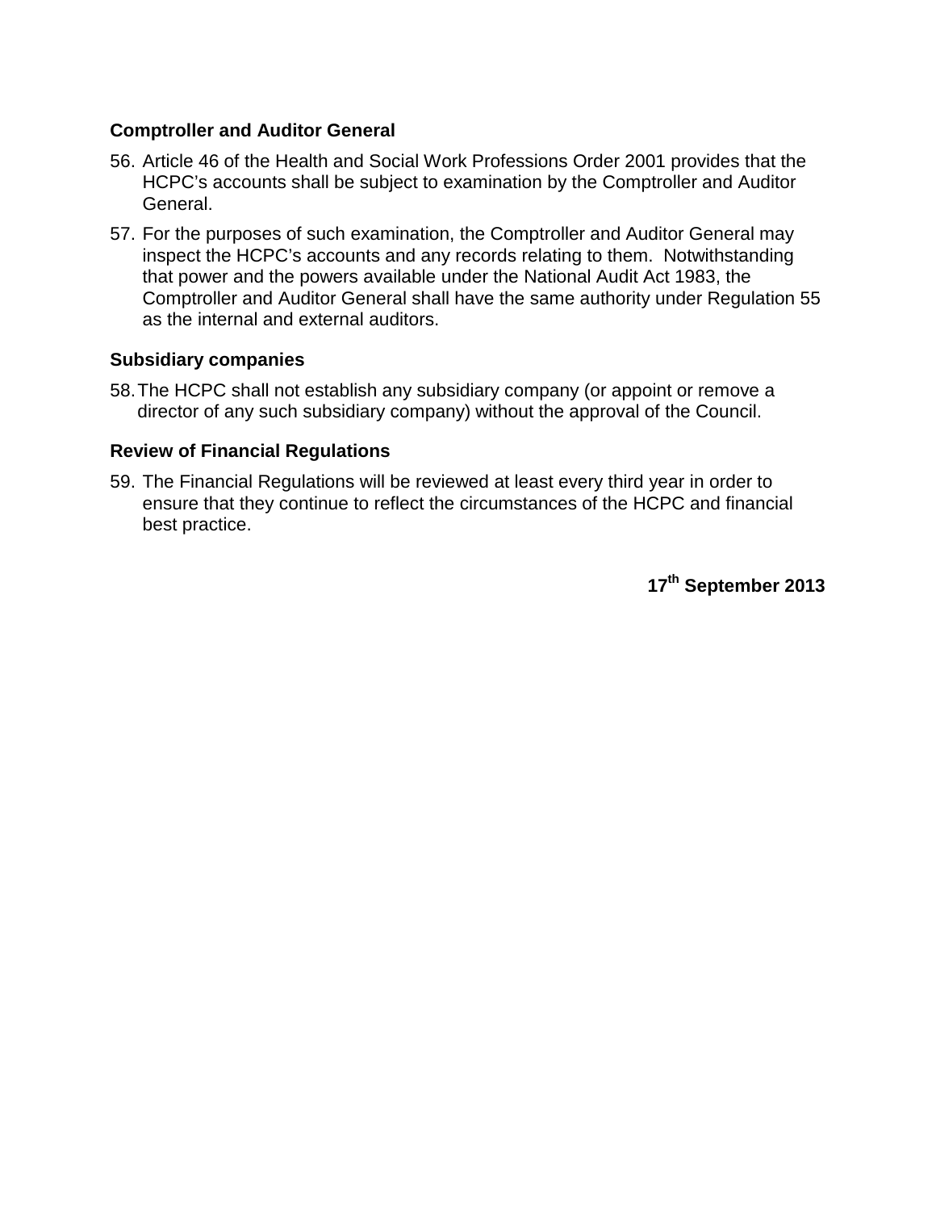**Comptroller and Auditor General**

56. Article 46 of the Health and Social Work Professions Order 2001 provides that the HCPC's accounts shall be subject to examination by the Comptroller and Auditor General.

57. For the purposes of such examination, the Comptroller and Auditor General may inspect the HCPC's accounts and any records relating to them. Notwithstanding that power and the powers available under the National Audit Act 1983, the Comptroller and Auditor General shall have the same authority under Regulation 55 as the internal and external auditors.

**Subsidiary companies**

58. The HCPC shall not establish any subsidiary company (or appoint or remove a director of any such subsidiary company) without the approval of the Council.

**Review of Financial Regulations**

59. The Financial Regulations will be reviewed at least every third year in order to ensure that they continue to reflect the circumstances of the HCPC and financial best practice.

**17th September 2013**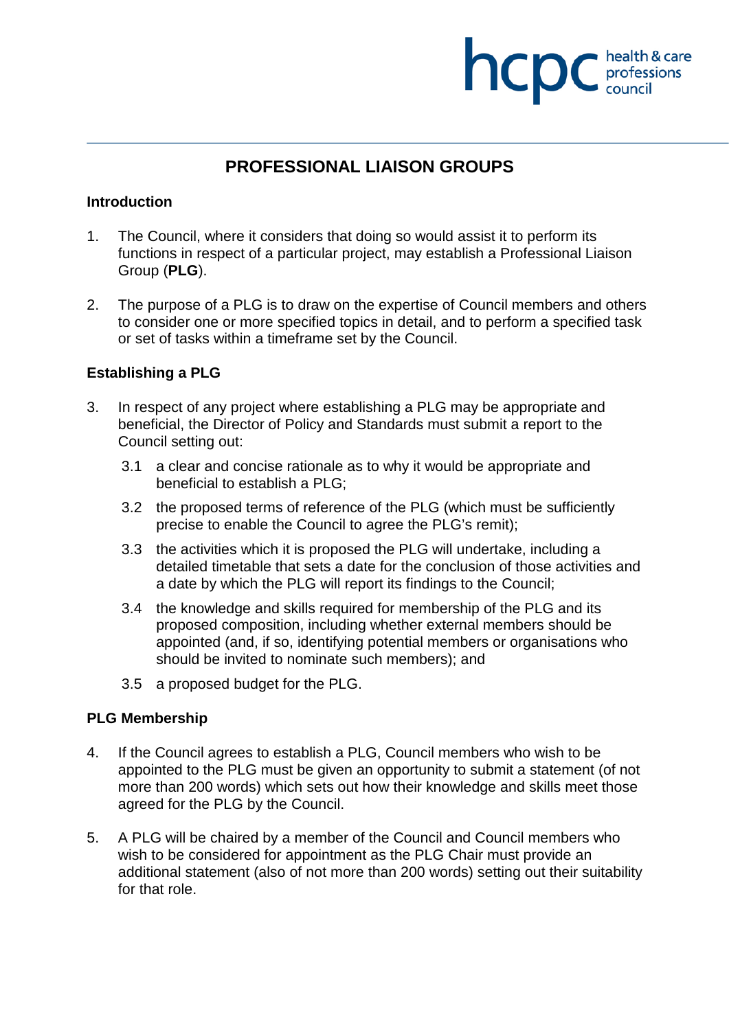# PROFESSIONAL LIAISON GROUPS

## Introduction

1. The Council, where it considers that doing so would assist it to perform its functions in respect of a particular project, may establish a Professional Liaison Group (**PLG**).

2. The purpose of a PLG is to draw on the expertise of Council members and others to consider one or more specified topics in detail, and to perform a specified task or set of tasks within a timeframe set by the Council.

## Establishing a PLG

3. In respect of any project where establishing a PLG may be appropriate and beneficial, the Director of Policy and Standards must submit a report to the Council setting out:

   3.1 a clear and concise rationale as to why it would be appropriate and beneficial to establish a PLG;

   3.2 the proposed terms of reference of the PLG (which must be sufficiently precise to enable the Council to agree the PLG's remit);

   3.3 the activities which it is proposed the PLG will undertake, including a detailed timetable that sets a date for the conclusion of those activities and a date by which the PLG will report its findings to the Council;

   3.4 the knowledge and skills required for membership of the PLG and its proposed composition, including whether external members should be appointed (and, if so, identifying potential members or organisations who should be invited to nominate such members); and

   3.5 a proposed budget for the PLG.

## PLG Membership

4. If the Council agrees to establish a PLG, Council members who wish to be appointed to the PLG must be given an opportunity to submit a statement (of not more than 200 words) which sets out how their knowledge and skills meet those agreed for the PLG by the Council.

5. A PLG will be chaired by a member of the Council and Council members who wish to be considered for appointment as the PLG Chair must provide an additional statement (also of not more than 200 words) setting out their suitability for that role.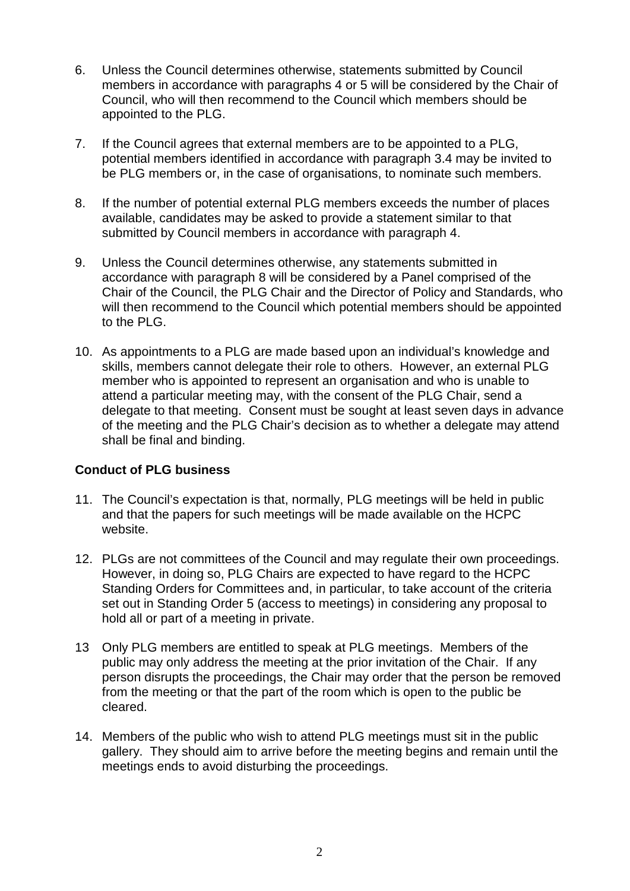6. Unless the Council determines otherwise, statements submitted by Council members in accordance with paragraphs 4 or 5 will be considered by the Chair of Council, who will then recommend to the Council which members should be appointed to the PLG.

7. If the Council agrees that external members are to be appointed to a PLG, potential members identified in accordance with paragraph 3.4 may be invited to be PLG members or, in the case of organisations, to nominate such members.

8. If the number of potential external PLG members exceeds the number of places available, candidates may be asked to provide a statement similar to that submitted by Council members in accordance with paragraph 4.

9. Unless the Council determines otherwise, any statements submitted in accordance with paragraph 8 will be considered by a Panel comprised of the Chair of the Council, the PLG Chair and the Director of Policy and Standards, who will then recommend to the Council which potential members should be appointed to the PLG.

10. As appointments to a PLG are made based upon an individual's knowledge and skills, members cannot delegate their role to others. However, an external PLG member who is appointed to represent an organisation and who is unable to attend a particular meeting may, with the consent of the PLG Chair, send a delegate to that meeting. Consent must be sought at least seven days in advance of the meeting and the PLG Chair's decision as to whether a delegate may attend shall be final and binding.

**Conduct of PLG business**

11. The Council's expectation is that, normally, PLG meetings will be held in public and that the papers for such meetings will be made available on the HCPC website.

12. PLGs are not committees of the Council and may regulate their own proceedings. However, in doing so, PLG Chairs are expected to have regard to the HCPC Standing Orders for Committees and, in particular, to take account of the criteria set out in Standing Order 5 (access to meetings) in considering any proposal to hold all or part of a meeting in private.

13 Only PLG members are entitled to speak at PLG meetings. Members of the public may only address the meeting at the prior invitation of the Chair. If any person disrupts the proceedings, the Chair may order that the person be removed from the meeting or that the part of the room which is open to the public be cleared.

14. Members of the public who wish to attend PLG meetings must sit in the public gallery. They should aim to arrive before the meeting begins and remain until the meetings ends to avoid disturbing the proceedings.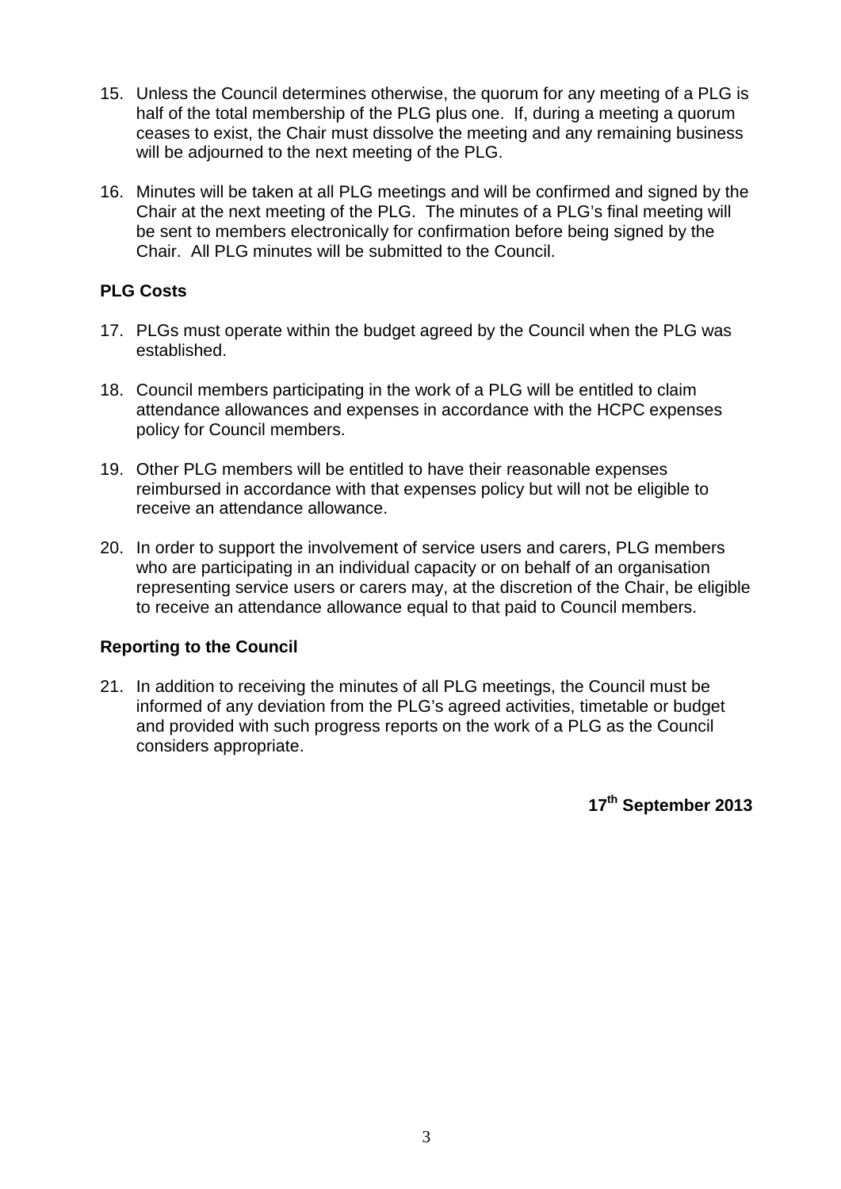15. Unless the Council determines otherwise, the quorum for any meeting of a PLG is half of the total membership of the PLG plus one. If, during a meeting a quorum ceases to exist, the Chair must dissolve the meeting and any remaining business will be adjourned to the next meeting of the PLG.

16. Minutes will be taken at all PLG meetings and will be confirmed and signed by the Chair at the next meeting of the PLG. The minutes of a PLG's final meeting will be sent to members electronically for confirmation before being signed by the Chair. All PLG minutes will be submitted to the Council.

**PLG Costs**

17. PLGs must operate within the budget agreed by the Council when the PLG was established.

18. Council members participating in the work of a PLG will be entitled to claim attendance allowances and expenses in accordance with the HCPC expenses policy for Council members.

19. Other PLG members will be entitled to have their reasonable expenses reimbursed in accordance with that expenses policy but will not be eligible to receive an attendance allowance.

20. In order to support the involvement of service users and carers, PLG members who are participating in an individual capacity or on behalf of an organisation representing service users or carers may, at the discretion of the Chair, be eligible to receive an attendance allowance equal to that paid to Council members.

**Reporting to the Council**

21. In addition to receiving the minutes of all PLG meetings, the Council must be informed of any deviation from the PLG's agreed activities, timetable or budget and provided with such progress reports on the work of a PLG as the Council considers appropriate.

**17th September 2013**